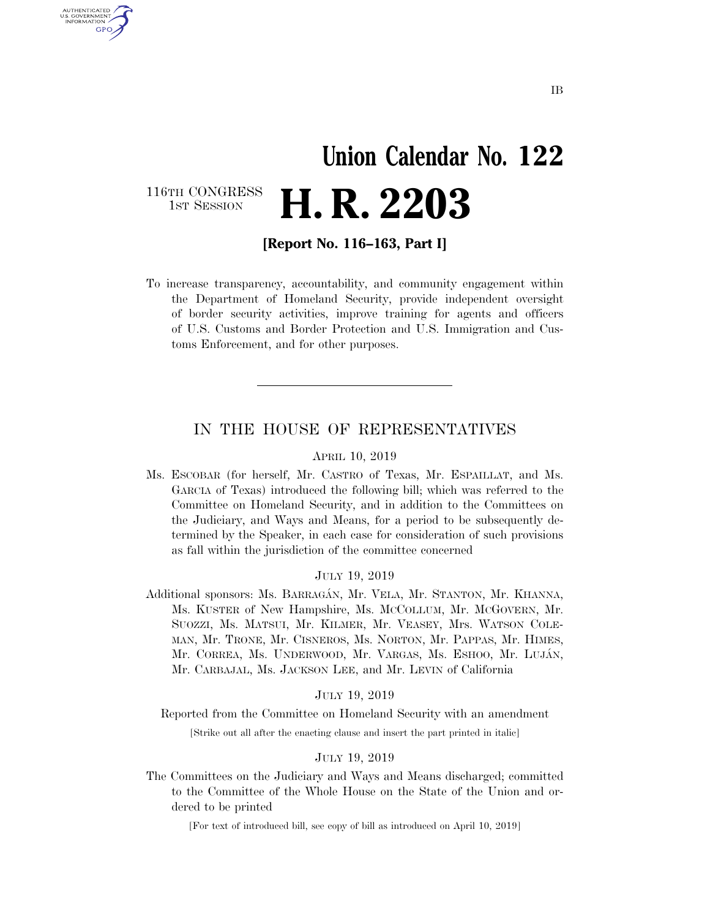IB

# Union Calendar No. 122

116TH CONGRESS
1ST SESSION

# H. R. 2203

**[Report No. 116–163, Part I]**

To increase transparency, accountability, and community engagement within the Department of Homeland Security, provide independent oversight of border security activities, improve training for agents and officers of U.S. Customs and Border Protection and U.S. Immigration and Customs Enforcement, and for other purposes.

---

## IN THE HOUSE OF REPRESENTATIVES

APRIL 10, 2019

Ms. ESCOBAR (for herself, Mr. CASTRO of Texas, Mr. ESPAILLAT, and Ms. GARCIA of Texas) introduced the following bill; which was referred to the Committee on Homeland Security, and in addition to the Committees on the Judiciary, and Ways and Means, for a period to be subsequently determined by the Speaker, in each case for consideration of such provisions as fall within the jurisdiction of the committee concerned

JULY 19, 2019

Additional sponsors: Ms. BARRAGÁN, Mr. VELA, Mr. STANTON, Mr. KHANNA, Ms. KUSTER of New Hampshire, Ms. MCCOLLUM, Mr. MCGOVERN, Mr. SUOZZI, Ms. MATSUI, Mr. KILMER, Mr. VEASEY, Mrs. WATSON COLEMAN, Mr. TRONE, Mr. CISNEROS, Ms. NORTON, Mr. PAPPAS, Mr. HIMES, Mr. CORREA, Ms. UNDERWOOD, Mr. VARGAS, Ms. ESHOO, Mr. LUJÁN, Mr. CARBAJAL, Ms. JACKSON LEE, and Mr. LEVIN of California

JULY 19, 2019

Reported from the Committee on Homeland Security with an amendment

[Strike out all after the enacting clause and insert the part printed in italic]

JULY 19, 2019

The Committees on the Judiciary and Ways and Means discharged; committed to the Committee of the Whole House on the State of the Union and ordered to be printed

[For text of introduced bill, see copy of bill as introduced on April 10, 2019]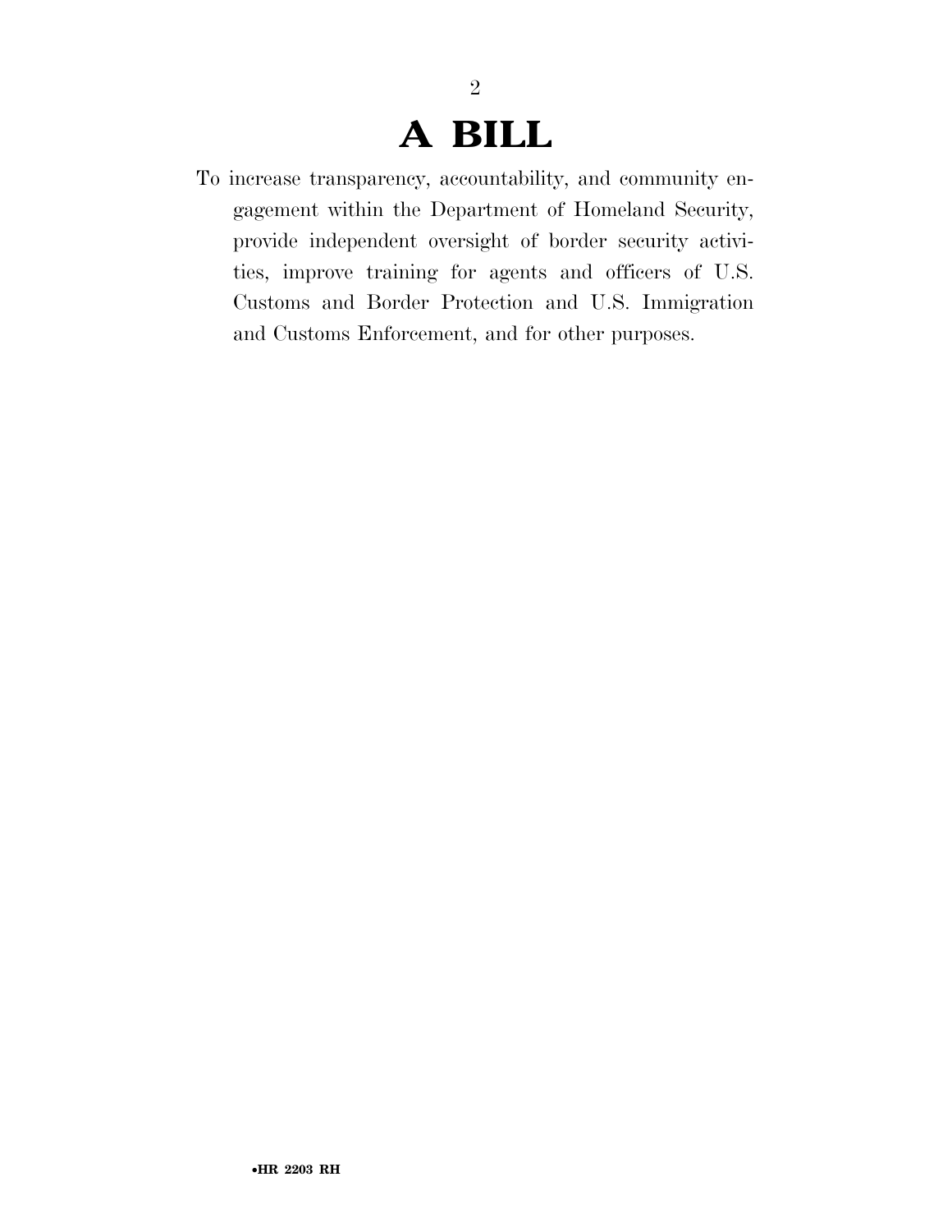# A BILL

To increase transparency, accountability, and community engagement within the Department of Homeland Security, provide independent oversight of border security activities, improve training for agents and officers of U.S. Customs and Border Protection and U.S. Immigration and Customs Enforcement, and for other purposes.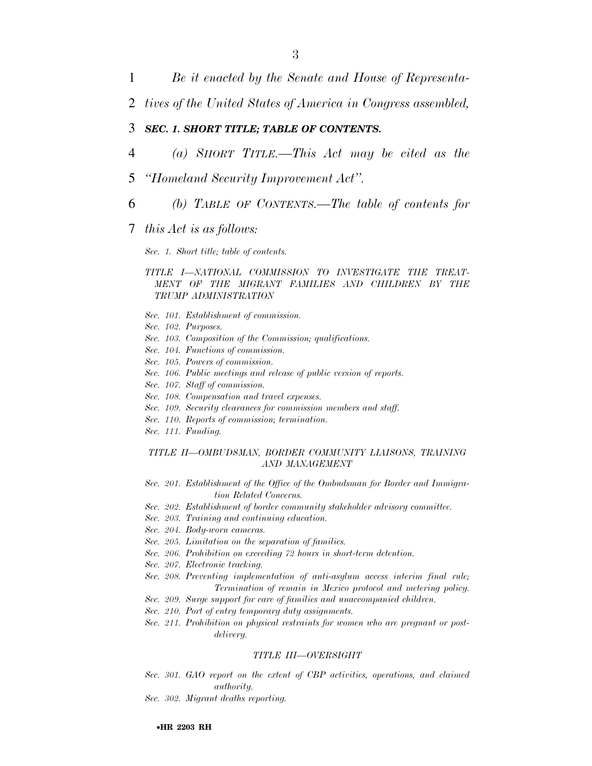*Be it enacted by the Senate and House of Representatives of the United States of America in Congress assembled,*

### ***SEC. 1. SHORT TITLE; TABLE OF CONTENTS.***

*(a) SHORT TITLE.—This Act may be cited as the "Homeland Security Improvement Act".*

*(b) TABLE OF CONTENTS.—The table of contents for this Act is as follows:*

*Sec. 1. Short title; table of contents.*

*TITLE I—NATIONAL COMMISSION TO INVESTIGATE THE TREATMENT OF THE MIGRANT FAMILIES AND CHILDREN BY THE TRUMP ADMINISTRATION*

*Sec. 101. Establishment of commission.*
*Sec. 102. Purposes.*
*Sec. 103. Composition of the Commission; qualifications.*
*Sec. 104. Functions of commission.*
*Sec. 105. Powers of commission.*
*Sec. 106. Public meetings and release of public version of reports.*
*Sec. 107. Staff of commission.*
*Sec. 108. Compensation and travel expenses.*
*Sec. 109. Security clearances for commission members and staff.*
*Sec. 110. Reports of commission; termination.*
*Sec. 111. Funding.*

*TITLE II—OMBUDSMAN, BORDER COMMUNITY LIAISONS, TRAINING AND MANAGEMENT*

*Sec. 201. Establishment of the Office of the Ombudsman for Border and Immigration Related Concerns.*
*Sec. 202. Establishment of border community stakeholder advisory committee.*
*Sec. 203. Training and continuing education.*
*Sec. 204. Body-worn cameras.*
*Sec. 205. Limitation on the separation of families.*
*Sec. 206. Prohibition on exceeding 72 hours in short-term detention.*
*Sec. 207. Electronic tracking.*
*Sec. 208. Preventing implementation of anti-asylum access interim final rule; Termination of remain in Mexico protocol and metering policy.*
*Sec. 209. Surge support for care of families and unaccompanied children.*
*Sec. 210. Port of entry temporary duty assignments.*
*Sec. 211. Prohibition on physical restraints for women who are pregnant or post-delivery.*

*TITLE III—OVERSIGHT*

*Sec. 301. GAO report on the extent of CBP activities, operations, and claimed authority.*
*Sec. 302. Migrant deaths reporting.*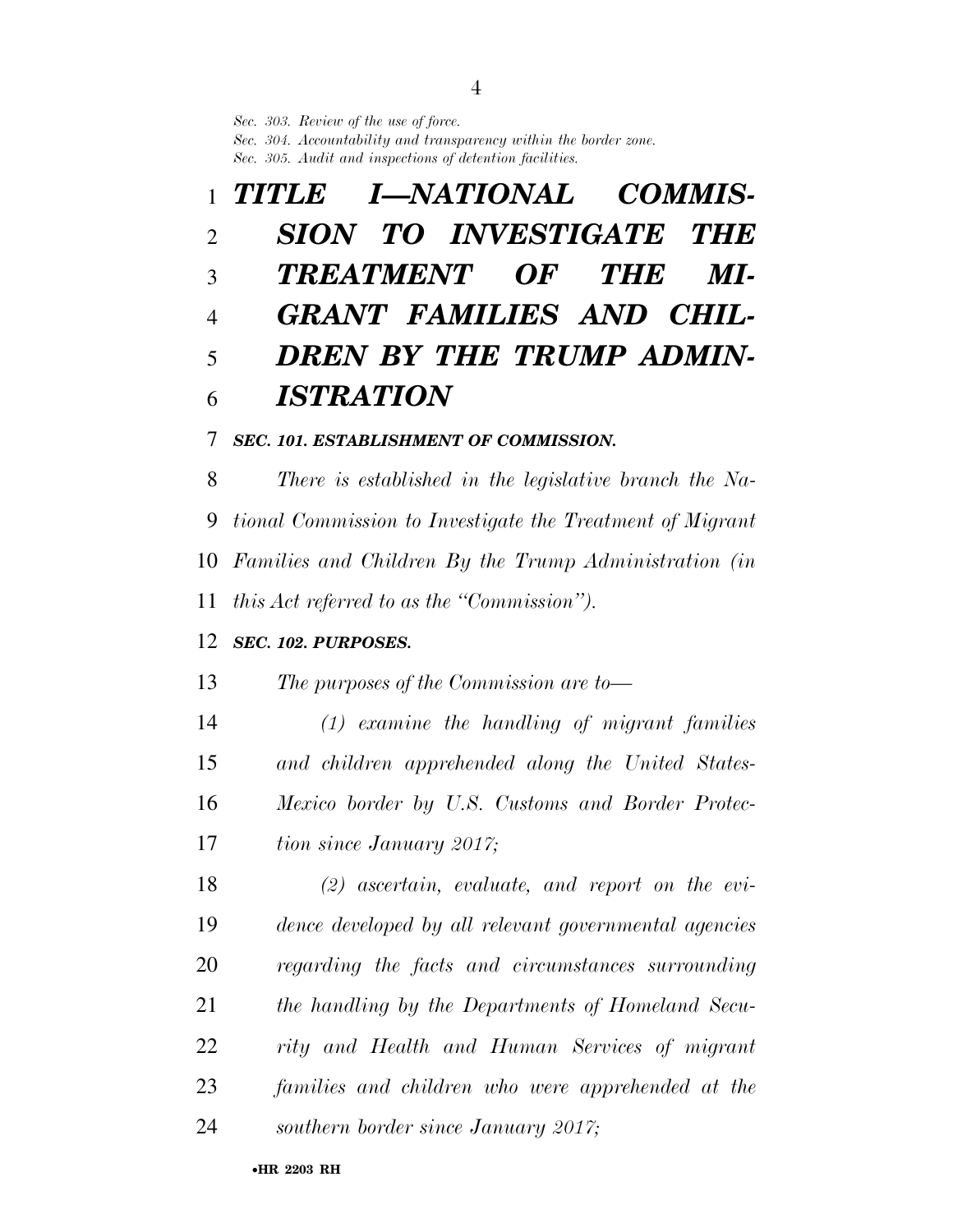*Sec. 303. Review of the use of force.*
*Sec. 304. Accountability and transparency within the border zone.*
*Sec. 305. Audit and inspections of detention facilities.*

# *TITLE I—NATIONAL COMMISSION TO INVESTIGATE THE TREATMENT OF THE MIGRANT FAMILIES AND CHILDREN BY THE TRUMP ADMINISTRATION*

### *SEC. 101. ESTABLISHMENT OF COMMISSION.*

*There is established in the legislative branch the National Commission to Investigate the Treatment of Migrant Families and Children By the Trump Administration (in this Act referred to as the "Commission").*

### *SEC. 102. PURPOSES.*

*The purposes of the Commission are to—*

*(1) examine the handling of migrant families and children apprehended along the United States-Mexico border by U.S. Customs and Border Protection since January 2017;*

*(2) ascertain, evaluate, and report on the evidence developed by all relevant governmental agencies regarding the facts and circumstances surrounding the handling by the Departments of Homeland Security and Health and Human Services of migrant families and children who were apprehended at the southern border since January 2017;*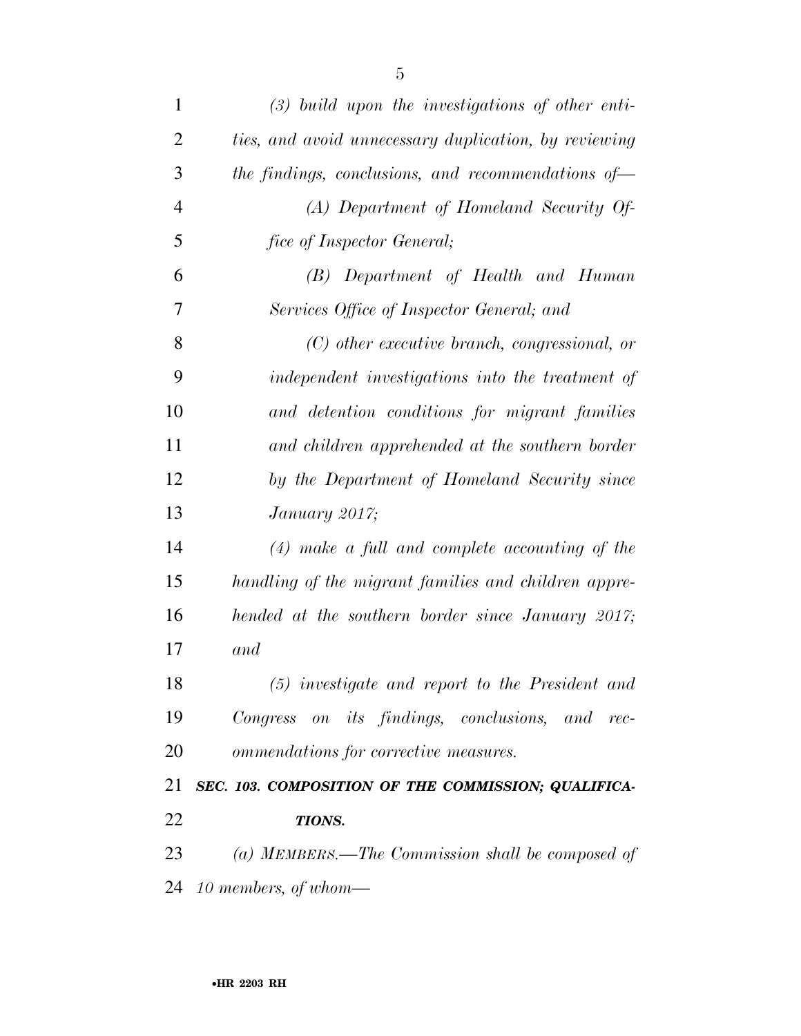*(3) build upon the investigations of other entities, and avoid unnecessary duplication, by reviewing the findings, conclusions, and recommendations of—*

*(A) Department of Homeland Security Office of Inspector General;*

*(B) Department of Health and Human Services Office of Inspector General; and*

*(C) other executive branch, congressional, or independent investigations into the treatment of and detention conditions for migrant families and children apprehended at the southern border by the Department of Homeland Security since January 2017;*

*(4) make a full and complete accounting of the handling of the migrant families and children apprehended at the southern border since January 2017; and*

*(5) investigate and report to the President and Congress on its findings, conclusions, and recommendations for corrective measures.*

***SEC. 103. COMPOSITION OF THE COMMISSION; QUALIFICATIONS.***

*(a) MEMBERS.—The Commission shall be composed of 10 members, of whom—*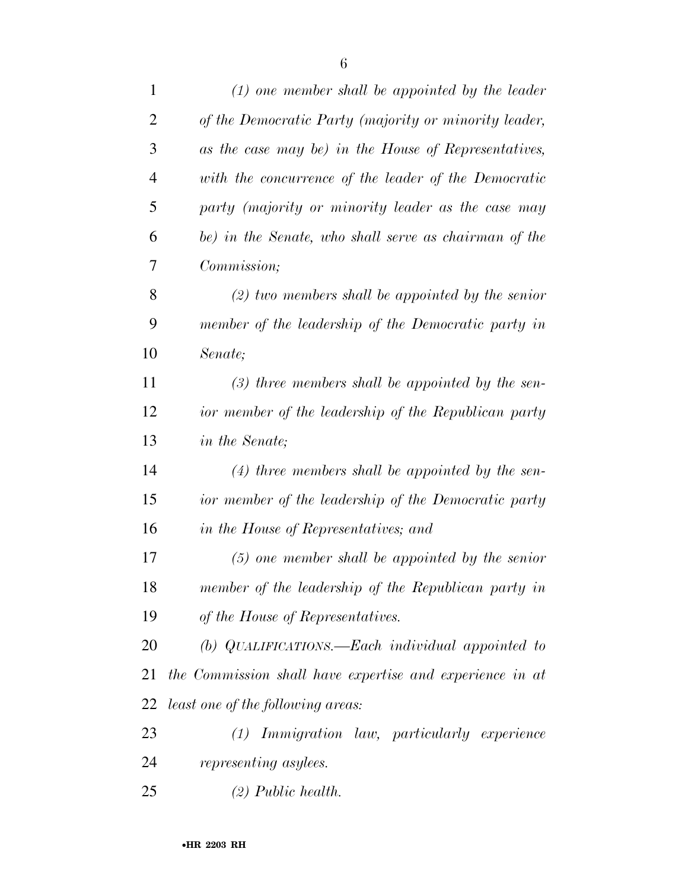*(1) one member shall be appointed by the leader of the Democratic Party (majority or minority leader, as the case may be) in the House of Representatives, with the concurrence of the leader of the Democratic party (majority or minority leader as the case may be) in the Senate, who shall serve as chairman of the Commission;*

*(2) two members shall be appointed by the senior member of the leadership of the Democratic party in Senate;*

*(3) three members shall be appointed by the senior member of the leadership of the Republican party in the Senate;*

*(4) three members shall be appointed by the senior member of the leadership of the Democratic party in the House of Representatives; and*

*(5) one member shall be appointed by the senior member of the leadership of the Republican party in of the House of Representatives.*

*(b) QUALIFICATIONS.—Each individual appointed to the Commission shall have expertise and experience in at least one of the following areas:*

*(1) Immigration law, particularly experience representing asylees.*

*(2) Public health.*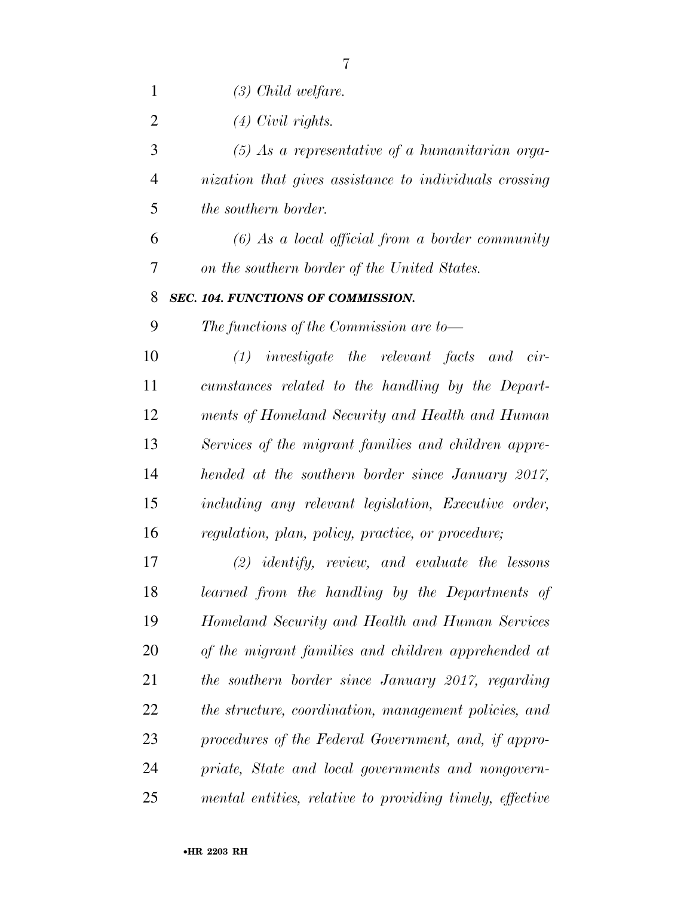*(3) Child welfare.*

*(4) Civil rights.*

*(5) As a representative of a humanitarian organization that gives assistance to individuals crossing the southern border.*

*(6) As a local official from a border community on the southern border of the United States.*

***SEC. 104. FUNCTIONS OF COMMISSION.***

*The functions of the Commission are to—*

*(1) investigate the relevant facts and circumstances related to the handling by the Departments of Homeland Security and Health and Human Services of the migrant families and children apprehended at the southern border since January 2017, including any relevant legislation, Executive order, regulation, plan, policy, practice, or procedure;*

*(2) identify, review, and evaluate the lessons learned from the handling by the Departments of Homeland Security and Health and Human Services of the migrant families and children apprehended at the southern border since January 2017, regarding the structure, coordination, management policies, and procedures of the Federal Government, and, if appropriate, State and local governments and nongovernmental entities, relative to providing timely, effective*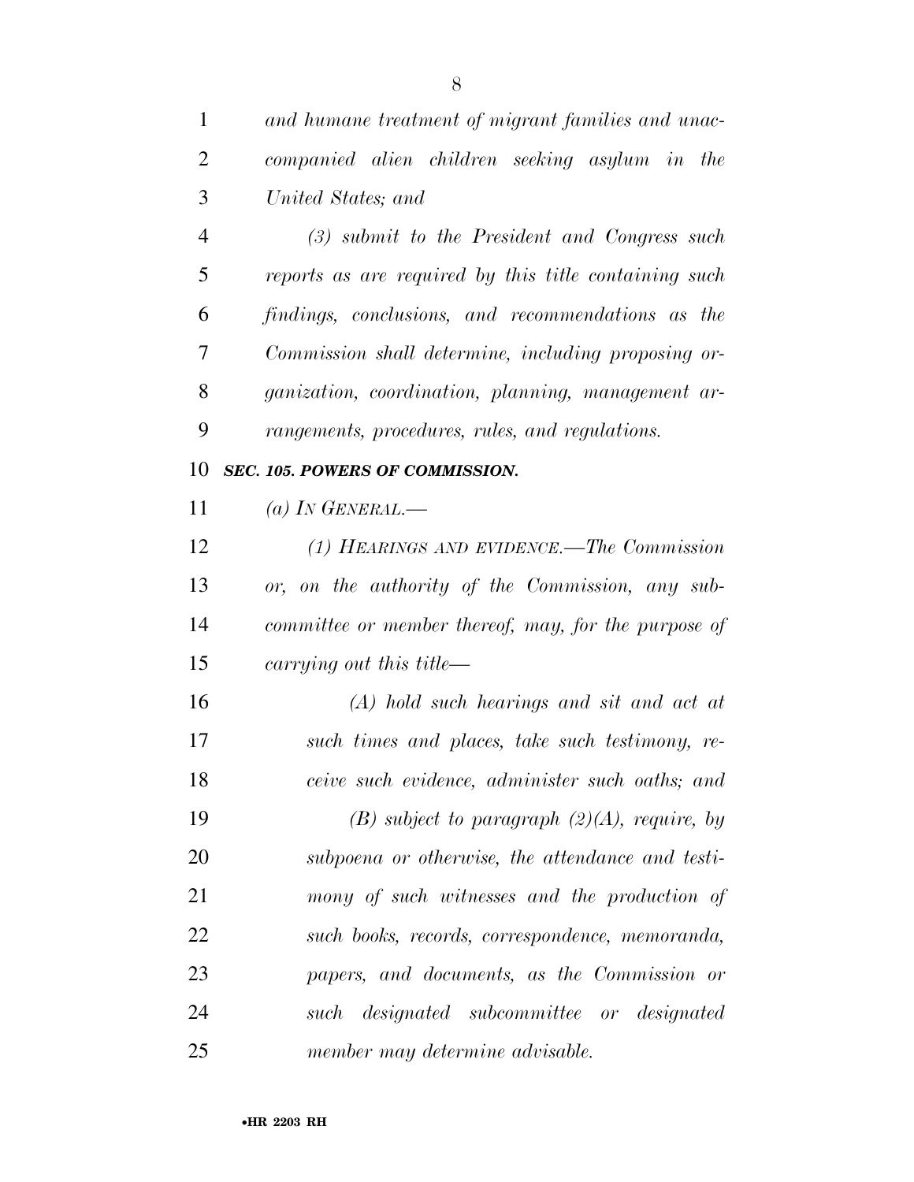*and humane treatment of migrant families and unaccompanied alien children seeking asylum in the United States; and*

*(3) submit to the President and Congress such reports as are required by this title containing such findings, conclusions, and recommendations as the Commission shall determine, including proposing organization, coordination, planning, management arrangements, procedures, rules, and regulations.*

***SEC. 105. POWERS OF COMMISSION.***

*(a) IN GENERAL.—*

*(1) HEARINGS AND EVIDENCE.—The Commission or, on the authority of the Commission, any subcommittee or member thereof, may, for the purpose of carrying out this title—*

*(A) hold such hearings and sit and act at such times and places, take such testimony, receive such evidence, administer such oaths; and*

*(B) subject to paragraph (2)(A), require, by subpoena or otherwise, the attendance and testimony of such witnesses and the production of such books, records, correspondence, memoranda, papers, and documents, as the Commission or such designated subcommittee or designated member may determine advisable.*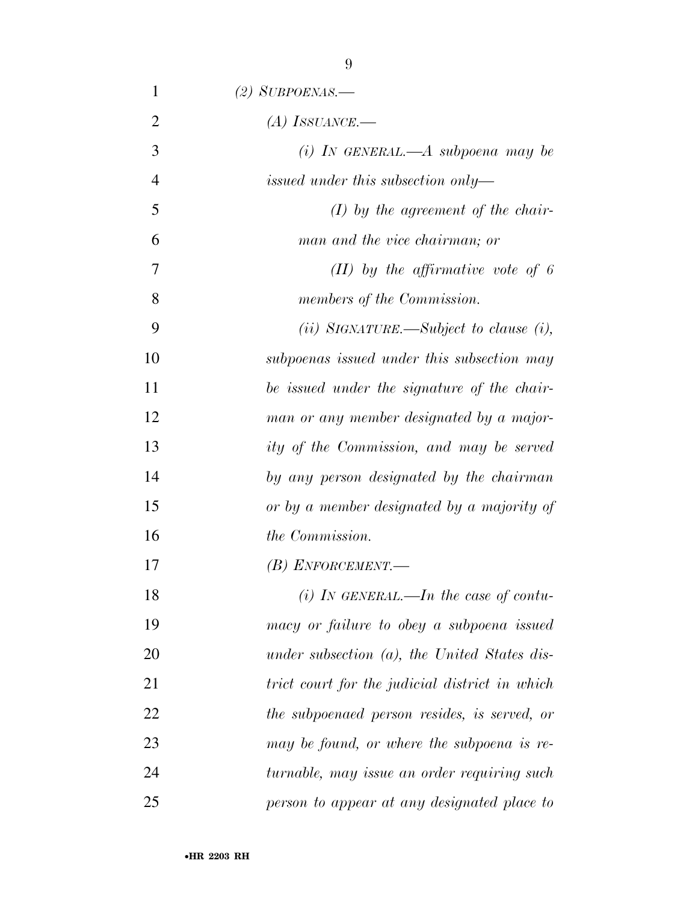*(2) SUBPOENAS.—*

*(A) ISSUANCE.—*

*(i) IN GENERAL.—A subpoena may be issued under this subsection only—*

*(I) by the agreement of the chairman and the vice chairman; or*

*(II) by the affirmative vote of 6 members of the Commission.*

*(ii) SIGNATURE.—Subject to clause (i), subpoenas issued under this subsection may be issued under the signature of the chairman or any member designated by a majority of the Commission, and may be served by any person designated by the chairman or by a member designated by a majority of the Commission.*

*(B) ENFORCEMENT.—*

*(i) IN GENERAL.—In the case of contumacy or failure to obey a subpoena issued under subsection (a), the United States district court for the judicial district in which the subpoenaed person resides, is served, or may be found, or where the subpoena is returnable, may issue an order requiring such person to appear at any designated place to*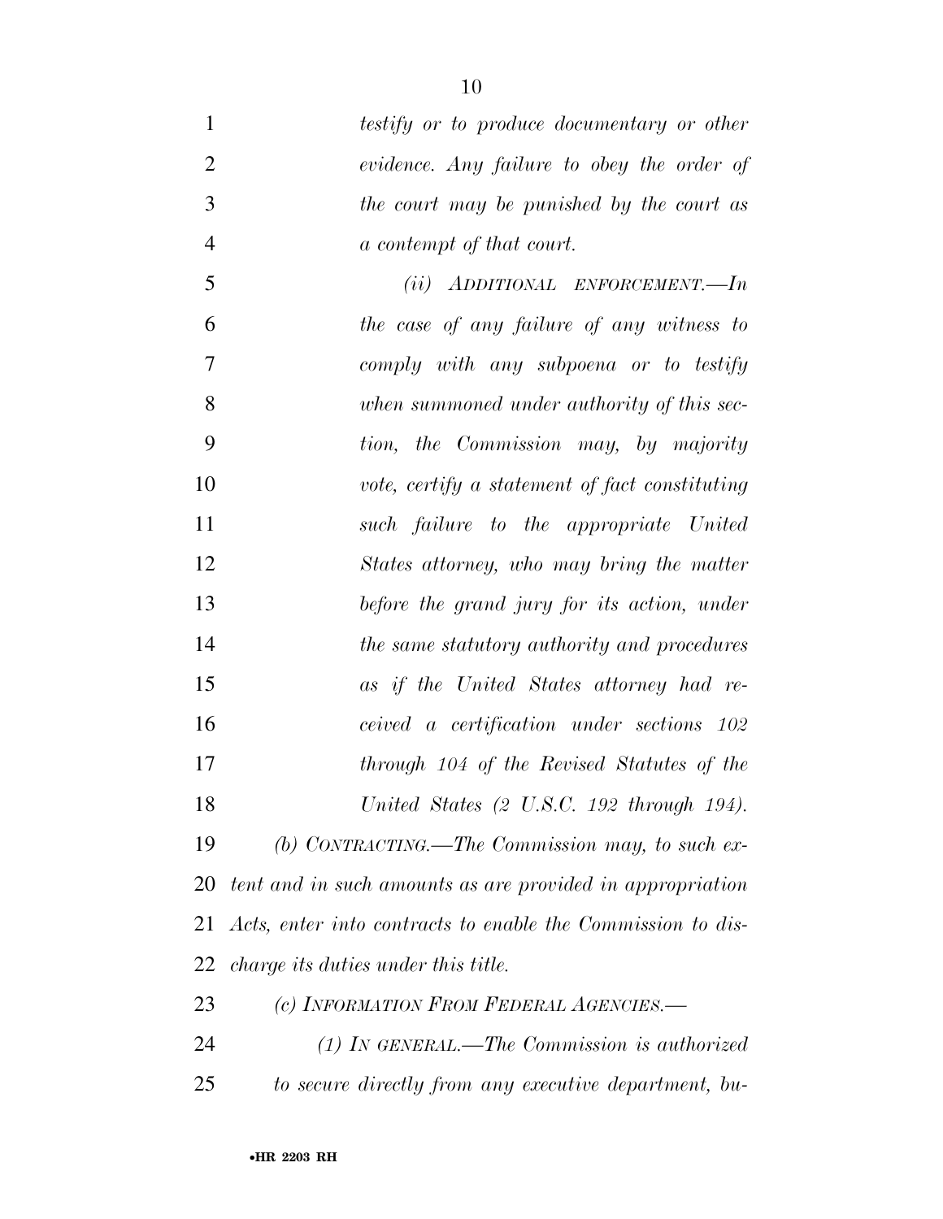*testify or to produce documentary or other evidence. Any failure to obey the order of the court may be punished by the court as a contempt of that court.*

*(ii) ADDITIONAL ENFORCEMENT.—In the case of any failure of any witness to comply with any subpoena or to testify when summoned under authority of this section, the Commission may, by majority vote, certify a statement of fact constituting such failure to the appropriate United States attorney, who may bring the matter before the grand jury for its action, under the same statutory authority and procedures as if the United States attorney had received a certification under sections 102 through 104 of the Revised Statutes of the United States (2 U.S.C. 192 through 194).*

*(b) CONTRACTING.—The Commission may, to such extent and in such amounts as are provided in appropriation Acts, enter into contracts to enable the Commission to discharge its duties under this title.*

*(c) INFORMATION FROM FEDERAL AGENCIES.—*

*(1) IN GENERAL.—The Commission is authorized to secure directly from any executive department, bu-*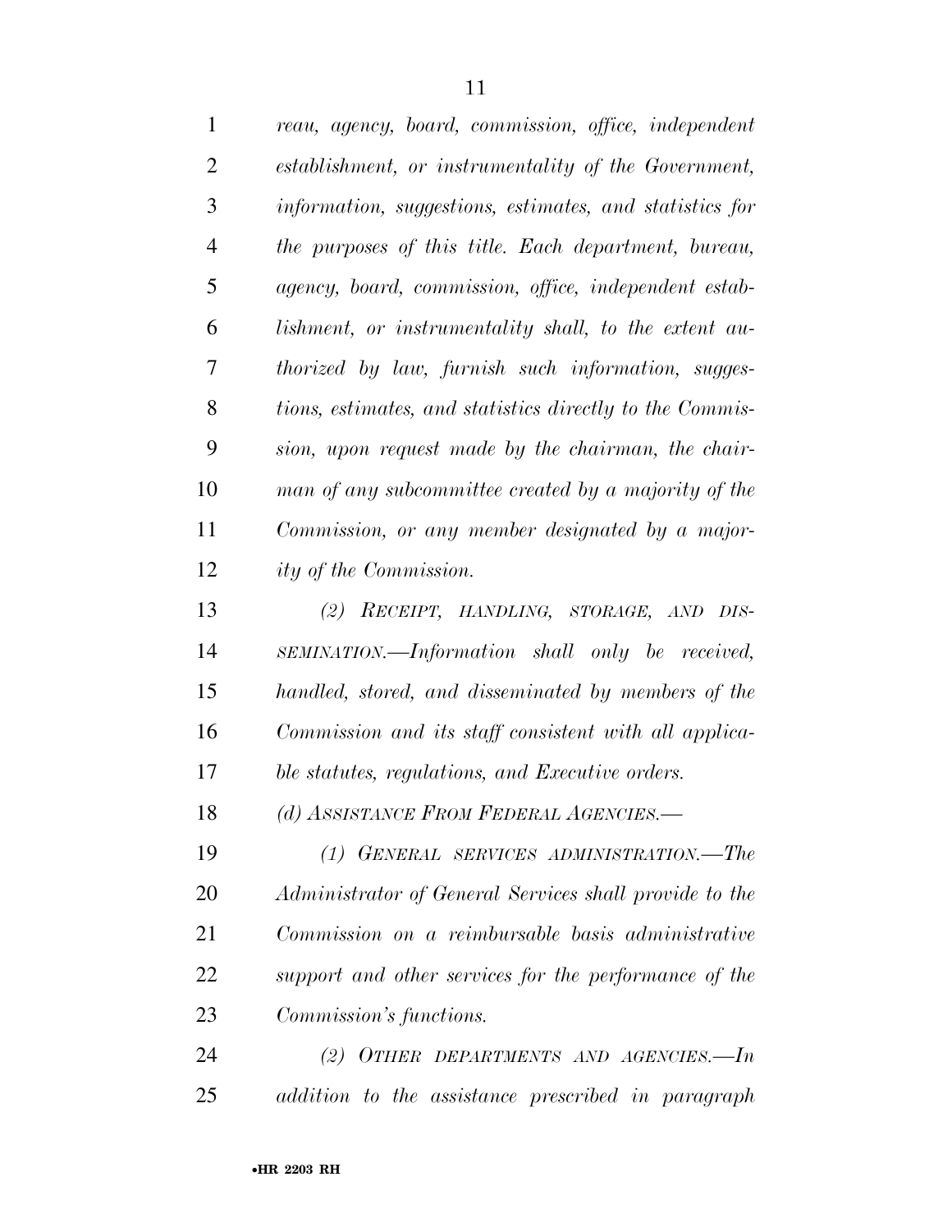*reau, agency, board, commission, office, independent establishment, or instrumentality of the Government, information, suggestions, estimates, and statistics for the purposes of this title. Each department, bureau, agency, board, commission, office, independent establishment, or instrumentality shall, to the extent authorized by law, furnish such information, suggestions, estimates, and statistics directly to the Commission, upon request made by the chairman, the chairman of any subcommittee created by a majority of the Commission, or any member designated by a majority of the Commission.*

*(2) RECEIPT, HANDLING, STORAGE, AND DISSEMINATION.—Information shall only be received, handled, stored, and disseminated by members of the Commission and its staff consistent with all applicable statutes, regulations, and Executive orders.*

*(d) ASSISTANCE FROM FEDERAL AGENCIES.—*

*(1) GENERAL SERVICES ADMINISTRATION.—The Administrator of General Services shall provide to the Commission on a reimbursable basis administrative support and other services for the performance of the Commission's functions.*

*(2) OTHER DEPARTMENTS AND AGENCIES.—In addition to the assistance prescribed in paragraph*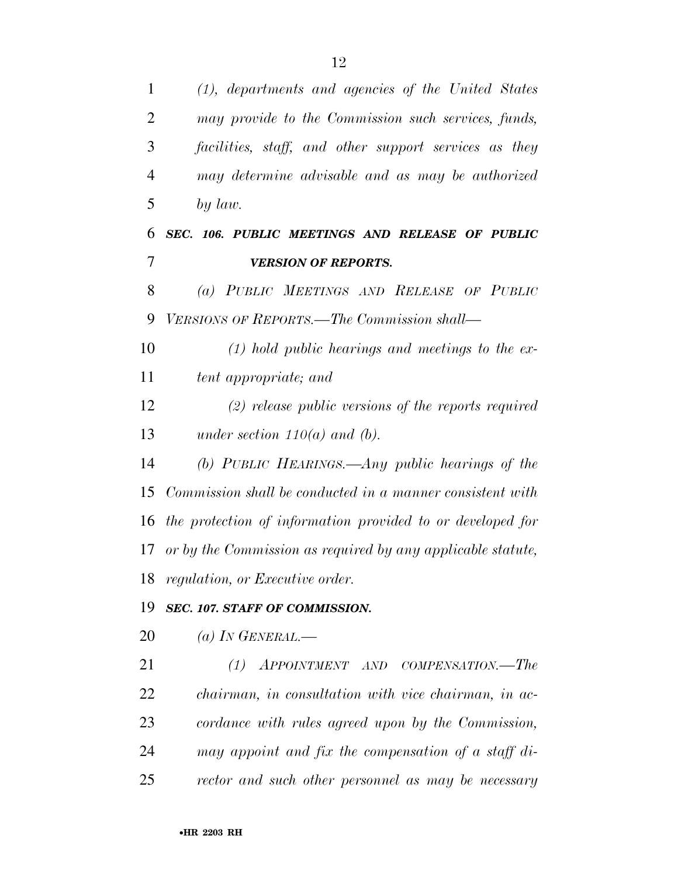*(1), departments and agencies of the United States may provide to the Commission such services, funds, facilities, staff, and other support services as they may determine advisable and as may be authorized by law.*

***SEC. 106. PUBLIC MEETINGS AND RELEASE OF PUBLIC VERSION OF REPORTS.***

*(a) PUBLIC MEETINGS AND RELEASE OF PUBLIC VERSIONS OF REPORTS.—The Commission shall—*

*(1) hold public hearings and meetings to the extent appropriate; and*

*(2) release public versions of the reports required under section 110(a) and (b).*

*(b) PUBLIC HEARINGS.—Any public hearings of the Commission shall be conducted in a manner consistent with the protection of information provided to or developed for or by the Commission as required by any applicable statute, regulation, or Executive order.*

***SEC. 107. STAFF OF COMMISSION.***

*(a) IN GENERAL.—*

*(1) APPOINTMENT AND COMPENSATION.—The chairman, in consultation with vice chairman, in accordance with rules agreed upon by the Commission, may appoint and fix the compensation of a staff director and such other personnel as may be necessary*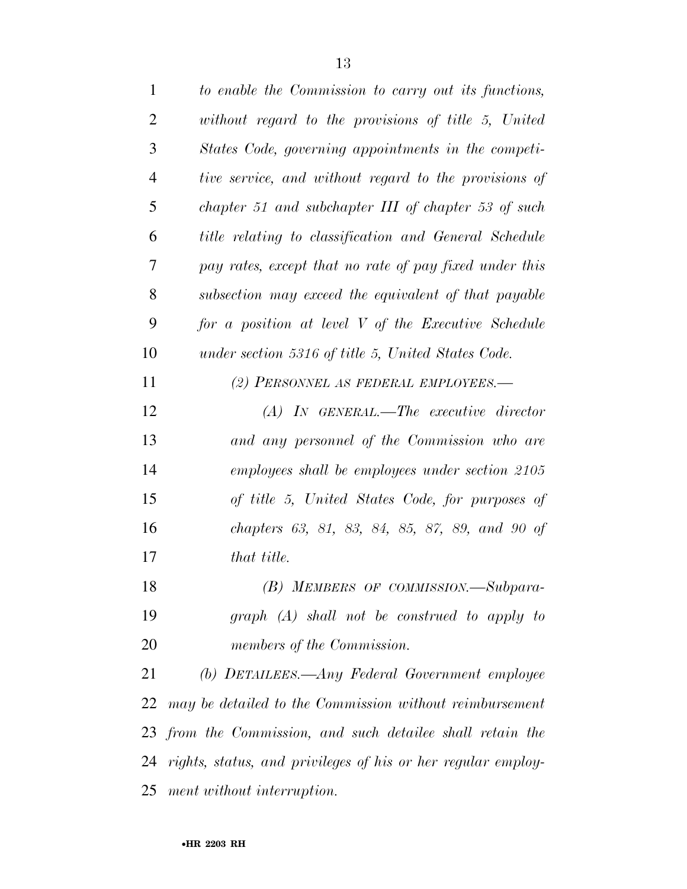*to enable the Commission to carry out its functions, without regard to the provisions of title 5, United States Code, governing appointments in the competitive service, and without regard to the provisions of chapter 51 and subchapter III of chapter 53 of such title relating to classification and General Schedule pay rates, except that no rate of pay fixed under this subsection may exceed the equivalent of that payable for a position at level V of the Executive Schedule under section 5316 of title 5, United States Code.*

*(2) PERSONNEL AS FEDERAL EMPLOYEES.—*

*(A) IN GENERAL.—The executive director and any personnel of the Commission who are employees shall be employees under section 2105 of title 5, United States Code, for purposes of chapters 63, 81, 83, 84, 85, 87, 89, and 90 of that title.*

*(B) MEMBERS OF COMMISSION.—Subparagraph (A) shall not be construed to apply to members of the Commission.*

*(b) DETAILEES.—Any Federal Government employee may be detailed to the Commission without reimbursement from the Commission, and such detailee shall retain the rights, status, and privileges of his or her regular employment without interruption.*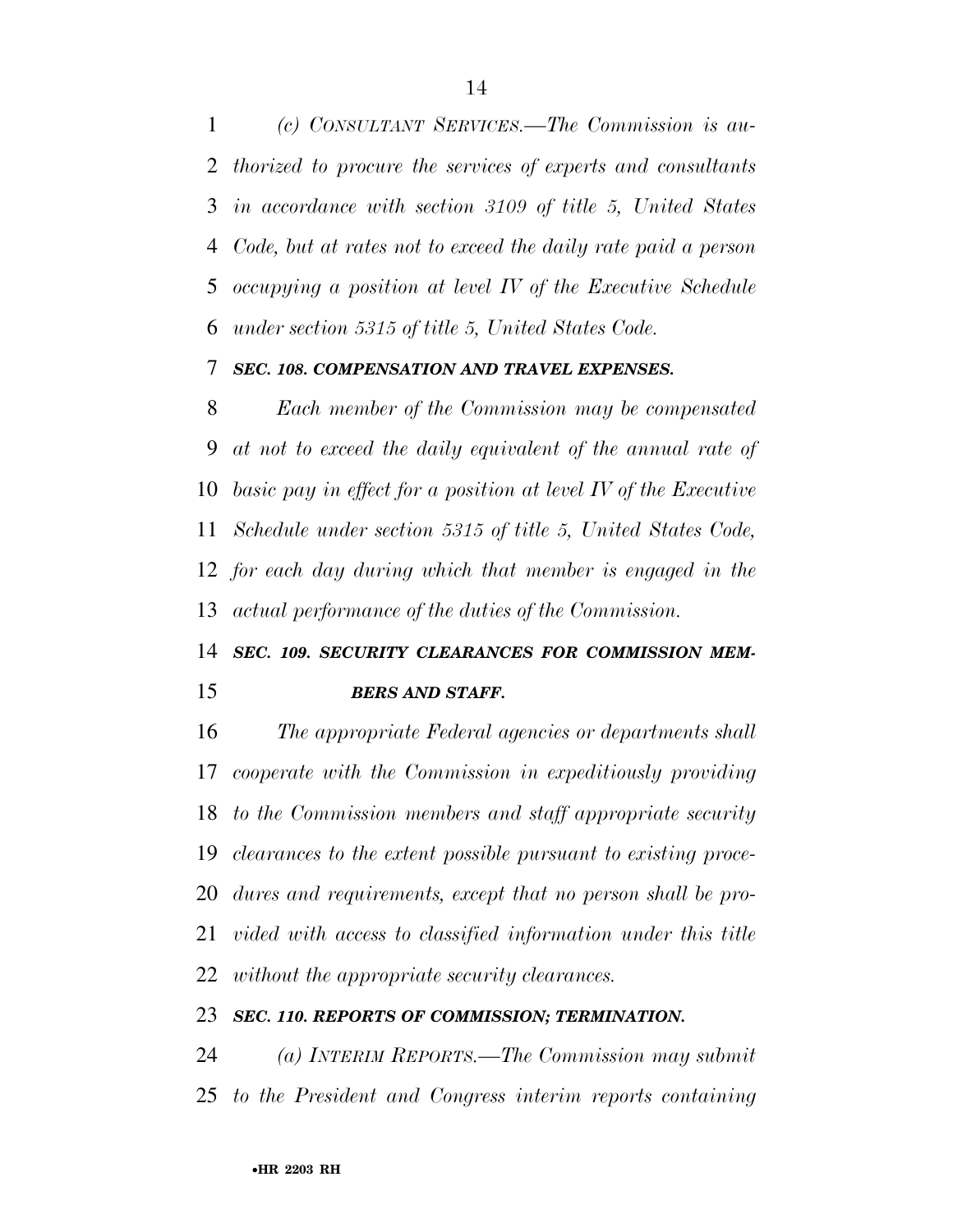*(c) CONSULTANT SERVICES.—The Commission is authorized to procure the services of experts and consultants in accordance with section 3109 of title 5, United States Code, but at rates not to exceed the daily rate paid a person occupying a position at level IV of the Executive Schedule under section 5315 of title 5, United States Code.*

***SEC. 108. COMPENSATION AND TRAVEL EXPENSES.***

*Each member of the Commission may be compensated at not to exceed the daily equivalent of the annual rate of basic pay in effect for a position at level IV of the Executive Schedule under section 5315 of title 5, United States Code, for each day during which that member is engaged in the actual performance of the duties of the Commission.*

***SEC. 109. SECURITY CLEARANCES FOR COMMISSION MEMBERS AND STAFF.***

*The appropriate Federal agencies or departments shall cooperate with the Commission in expeditiously providing to the Commission members and staff appropriate security clearances to the extent possible pursuant to existing procedures and requirements, except that no person shall be provided with access to classified information under this title without the appropriate security clearances.*

***SEC. 110. REPORTS OF COMMISSION; TERMINATION.***

*(a) INTERIM REPORTS.—The Commission may submit to the President and Congress interim reports containing*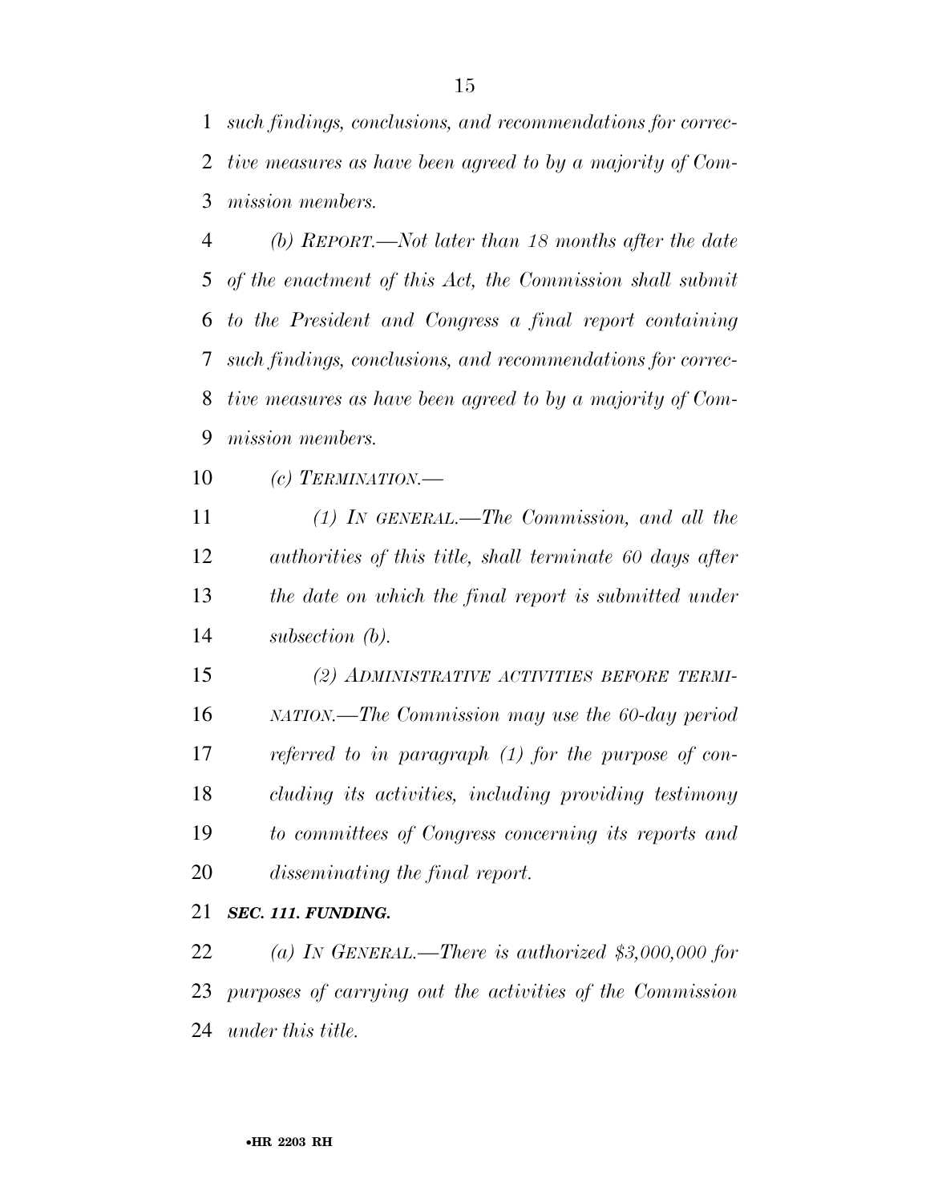*such findings, conclusions, and recommendations for corrective measures as have been agreed to by a majority of Commission members.*

*(b) REPORT.—Not later than 18 months after the date of the enactment of this Act, the Commission shall submit to the President and Congress a final report containing such findings, conclusions, and recommendations for corrective measures as have been agreed to by a majority of Commission members.*

*(c) TERMINATION.—*

*(1) IN GENERAL.—The Commission, and all the authorities of this title, shall terminate 60 days after the date on which the final report is submitted under subsection (b).*

*(2) ADMINISTRATIVE ACTIVITIES BEFORE TERMINATION.—The Commission may use the 60-day period referred to in paragraph (1) for the purpose of concluding its activities, including providing testimony to committees of Congress concerning its reports and disseminating the final report.*

***SEC. 111. FUNDING.***

*(a) IN GENERAL.—There is authorized $3,000,000 for purposes of carrying out the activities of the Commission under this title.*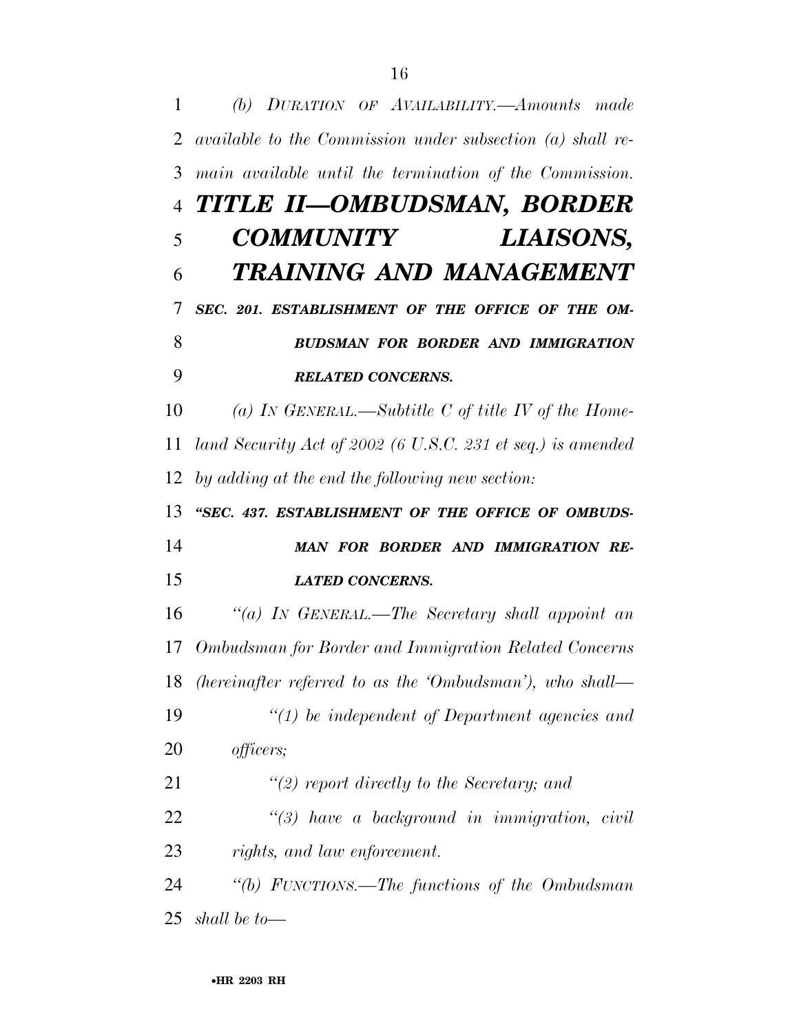*(b) DURATION OF AVAILABILITY.—Amounts made available to the Commission under subsection (a) shall remain available until the termination of the Commission.*

# *TITLE II—OMBUDSMAN, BORDER COMMUNITY LIAISONS, TRAINING AND MANAGEMENT*

***SEC. 201. ESTABLISHMENT OF THE OFFICE OF THE OMBUDSMAN FOR BORDER AND IMMIGRATION RELATED CONCERNS.***

*(a) IN GENERAL.—Subtitle C of title IV of the Homeland Security Act of 2002 (6 U.S.C. 231 et seq.) is amended by adding at the end the following new section:*

***"SEC. 437. ESTABLISHMENT OF THE OFFICE OF OMBUDSMAN FOR BORDER AND IMMIGRATION RELATED CONCERNS.***

*"(a) IN GENERAL.—The Secretary shall appoint an Ombudsman for Border and Immigration Related Concerns (hereinafter referred to as the 'Ombudsman'), who shall—*

*"(1) be independent of Department agencies and officers;*

*"(2) report directly to the Secretary; and*

*"(3) have a background in immigration, civil rights, and law enforcement.*

*"(b) FUNCTIONS.—The functions of the Ombudsman shall be to—*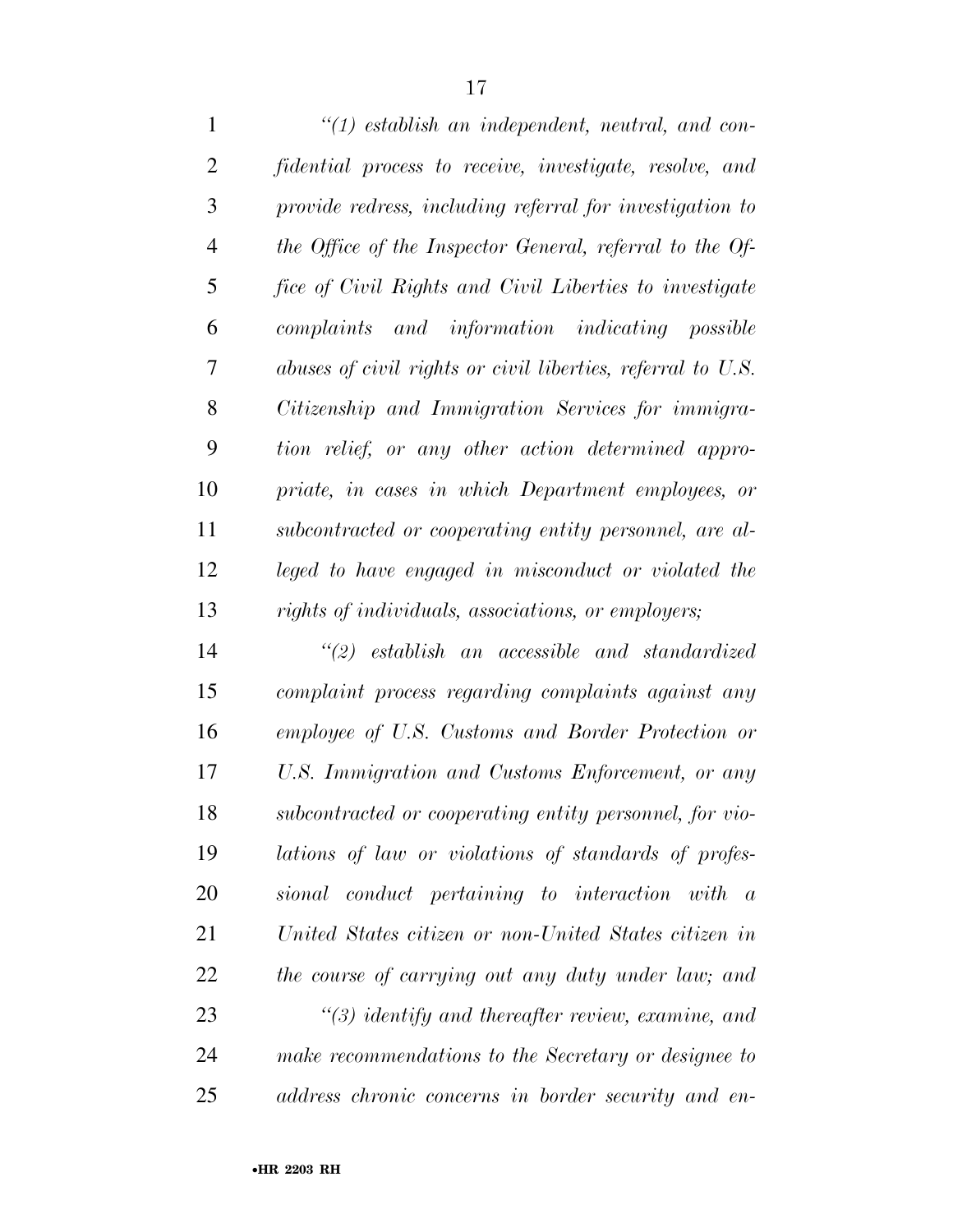*"(1) establish an independent, neutral, and confidential process to receive, investigate, resolve, and provide redress, including referral for investigation to the Office of the Inspector General, referral to the Office of Civil Rights and Civil Liberties to investigate complaints and information indicating possible abuses of civil rights or civil liberties, referral to U.S. Citizenship and Immigration Services for immigration relief, or any other action determined appropriate, in cases in which Department employees, or subcontracted or cooperating entity personnel, are alleged to have engaged in misconduct or violated the rights of individuals, associations, or employers;*

*"(2) establish an accessible and standardized complaint process regarding complaints against any employee of U.S. Customs and Border Protection or U.S. Immigration and Customs Enforcement, or any subcontracted or cooperating entity personnel, for violations of law or violations of standards of professional conduct pertaining to interaction with a United States citizen or non-United States citizen in the course of carrying out any duty under law; and*

*"(3) identify and thereafter review, examine, and make recommendations to the Secretary or designee to address chronic concerns in border security and en-*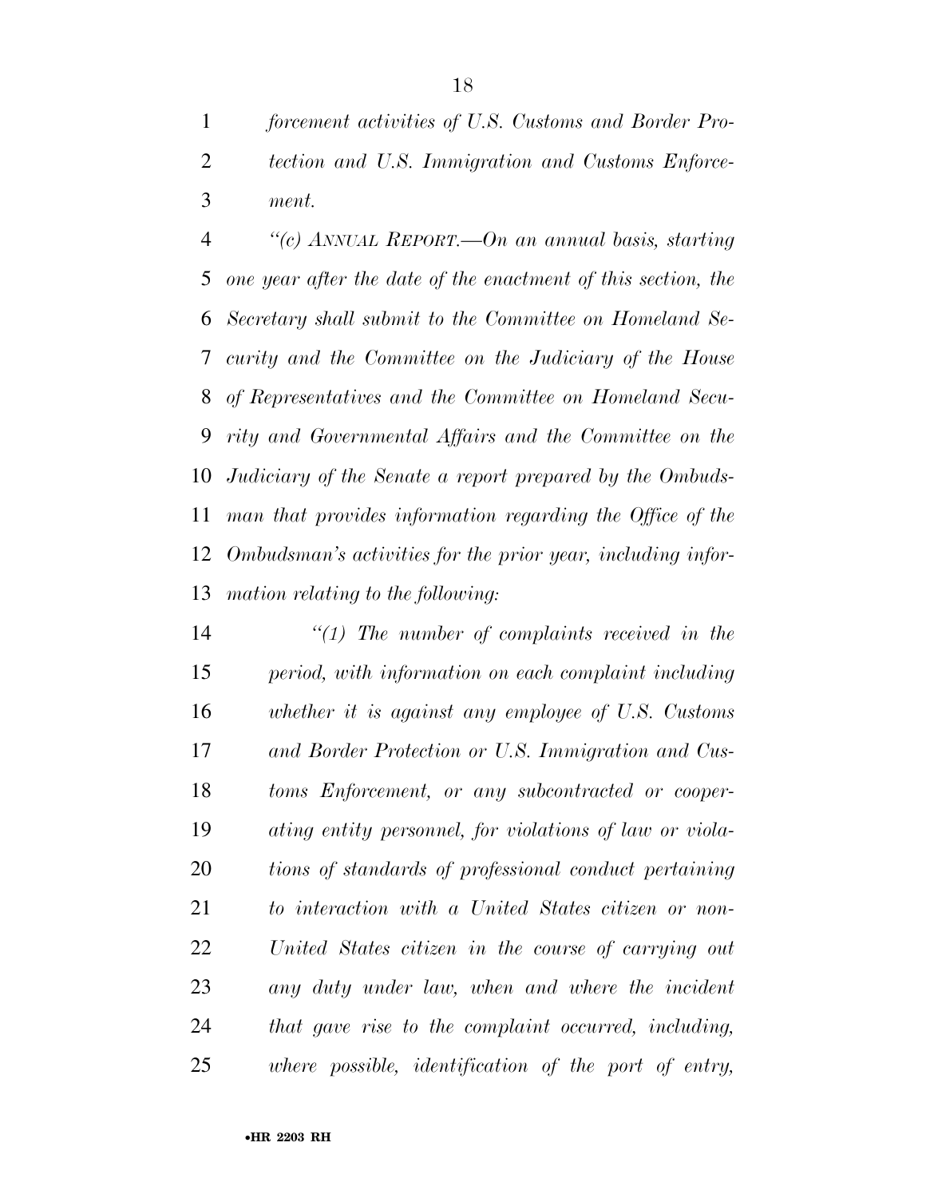*forcement activities of U.S. Customs and Border Protection and U.S. Immigration and Customs Enforcement.*

*"(c) ANNUAL REPORT.—On an annual basis, starting one year after the date of the enactment of this section, the Secretary shall submit to the Committee on Homeland Security and the Committee on the Judiciary of the House of Representatives and the Committee on Homeland Security and Governmental Affairs and the Committee on the Judiciary of the Senate a report prepared by the Ombudsman that provides information regarding the Office of the Ombudsman's activities for the prior year, including information relating to the following:*

*"(1) The number of complaints received in the period, with information on each complaint including whether it is against any employee of U.S. Customs and Border Protection or U.S. Immigration and Customs Enforcement, or any subcontracted or cooperating entity personnel, for violations of law or violations of standards of professional conduct pertaining to interaction with a United States citizen or non-United States citizen in the course of carrying out any duty under law, when and where the incident that gave rise to the complaint occurred, including, where possible, identification of the port of entry,*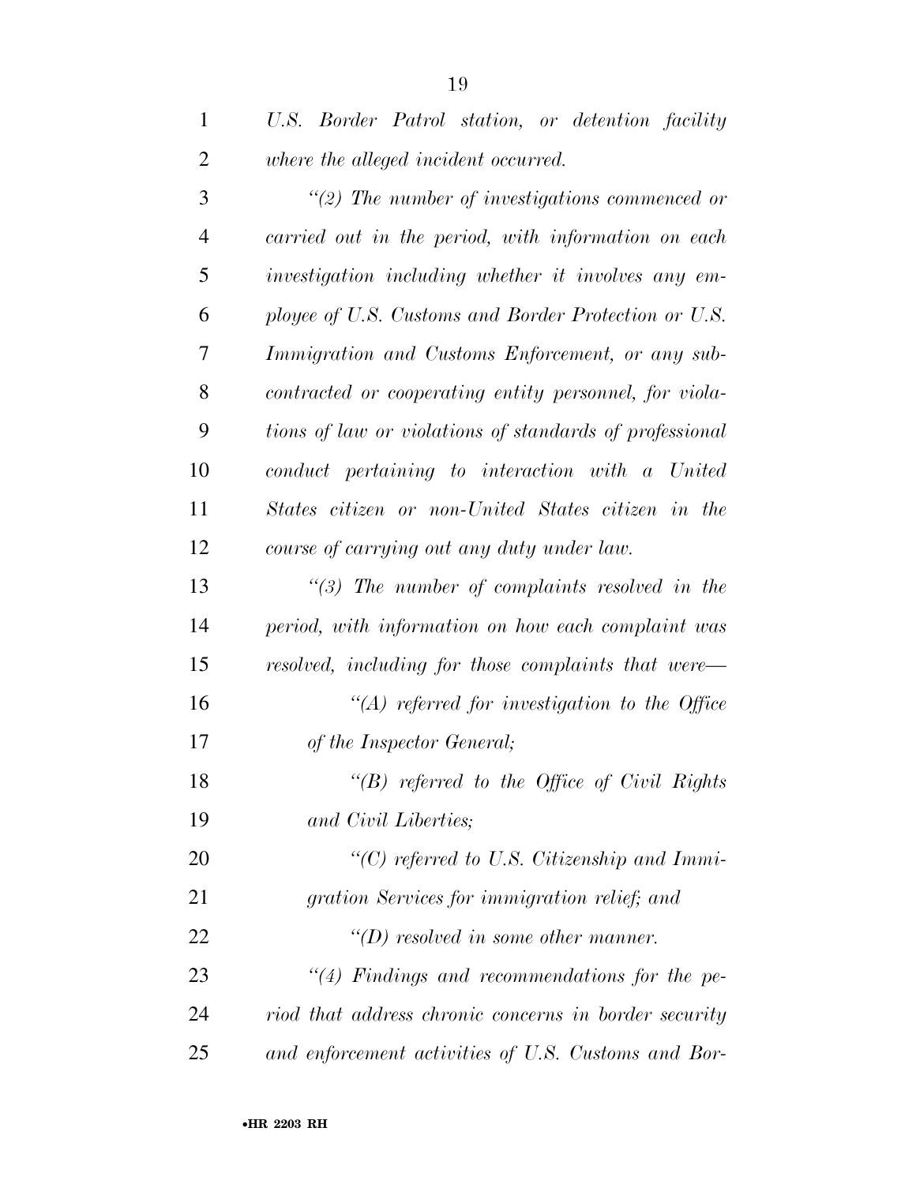*U.S. Border Patrol station, or detention facility where the alleged incident occurred.*

*"(2) The number of investigations commenced or carried out in the period, with information on each investigation including whether it involves any employee of U.S. Customs and Border Protection or U.S. Immigration and Customs Enforcement, or any subcontracted or cooperating entity personnel, for violations of law or violations of standards of professional conduct pertaining to interaction with a United States citizen or non-United States citizen in the course of carrying out any duty under law.*

*"(3) The number of complaints resolved in the period, with information on how each complaint was resolved, including for those complaints that were—*

*"(A) referred for investigation to the Office of the Inspector General;*

*"(B) referred to the Office of Civil Rights and Civil Liberties;*

*"(C) referred to U.S. Citizenship and Immigration Services for immigration relief; and*

*"(D) resolved in some other manner.*

*"(4) Findings and recommendations for the period that address chronic concerns in border security and enforcement activities of U.S. Customs and Bor-*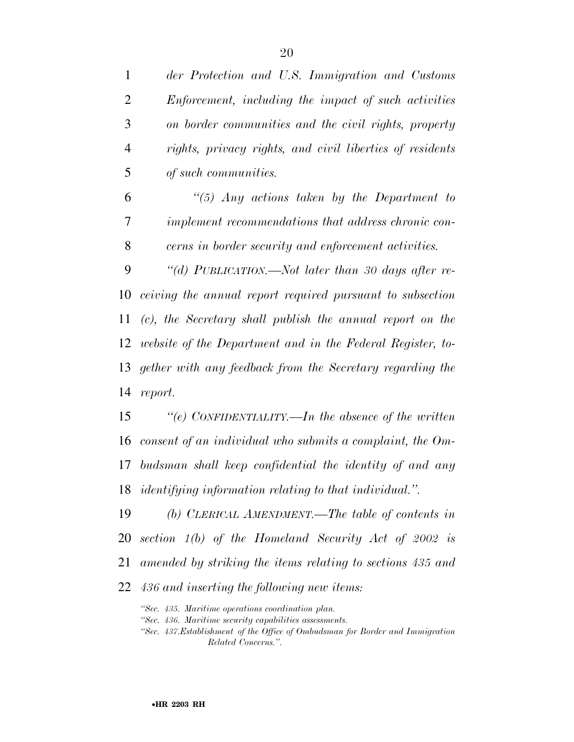*der Protection and U.S. Immigration and Customs Enforcement, including the impact of such activities on border communities and the civil rights, property rights, privacy rights, and civil liberties of residents of such communities.*

*"(5) Any actions taken by the Department to implement recommendations that address chronic concerns in border security and enforcement activities.*

*"(d) PUBLICATION.—Not later than 30 days after receiving the annual report required pursuant to subsection (c), the Secretary shall publish the annual report on the website of the Department and in the Federal Register, together with any feedback from the Secretary regarding the report.*

*"(e) CONFIDENTIALITY.—In the absence of the written consent of an individual who submits a complaint, the Ombudsman shall keep confidential the identity of and any identifying information relating to that individual.".*

*(b) CLERICAL AMENDMENT.—The table of contents in section 1(b) of the Homeland Security Act of 2002 is amended by striking the items relating to sections 435 and 436 and inserting the following new items:*

*"Sec. 435. Maritime operations coordination plan.*
*"Sec. 436. Maritime security capabilities assessments.*
*"Sec. 437.Establishment of the Office of Ombudsman for Border and Immigration Related Concerns.".*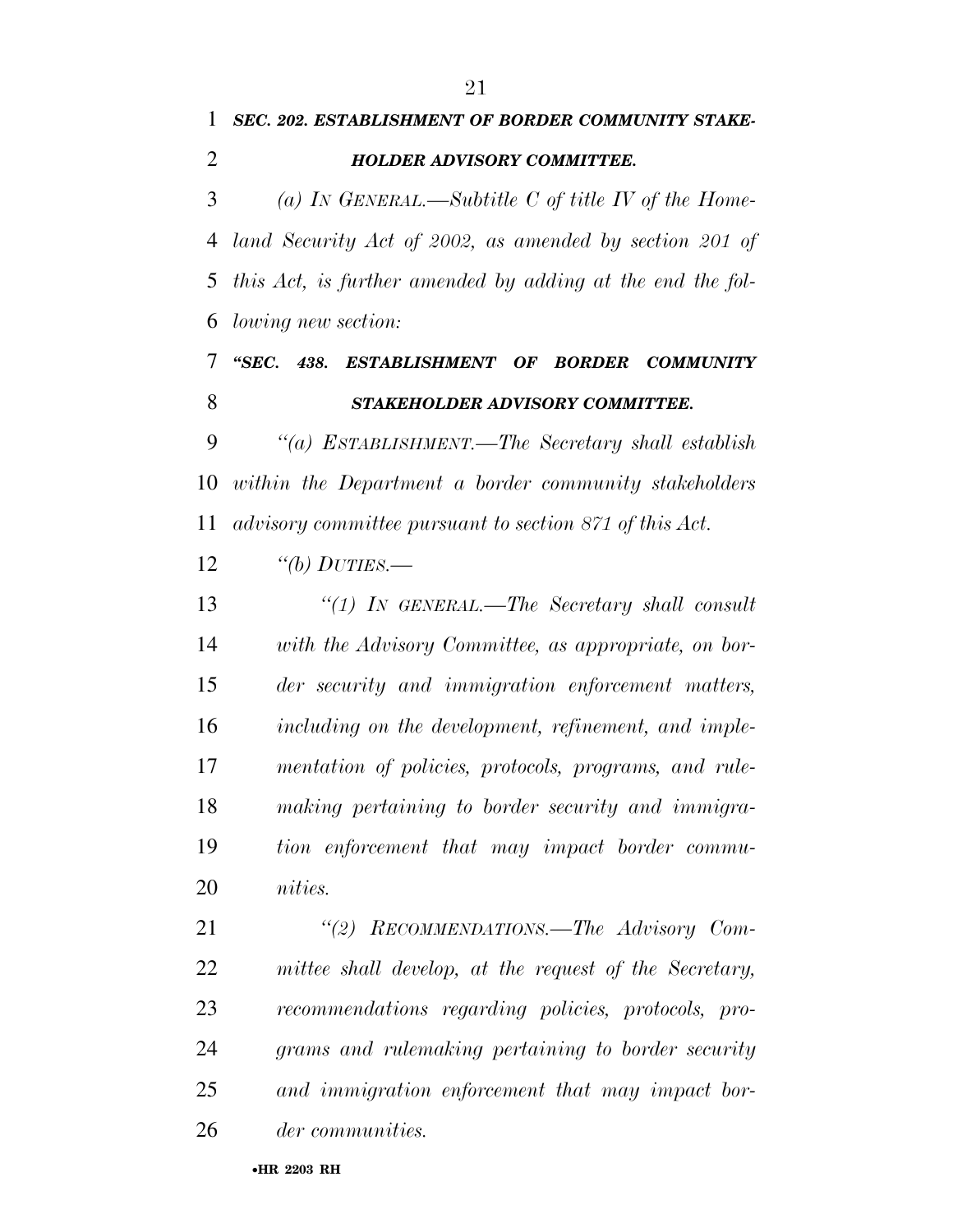***SEC. 202. ESTABLISHMENT OF BORDER COMMUNITY STAKEHOLDER ADVISORY COMMITTEE.***

*(a) IN GENERAL.—Subtitle C of title IV of the Homeland Security Act of 2002, as amended by section 201 of this Act, is further amended by adding at the end the following new section:*

***"SEC. 438. ESTABLISHMENT OF BORDER COMMUNITY STAKEHOLDER ADVISORY COMMITTEE.***

*"(a) ESTABLISHMENT.—The Secretary shall establish within the Department a border community stakeholders advisory committee pursuant to section 871 of this Act.*

*"(b) DUTIES.—*

*"(1) IN GENERAL.—The Secretary shall consult with the Advisory Committee, as appropriate, on border security and immigration enforcement matters, including on the development, refinement, and implementation of policies, protocols, programs, and rulemaking pertaining to border security and immigration enforcement that may impact border communities.*

*"(2) RECOMMENDATIONS.—The Advisory Committee shall develop, at the request of the Secretary, recommendations regarding policies, protocols, programs and rulemaking pertaining to border security and immigration enforcement that may impact border communities.*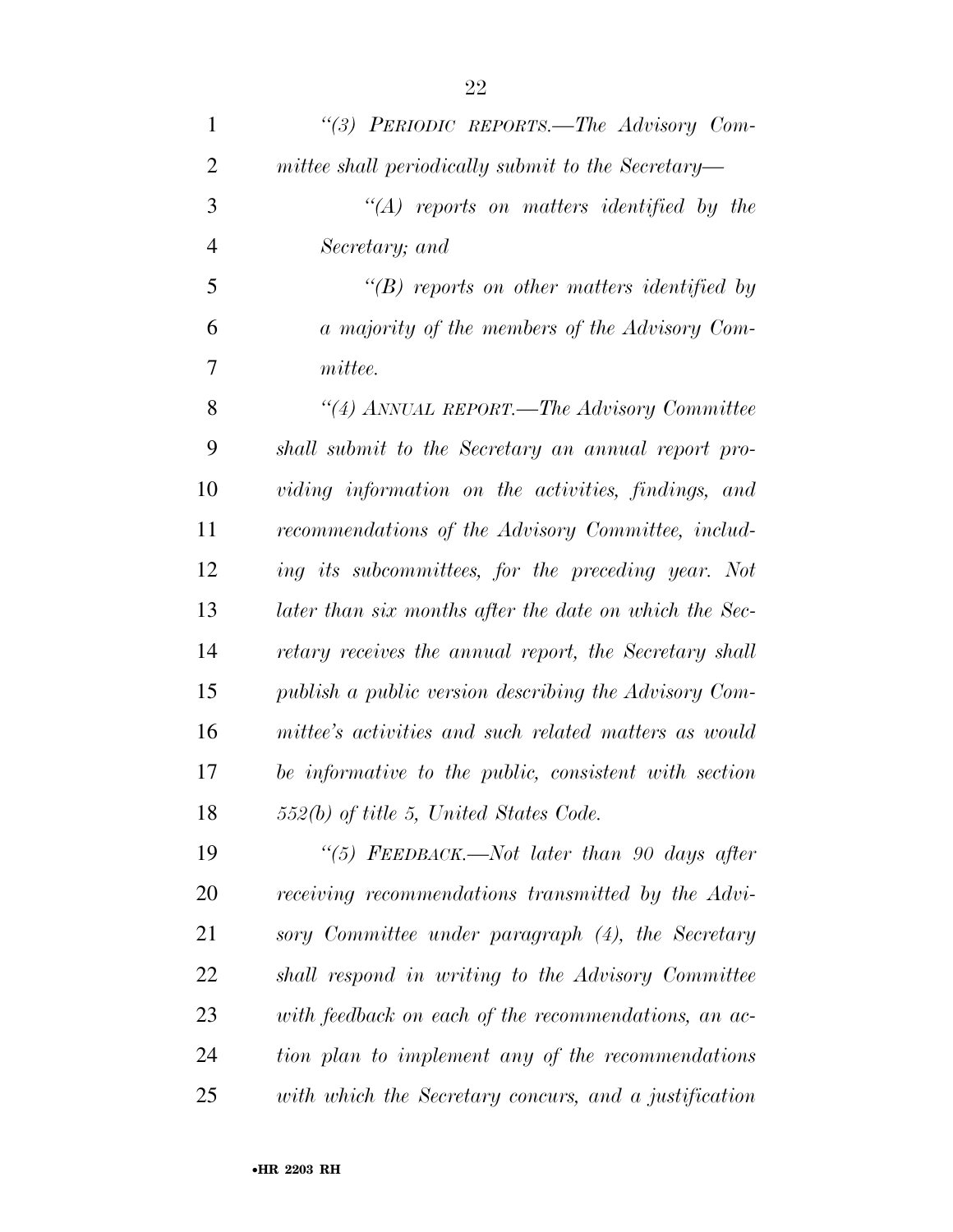*"(3) PERIODIC REPORTS.—The Advisory Committee shall periodically submit to the Secretary—*

*"(A) reports on matters identified by the Secretary; and*

*"(B) reports on other matters identified by a majority of the members of the Advisory Committee.*

*"(4) ANNUAL REPORT.—The Advisory Committee shall submit to the Secretary an annual report providing information on the activities, findings, and recommendations of the Advisory Committee, including its subcommittees, for the preceding year. Not later than six months after the date on which the Secretary receives the annual report, the Secretary shall publish a public version describing the Advisory Committee's activities and such related matters as would be informative to the public, consistent with section 552(b) of title 5, United States Code.*

*"(5) FEEDBACK.—Not later than 90 days after receiving recommendations transmitted by the Advisory Committee under paragraph (4), the Secretary shall respond in writing to the Advisory Committee with feedback on each of the recommendations, an action plan to implement any of the recommendations with which the Secretary concurs, and a justification*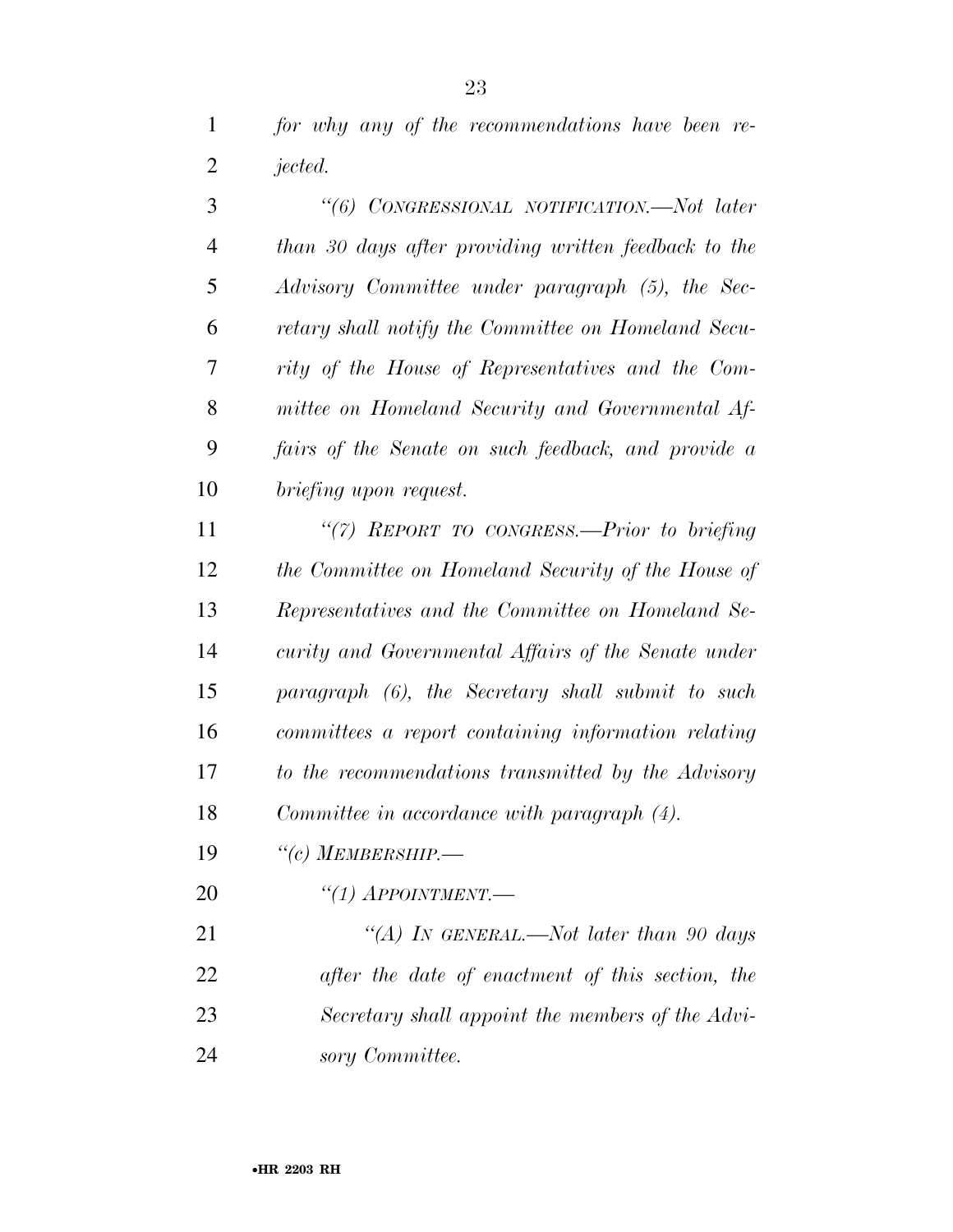*for why any of the recommendations have been rejected.*

*"(6) CONGRESSIONAL NOTIFICATION.—Not later than 30 days after providing written feedback to the Advisory Committee under paragraph (5), the Secretary shall notify the Committee on Homeland Security of the House of Representatives and the Committee on Homeland Security and Governmental Affairs of the Senate on such feedback, and provide a briefing upon request.*

*"(7) REPORT TO CONGRESS.—Prior to briefing the Committee on Homeland Security of the House of Representatives and the Committee on Homeland Security and Governmental Affairs of the Senate under paragraph (6), the Secretary shall submit to such committees a report containing information relating to the recommendations transmitted by the Advisory Committee in accordance with paragraph (4).*

*"(c) MEMBERSHIP.—*

*"(1) APPOINTMENT.—*

*"(A) IN GENERAL.—Not later than 90 days after the date of enactment of this section, the Secretary shall appoint the members of the Advisory Committee.*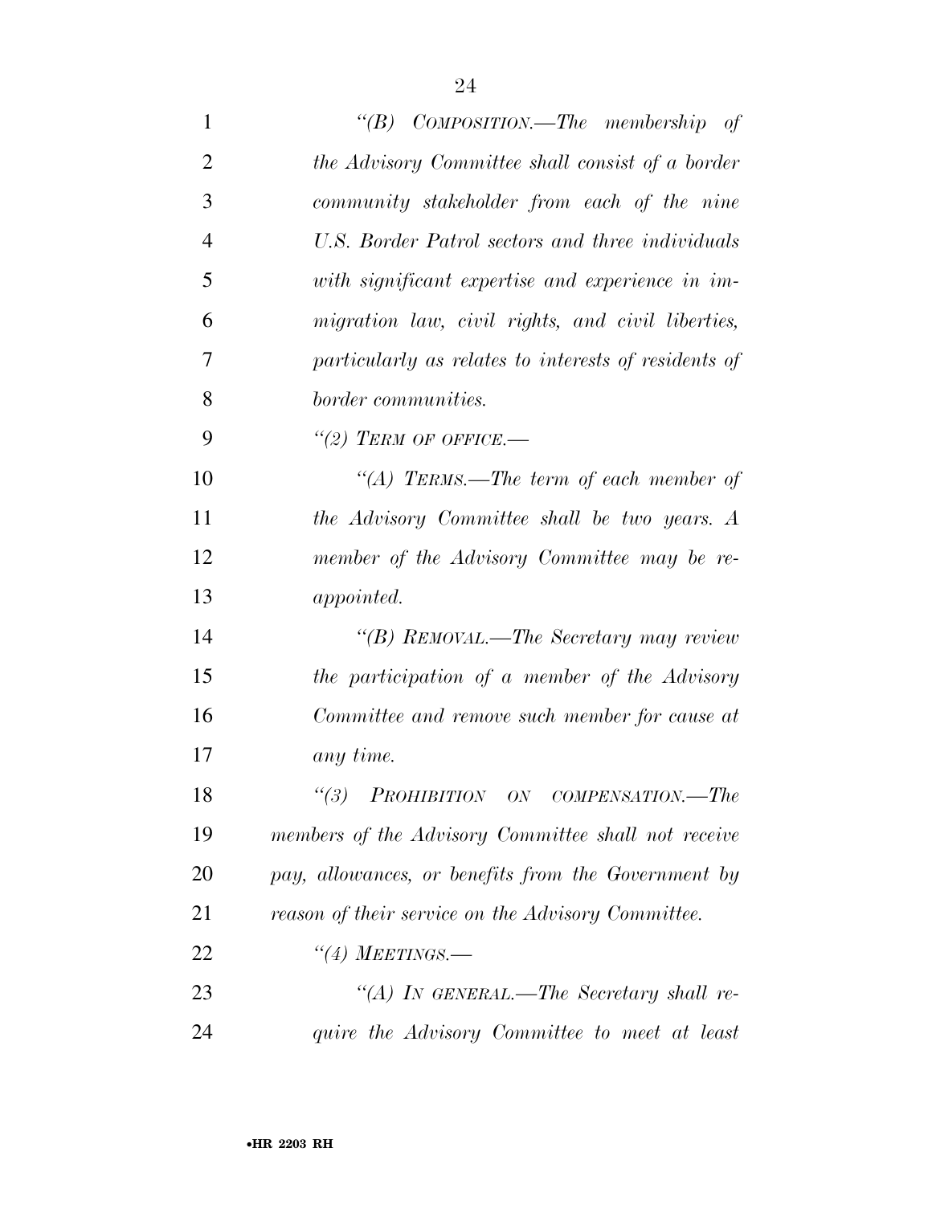*"(B) COMPOSITION.—The membership of the Advisory Committee shall consist of a border community stakeholder from each of the nine U.S. Border Patrol sectors and three individuals with significant expertise and experience in immigration law, civil rights, and civil liberties, particularly as relates to interests of residents of border communities.*

*"(2) TERM OF OFFICE.—*

*"(A) TERMS.—The term of each member of the Advisory Committee shall be two years. A member of the Advisory Committee may be reappointed.*

*"(B) REMOVAL.—The Secretary may review the participation of a member of the Advisory Committee and remove such member for cause at any time.*

*"(3) PROHIBITION ON COMPENSATION.—The members of the Advisory Committee shall not receive pay, allowances, or benefits from the Government by reason of their service on the Advisory Committee.*

*"(4) MEETINGS.—*

*"(A) IN GENERAL.—The Secretary shall require the Advisory Committee to meet at least*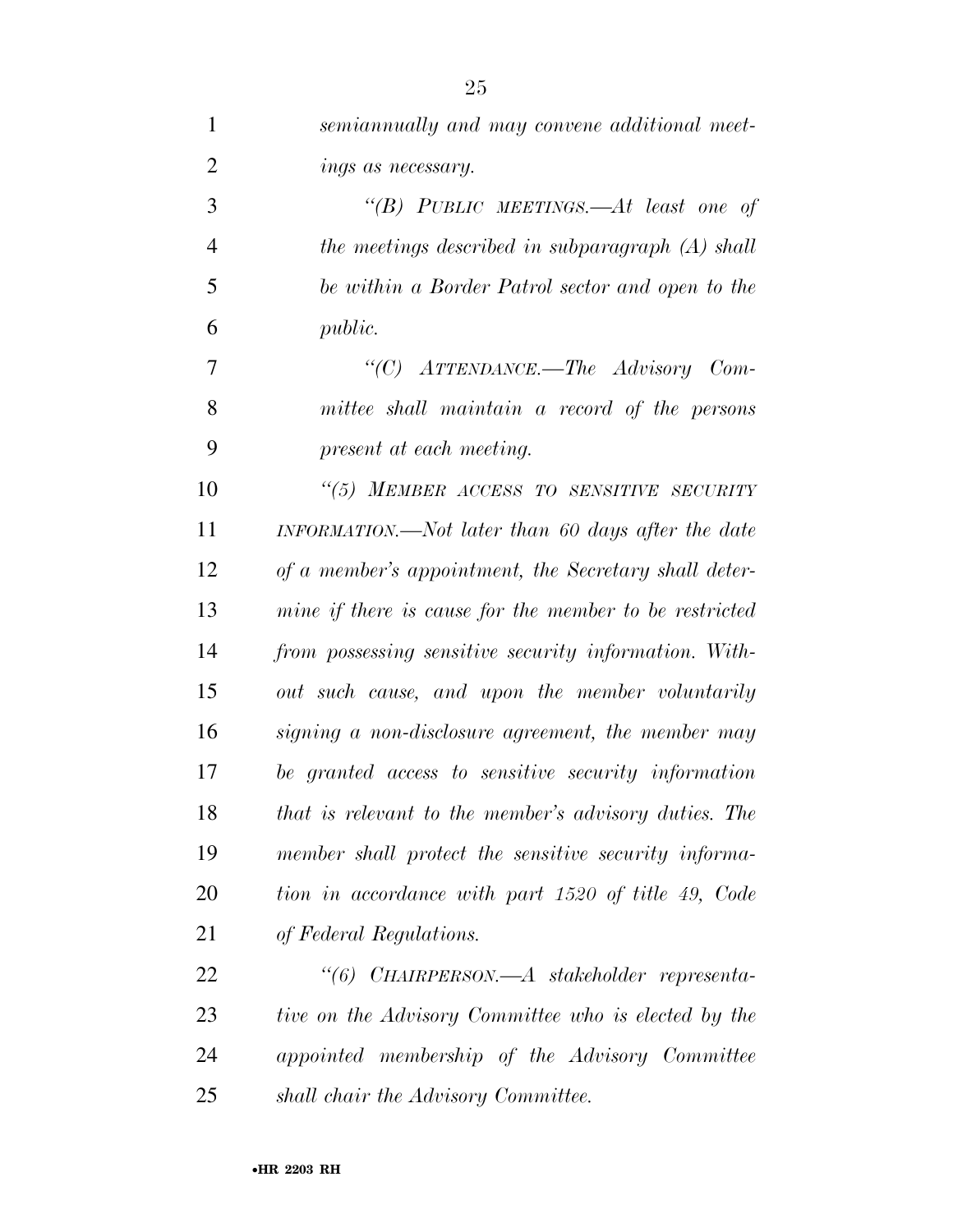*semiannually and may convene additional meetings as necessary.*

*"(B) PUBLIC MEETINGS.—At least one of the meetings described in subparagraph (A) shall be within a Border Patrol sector and open to the public.*

*"(C) ATTENDANCE.—The Advisory Committee shall maintain a record of the persons present at each meeting.*

*"(5) MEMBER ACCESS TO SENSITIVE SECURITY INFORMATION.—Not later than 60 days after the date of a member's appointment, the Secretary shall determine if there is cause for the member to be restricted from possessing sensitive security information. Without such cause, and upon the member voluntarily signing a non-disclosure agreement, the member may be granted access to sensitive security information that is relevant to the member's advisory duties. The member shall protect the sensitive security information in accordance with part 1520 of title 49, Code of Federal Regulations.*

*"(6) CHAIRPERSON.—A stakeholder representative on the Advisory Committee who is elected by the appointed membership of the Advisory Committee shall chair the Advisory Committee.*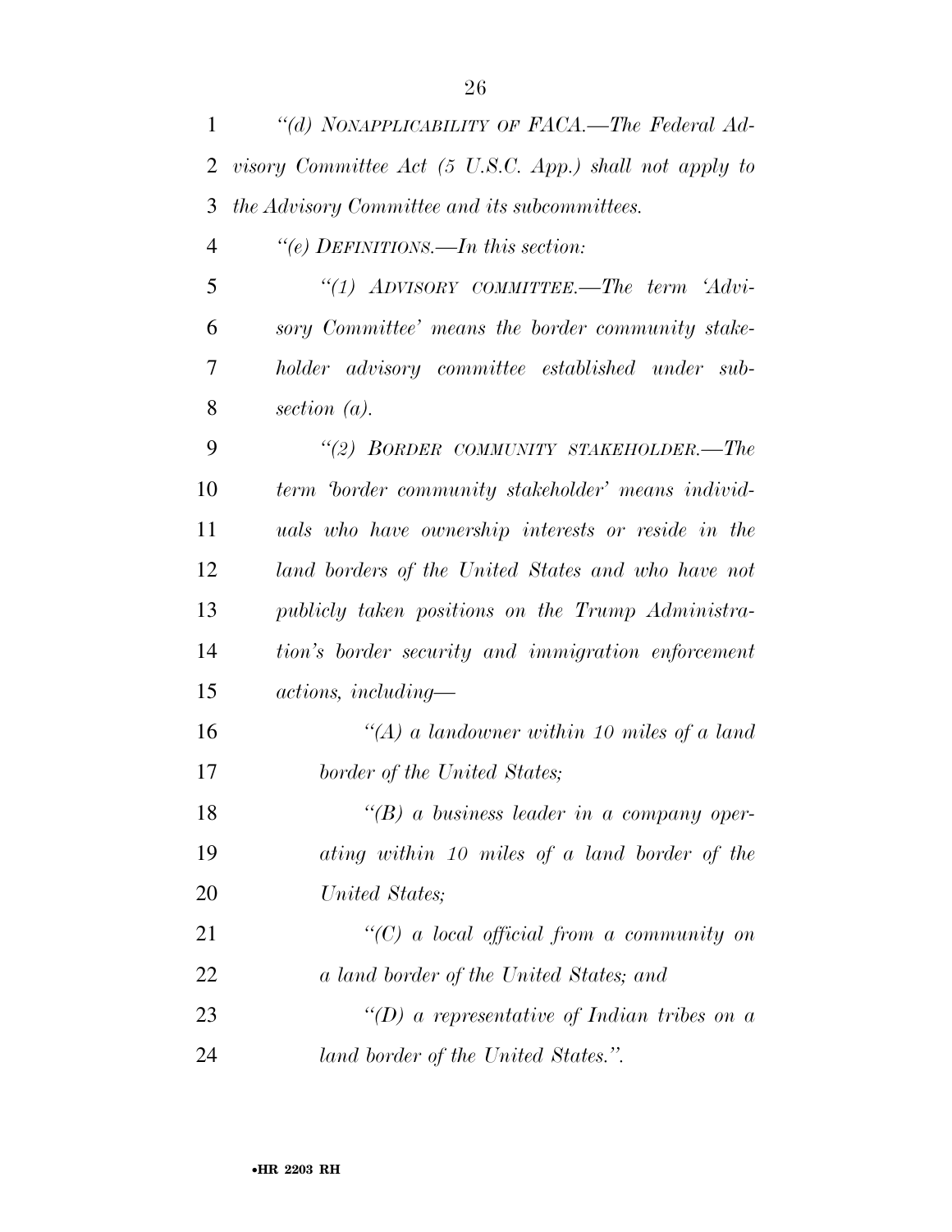*"(d) NONAPPLICABILITY OF FACA.—The Federal Advisory Committee Act (5 U.S.C. App.) shall not apply to the Advisory Committee and its subcommittees.*

*"(e) DEFINITIONS.—In this section:*

*"(1) ADVISORY COMMITTEE.—The term 'Advisory Committee' means the border community stakeholder advisory committee established under subsection (a).*

*"(2) BORDER COMMUNITY STAKEHOLDER.—The term 'border community stakeholder' means individuals who have ownership interests or reside in the land borders of the United States and who have not publicly taken positions on the Trump Administration's border security and immigration enforcement actions, including—*

*"(A) a landowner within 10 miles of a land border of the United States;*

*"(B) a business leader in a company operating within 10 miles of a land border of the United States;*

*"(C) a local official from a community on a land border of the United States; and*

*"(D) a representative of Indian tribes on a land border of the United States.".*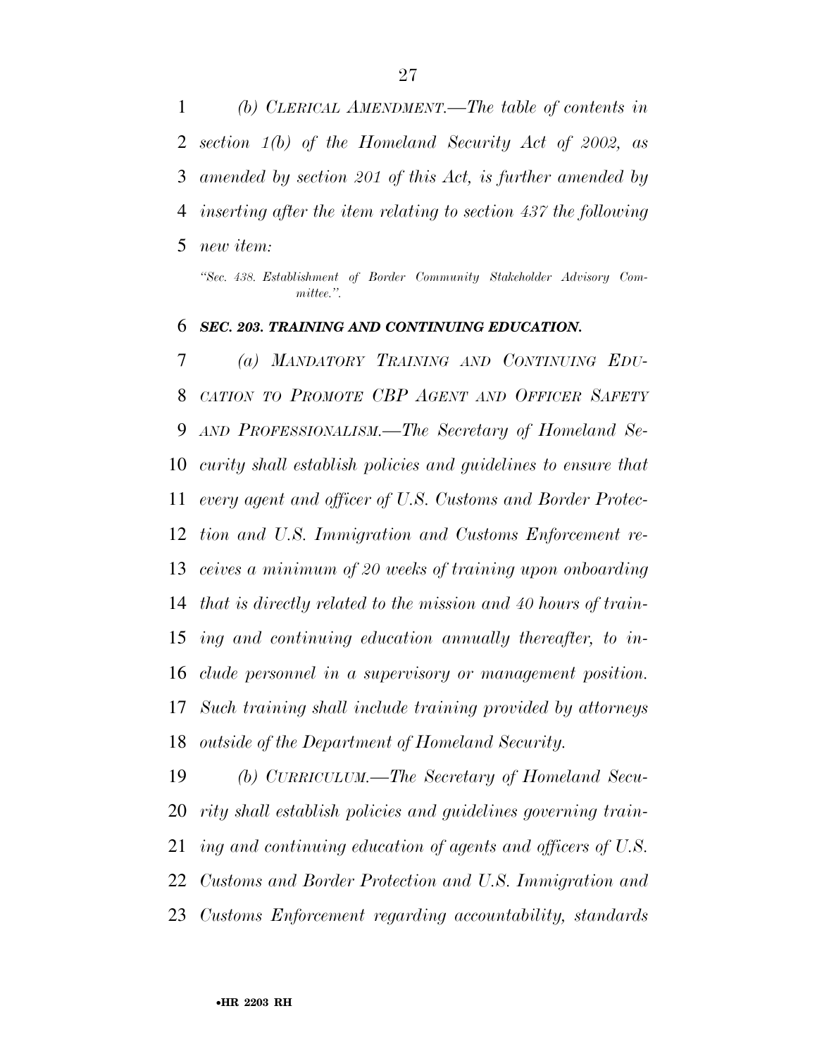*(b) CLERICAL AMENDMENT.—The table of contents in section 1(b) of the Homeland Security Act of 2002, as amended by section 201 of this Act, is further amended by inserting after the item relating to section 437 the following new item:*

*"Sec. 438. Establishment of Border Community Stakeholder Advisory Committee.".*

***SEC. 203. TRAINING AND CONTINUING EDUCATION.***

*(a) MANDATORY TRAINING AND CONTINUING EDUCATION TO PROMOTE CBP AGENT AND OFFICER SAFETY AND PROFESSIONALISM.—The Secretary of Homeland Security shall establish policies and guidelines to ensure that every agent and officer of U.S. Customs and Border Protection and U.S. Immigration and Customs Enforcement receives a minimum of 20 weeks of training upon onboarding that is directly related to the mission and 40 hours of training and continuing education annually thereafter, to include personnel in a supervisory or management position. Such training shall include training provided by attorneys outside of the Department of Homeland Security.*

*(b) CURRICULUM.—The Secretary of Homeland Security shall establish policies and guidelines governing training and continuing education of agents and officers of U.S. Customs and Border Protection and U.S. Immigration and Customs Enforcement regarding accountability, standards*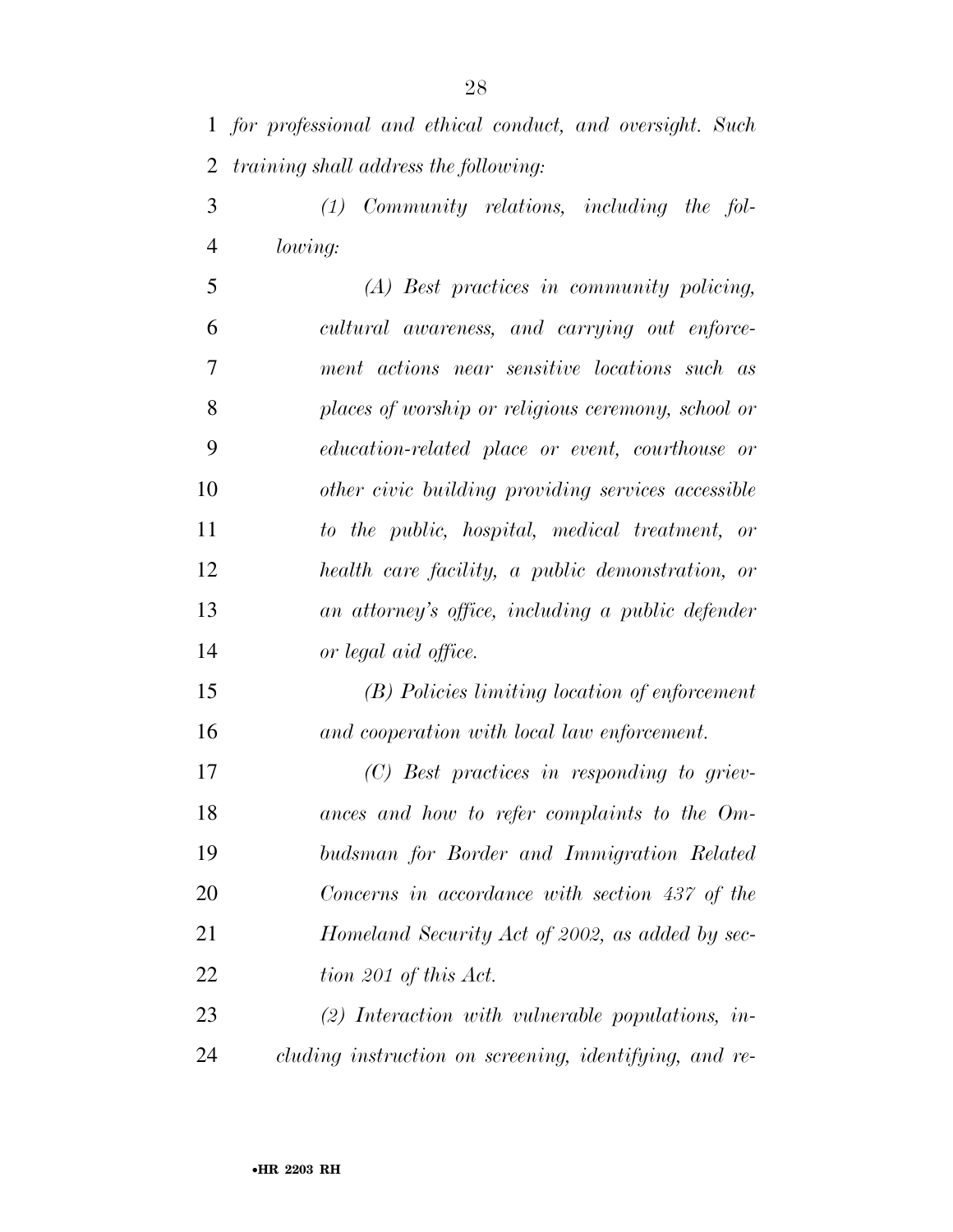*for professional and ethical conduct, and oversight. Such training shall address the following:*

*(1) Community relations, including the following:*

*(A) Best practices in community policing, cultural awareness, and carrying out enforcement actions near sensitive locations such as places of worship or religious ceremony, school or education-related place or event, courthouse or other civic building providing services accessible to the public, hospital, medical treatment, or health care facility, a public demonstration, or an attorney's office, including a public defender or legal aid office.*

*(B) Policies limiting location of enforcement and cooperation with local law enforcement.*

*(C) Best practices in responding to grievances and how to refer complaints to the Ombudsman for Border and Immigration Related Concerns in accordance with section 437 of the Homeland Security Act of 2002, as added by section 201 of this Act.*

*(2) Interaction with vulnerable populations, including instruction on screening, identifying, and re-*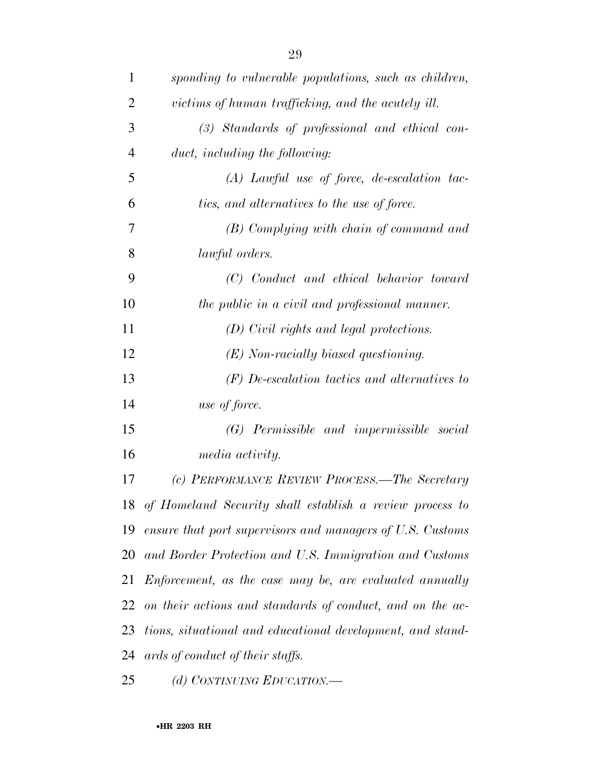*sponding to vulnerable populations, such as children, victims of human trafficking, and the acutely ill.*

*(3) Standards of professional and ethical conduct, including the following:*

*(A) Lawful use of force, de-escalation tactics, and alternatives to the use of force.*

*(B) Complying with chain of command and lawful orders.*

*(C) Conduct and ethical behavior toward the public in a civil and professional manner.*

*(D) Civil rights and legal protections.*

*(E) Non-racially biased questioning.*

*(F) De-escalation tactics and alternatives to use of force.*

*(G) Permissible and impermissible social media activity.*

*(c) PERFORMANCE REVIEW PROCESS.—The Secretary of Homeland Security shall establish a review process to ensure that port supervisors and managers of U.S. Customs and Border Protection and U.S. Immigration and Customs Enforcement, as the case may be, are evaluated annually on their actions and standards of conduct, and on the actions, situational and educational development, and standards of conduct of their staffs.*

*(d) CONTINUING EDUCATION.—*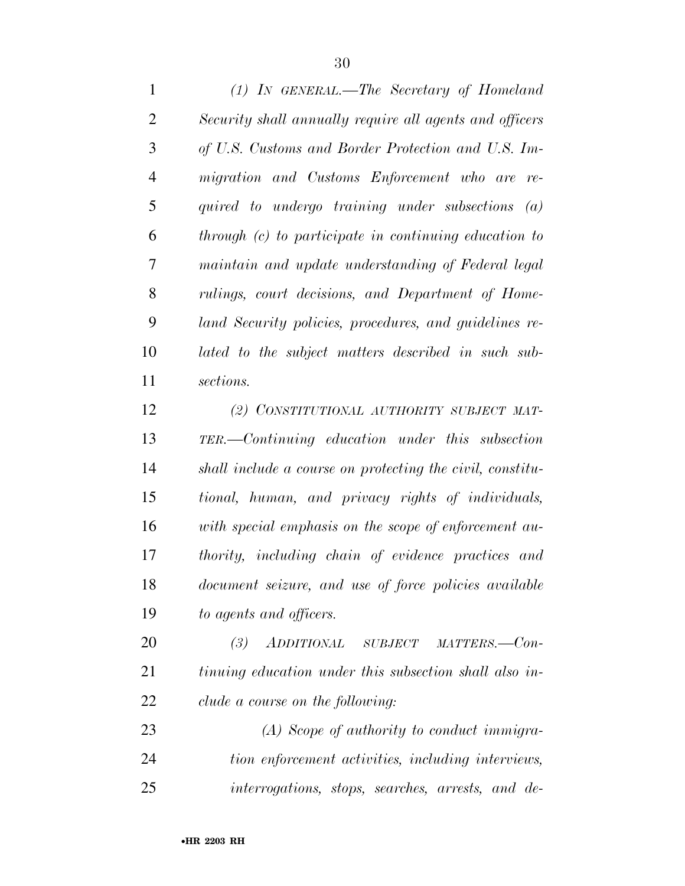*(1) IN GENERAL.—The Secretary of Homeland Security shall annually require all agents and officers of U.S. Customs and Border Protection and U.S. Immigration and Customs Enforcement who are required to undergo training under subsections (a) through (c) to participate in continuing education to maintain and update understanding of Federal legal rulings, court decisions, and Department of Homeland Security policies, procedures, and guidelines related to the subject matters described in such subsections.*

*(2) CONSTITUTIONAL AUTHORITY SUBJECT MATTER.—Continuing education under this subsection shall include a course on protecting the civil, constitutional, human, and privacy rights of individuals, with special emphasis on the scope of enforcement authority, including chain of evidence practices and document seizure, and use of force policies available to agents and officers.*

*(3) ADDITIONAL SUBJECT MATTERS.—Continuing education under this subsection shall also include a course on the following:*

*(A) Scope of authority to conduct immigration enforcement activities, including interviews, interrogations, stops, searches, arrests, and de-*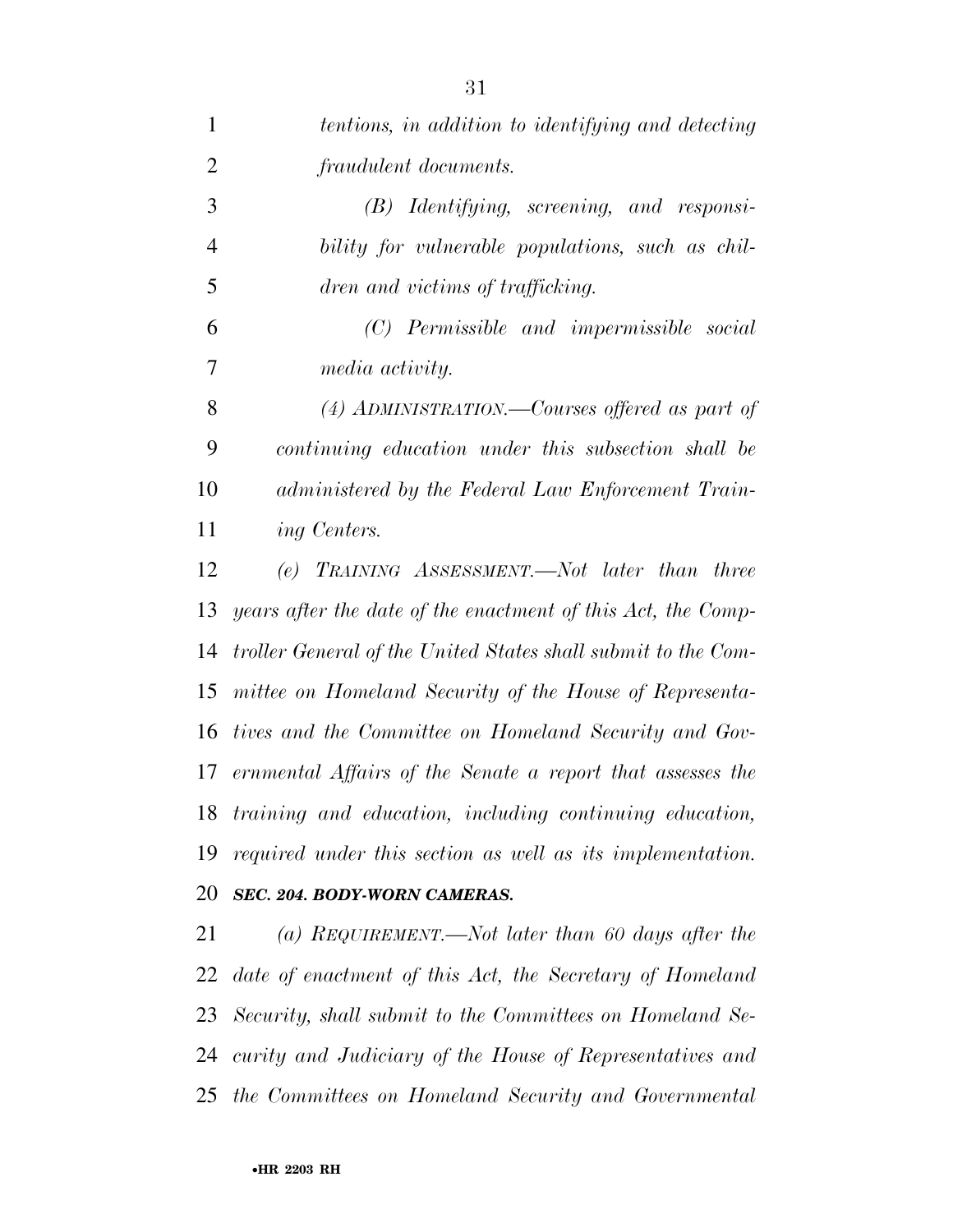*tentions, in addition to identifying and detecting fraudulent documents.*

*(B) Identifying, screening, and responsibility for vulnerable populations, such as children and victims of trafficking.*

*(C) Permissible and impermissible social media activity.*

*(4) ADMINISTRATION.—Courses offered as part of continuing education under this subsection shall be administered by the Federal Law Enforcement Training Centers.*

*(e) TRAINING ASSESSMENT.—Not later than three years after the date of the enactment of this Act, the Comptroller General of the United States shall submit to the Committee on Homeland Security of the House of Representatives and the Committee on Homeland Security and Governmental Affairs of the Senate a report that assesses the training and education, including continuing education, required under this section as well as its implementation.*

***SEC. 204. BODY-WORN CAMERAS.***

*(a) REQUIREMENT.—Not later than 60 days after the date of enactment of this Act, the Secretary of Homeland Security, shall submit to the Committees on Homeland Security and Judiciary of the House of Representatives and the Committees on Homeland Security and Governmental*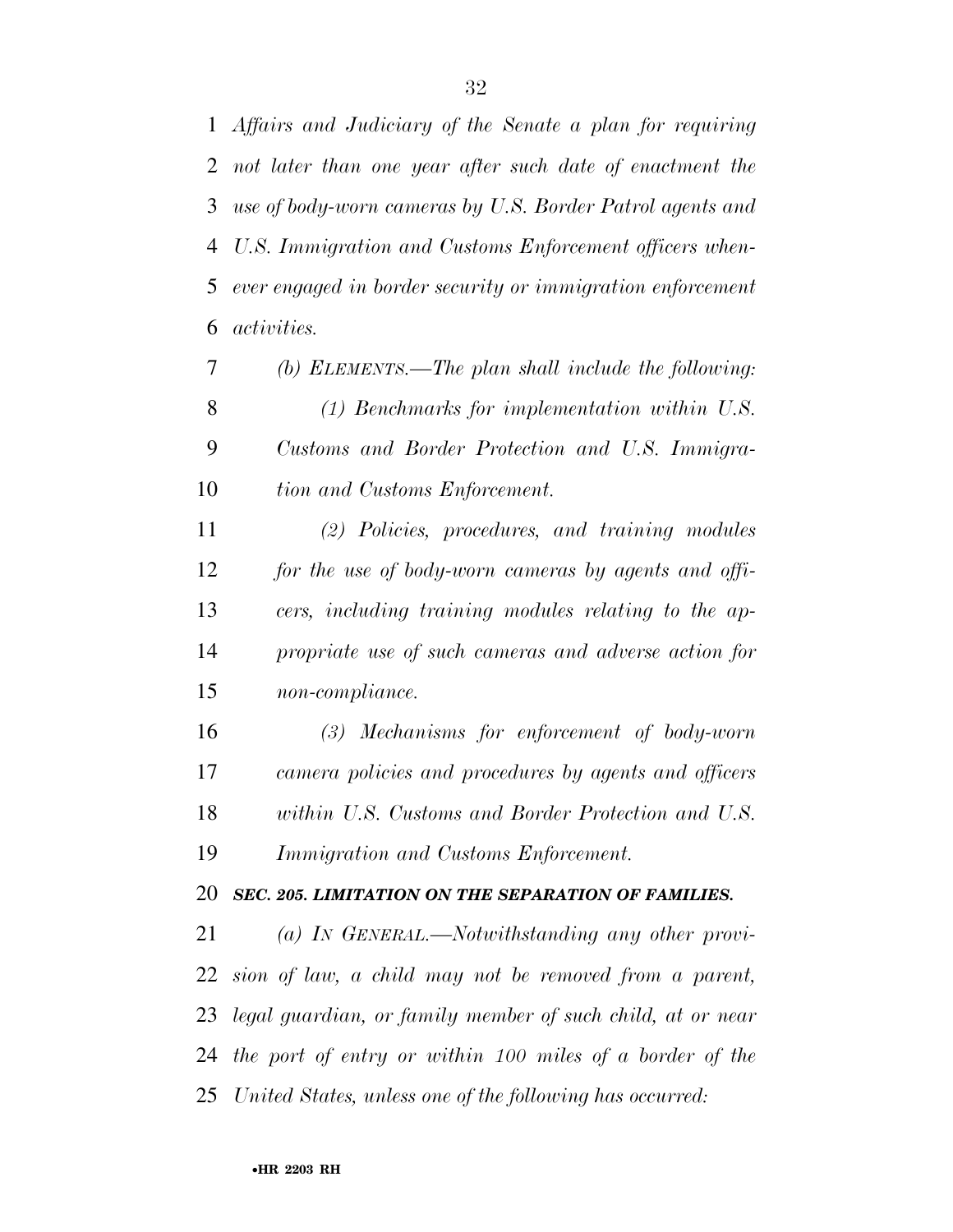*Affairs and Judiciary of the Senate a plan for requiring not later than one year after such date of enactment the use of body-worn cameras by U.S. Border Patrol agents and U.S. Immigration and Customs Enforcement officers whenever engaged in border security or immigration enforcement activities.*

*(b) ELEMENTS.—The plan shall include the following:*

*(1) Benchmarks for implementation within U.S. Customs and Border Protection and U.S. Immigration and Customs Enforcement.*

*(2) Policies, procedures, and training modules for the use of body-worn cameras by agents and officers, including training modules relating to the appropriate use of such cameras and adverse action for non-compliance.*

*(3) Mechanisms for enforcement of body-worn camera policies and procedures by agents and officers within U.S. Customs and Border Protection and U.S. Immigration and Customs Enforcement.*

***SEC. 205. LIMITATION ON THE SEPARATION OF FAMILIES.***

*(a) IN GENERAL.—Notwithstanding any other provision of law, a child may not be removed from a parent, legal guardian, or family member of such child, at or near the port of entry or within 100 miles of a border of the United States, unless one of the following has occurred:*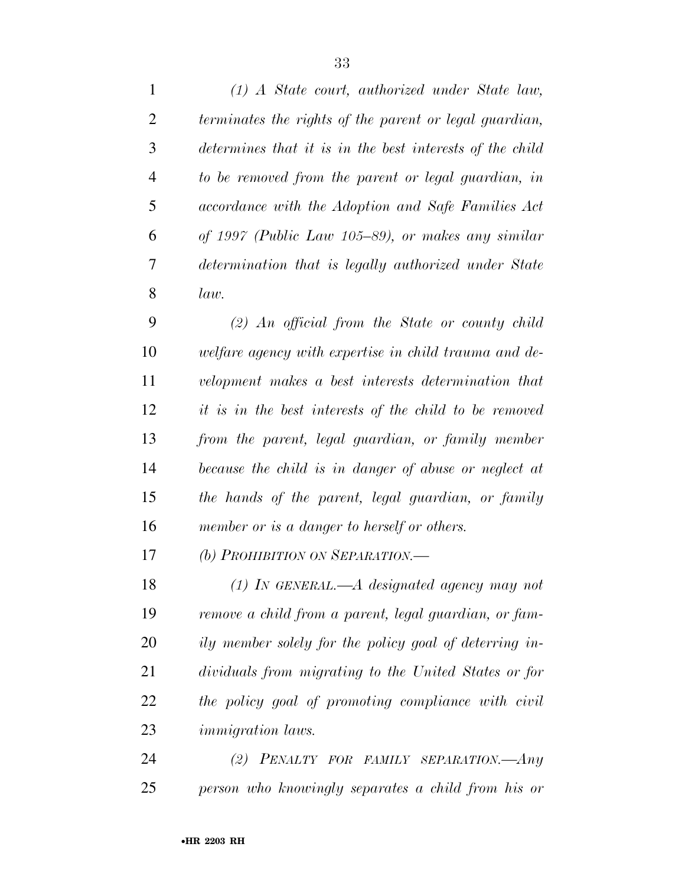*(1) A State court, authorized under State law, terminates the rights of the parent or legal guardian, determines that it is in the best interests of the child to be removed from the parent or legal guardian, in accordance with the Adoption and Safe Families Act of 1997 (Public Law 105–89), or makes any similar determination that is legally authorized under State law.*

*(2) An official from the State or county child welfare agency with expertise in child trauma and development makes a best interests determination that it is in the best interests of the child to be removed from the parent, legal guardian, or family member because the child is in danger of abuse or neglect at the hands of the parent, legal guardian, or family member or is a danger to herself or others.*

*(b) PROHIBITION ON SEPARATION.—*

*(1) IN GENERAL.—A designated agency may not remove a child from a parent, legal guardian, or family member solely for the policy goal of deterring individuals from migrating to the United States or for the policy goal of promoting compliance with civil immigration laws.*

*(2) PENALTY FOR FAMILY SEPARATION.—Any person who knowingly separates a child from his or*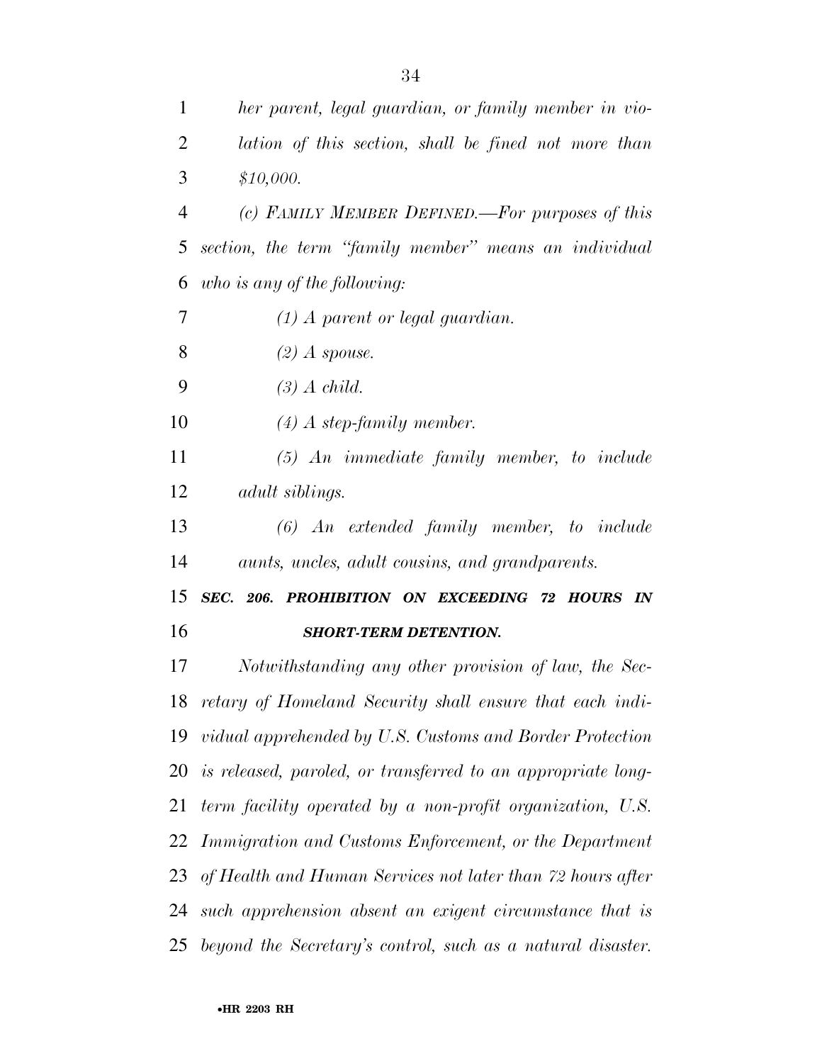*her parent, legal guardian, or family member in violation of this section, shall be fined not more than $10,000.*

*(c) FAMILY MEMBER DEFINED.—For purposes of this section, the term "family member" means an individual who is any of the following:*

*(1) A parent or legal guardian.*

*(2) A spouse.*

*(3) A child.*

*(4) A step-family member.*

*(5) An immediate family member, to include adult siblings.*

*(6) An extended family member, to include aunts, uncles, adult cousins, and grandparents.*

***SEC. 206. PROHIBITION ON EXCEEDING 72 HOURS IN SHORT-TERM DETENTION.***

*Notwithstanding any other provision of law, the Secretary of Homeland Security shall ensure that each individual apprehended by U.S. Customs and Border Protection is released, paroled, or transferred to an appropriate long-term facility operated by a non-profit organization, U.S. Immigration and Customs Enforcement, or the Department of Health and Human Services not later than 72 hours after such apprehension absent an exigent circumstance that is beyond the Secretary's control, such as a natural disaster.*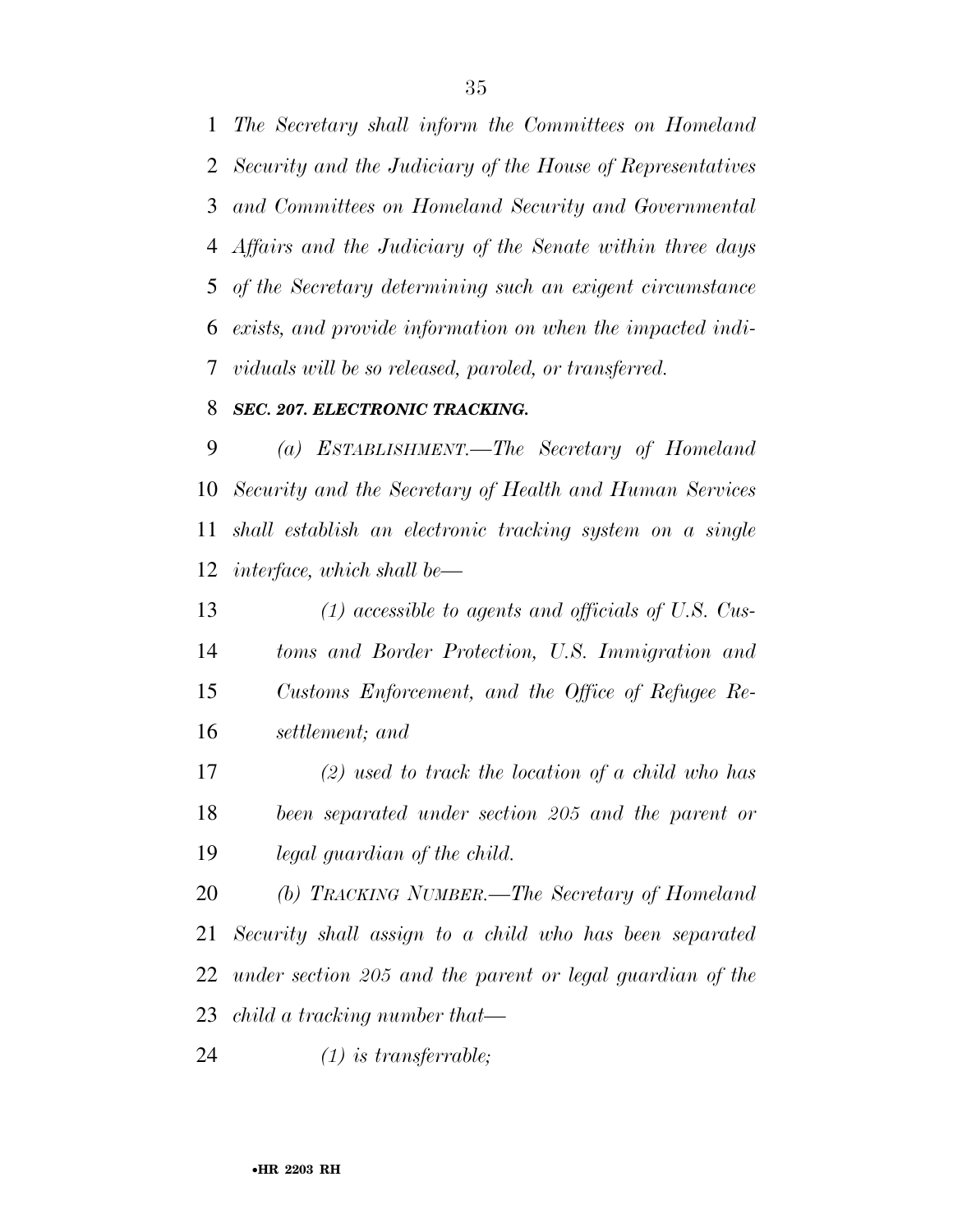*The Secretary shall inform the Committees on Homeland Security and the Judiciary of the House of Representatives and Committees on Homeland Security and Governmental Affairs and the Judiciary of the Senate within three days of the Secretary determining such an exigent circumstance exists, and provide information on when the impacted individuals will be so released, paroled, or transferred.*

### ***SEC. 207. ELECTRONIC TRACKING.***

*(a) ESTABLISHMENT.—The Secretary of Homeland Security and the Secretary of Health and Human Services shall establish an electronic tracking system on a single interface, which shall be—*

*(1) accessible to agents and officials of U.S. Customs and Border Protection, U.S. Immigration and Customs Enforcement, and the Office of Refugee Resettlement; and*

*(2) used to track the location of a child who has been separated under section 205 and the parent or legal guardian of the child.*

*(b) TRACKING NUMBER.—The Secretary of Homeland Security shall assign to a child who has been separated under section 205 and the parent or legal guardian of the child a tracking number that—*

*(1) is transferrable;*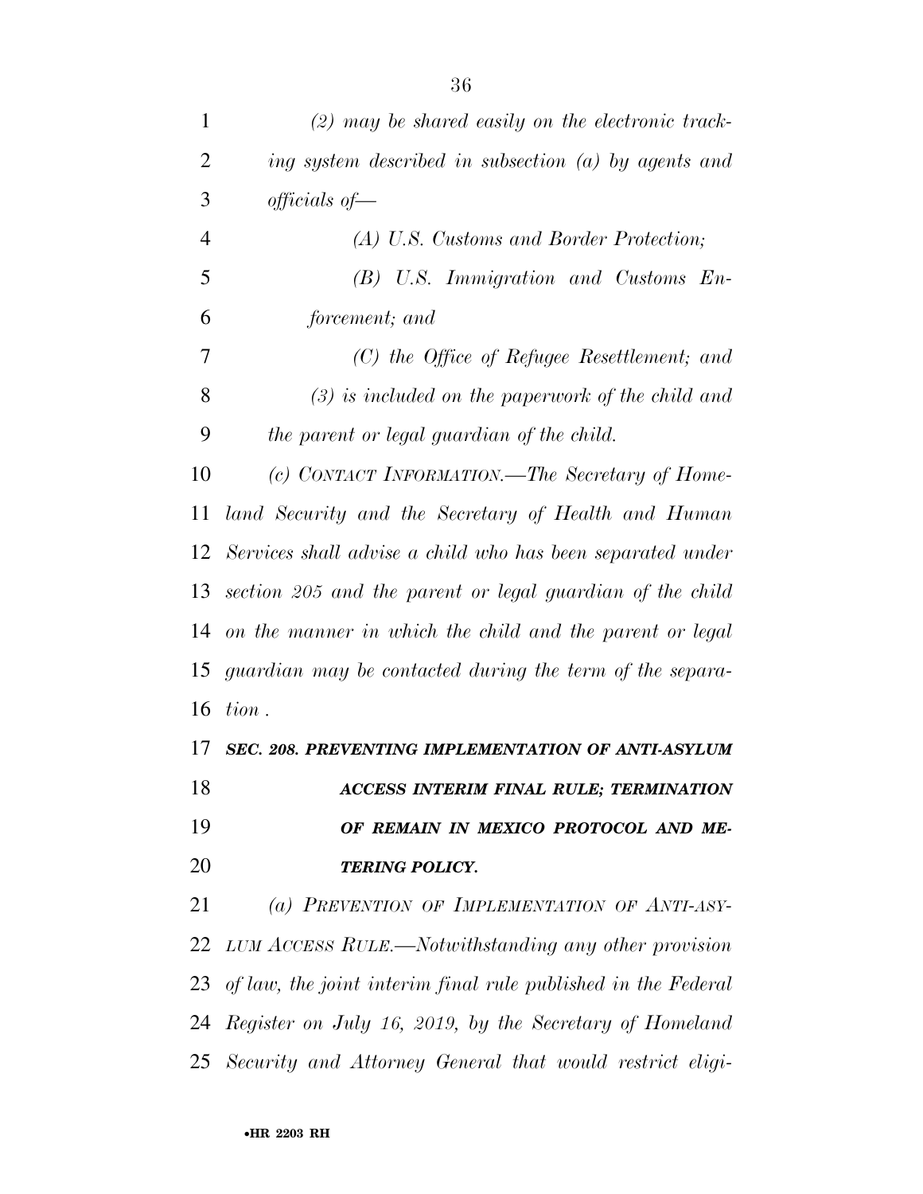*(2) may be shared easily on the electronic tracking system described in subsection (a) by agents and officials of—*

*(A) U.S. Customs and Border Protection;*

*(B) U.S. Immigration and Customs Enforcement; and*

*(C) the Office of Refugee Resettlement; and*

*(3) is included on the paperwork of the child and the parent or legal guardian of the child.*

*(c) CONTACT INFORMATION.—The Secretary of Homeland Security and the Secretary of Health and Human Services shall advise a child who has been separated under section 205 and the parent or legal guardian of the child on the manner in which the child and the parent or legal guardian may be contacted during the term of the separation .*

***SEC. 208. PREVENTING IMPLEMENTATION OF ANTI-ASYLUM ACCESS INTERIM FINAL RULE; TERMINATION OF REMAIN IN MEXICO PROTOCOL AND METERING POLICY.***

*(a) PREVENTION OF IMPLEMENTATION OF ANTI-ASYLUM ACCESS RULE.—Notwithstanding any other provision of law, the joint interim final rule published in the Federal Register on July 16, 2019, by the Secretary of Homeland Security and Attorney General that would restrict eligi-*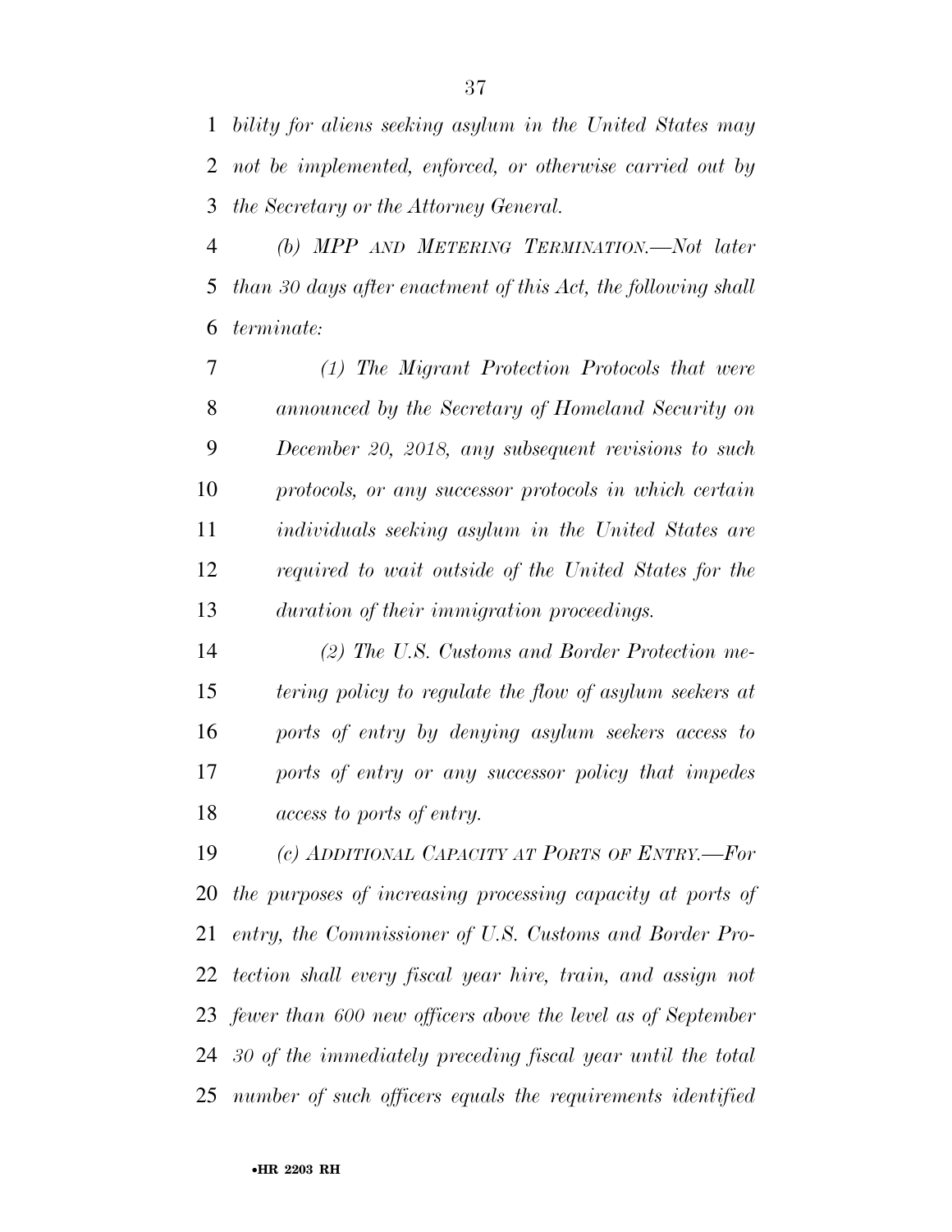*bility for aliens seeking asylum in the United States may not be implemented, enforced, or otherwise carried out by the Secretary or the Attorney General.*

*(b) MPP AND METERING TERMINATION.—Not later than 30 days after enactment of this Act, the following shall terminate:*

*(1) The Migrant Protection Protocols that were announced by the Secretary of Homeland Security on December 20, 2018, any subsequent revisions to such protocols, or any successor protocols in which certain individuals seeking asylum in the United States are required to wait outside of the United States for the duration of their immigration proceedings.*

*(2) The U.S. Customs and Border Protection metering policy to regulate the flow of asylum seekers at ports of entry by denying asylum seekers access to ports of entry or any successor policy that impedes access to ports of entry.*

*(c) ADDITIONAL CAPACITY AT PORTS OF ENTRY.—For the purposes of increasing processing capacity at ports of entry, the Commissioner of U.S. Customs and Border Protection shall every fiscal year hire, train, and assign not fewer than 600 new officers above the level as of September 30 of the immediately preceding fiscal year until the total number of such officers equals the requirements identified*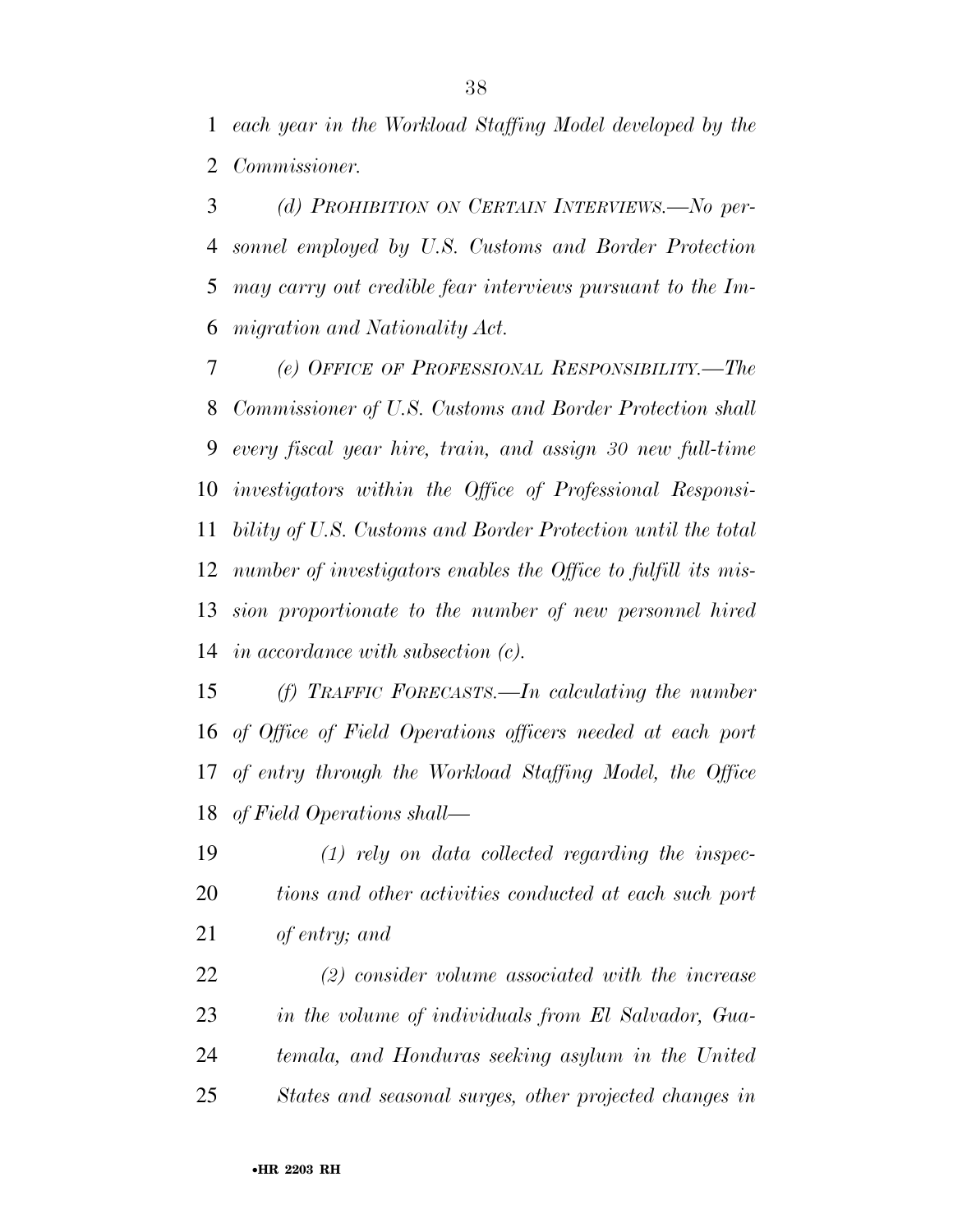*each year in the Workload Staffing Model developed by the Commissioner.*

*(d) PROHIBITION ON CERTAIN INTERVIEWS.—No personnel employed by U.S. Customs and Border Protection may carry out credible fear interviews pursuant to the Immigration and Nationality Act.*

*(e) OFFICE OF PROFESSIONAL RESPONSIBILITY.—The Commissioner of U.S. Customs and Border Protection shall every fiscal year hire, train, and assign 30 new full-time investigators within the Office of Professional Responsibility of U.S. Customs and Border Protection until the total number of investigators enables the Office to fulfill its mission proportionate to the number of new personnel hired in accordance with subsection (c).*

*(f) TRAFFIC FORECASTS.—In calculating the number of Office of Field Operations officers needed at each port of entry through the Workload Staffing Model, the Office of Field Operations shall—*

*(1) rely on data collected regarding the inspections and other activities conducted at each such port of entry; and*

*(2) consider volume associated with the increase in the volume of individuals from El Salvador, Guatemala, and Honduras seeking asylum in the United States and seasonal surges, other projected changes in*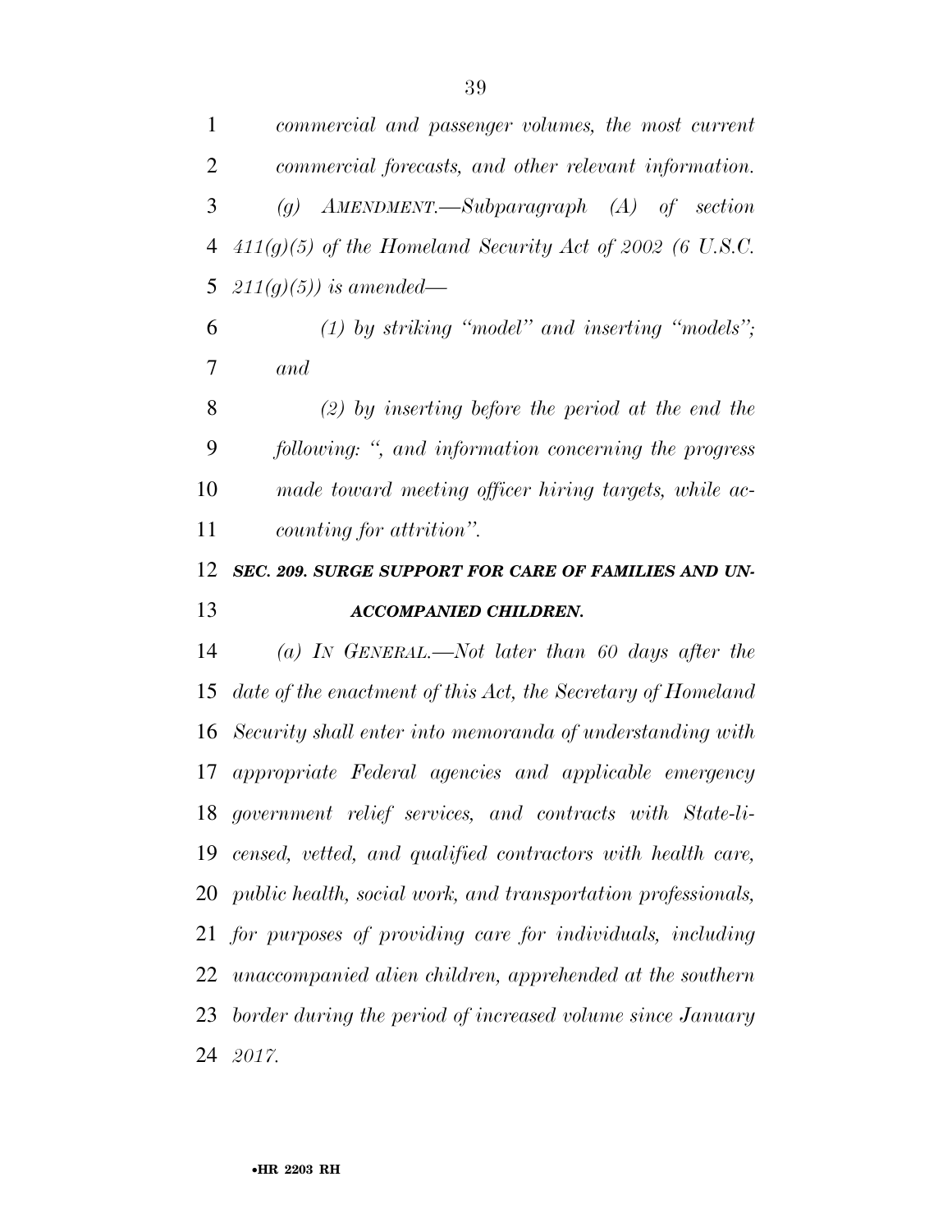*commercial and passenger volumes, the most current commercial forecasts, and other relevant information.*

*(g) AMENDMENT.—Subparagraph (A) of section 411(g)(5) of the Homeland Security Act of 2002 (6 U.S.C. 211(g)(5)) is amended—*

*(1) by striking "model" and inserting "models"; and*

*(2) by inserting before the period at the end the following: ", and information concerning the progress made toward meeting officer hiring targets, while accounting for attrition".*

***SEC. 209. SURGE SUPPORT FOR CARE OF FAMILIES AND UNACCOMPANIED CHILDREN.***

*(a) IN GENERAL.—Not later than 60 days after the date of the enactment of this Act, the Secretary of Homeland Security shall enter into memoranda of understanding with appropriate Federal agencies and applicable emergency government relief services, and contracts with State-licensed, vetted, and qualified contractors with health care, public health, social work, and transportation professionals, for purposes of providing care for individuals, including unaccompanied alien children, apprehended at the southern border during the period of increased volume since January 2017.*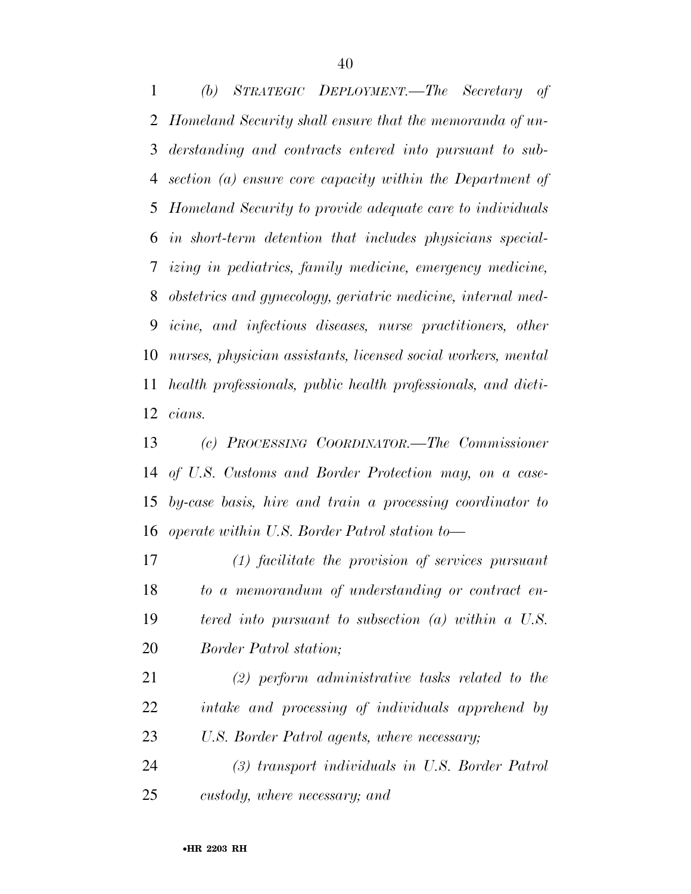*(b) STRATEGIC DEPLOYMENT.—The Secretary of Homeland Security shall ensure that the memoranda of understanding and contracts entered into pursuant to subsection (a) ensure core capacity within the Department of Homeland Security to provide adequate care to individuals in short-term detention that includes physicians specializing in pediatrics, family medicine, emergency medicine, obstetrics and gynecology, geriatric medicine, internal medicine, and infectious diseases, nurse practitioners, other nurses, physician assistants, licensed social workers, mental health professionals, public health professionals, and dieticians.*

*(c) PROCESSING COORDINATOR.—The Commissioner of U.S. Customs and Border Protection may, on a case-by-case basis, hire and train a processing coordinator to operate within U.S. Border Patrol station to—*

*(1) facilitate the provision of services pursuant to a memorandum of understanding or contract entered into pursuant to subsection (a) within a U.S. Border Patrol station;*

*(2) perform administrative tasks related to the intake and processing of individuals apprehend by U.S. Border Patrol agents, where necessary;*

*(3) transport individuals in U.S. Border Patrol custody, where necessary; and*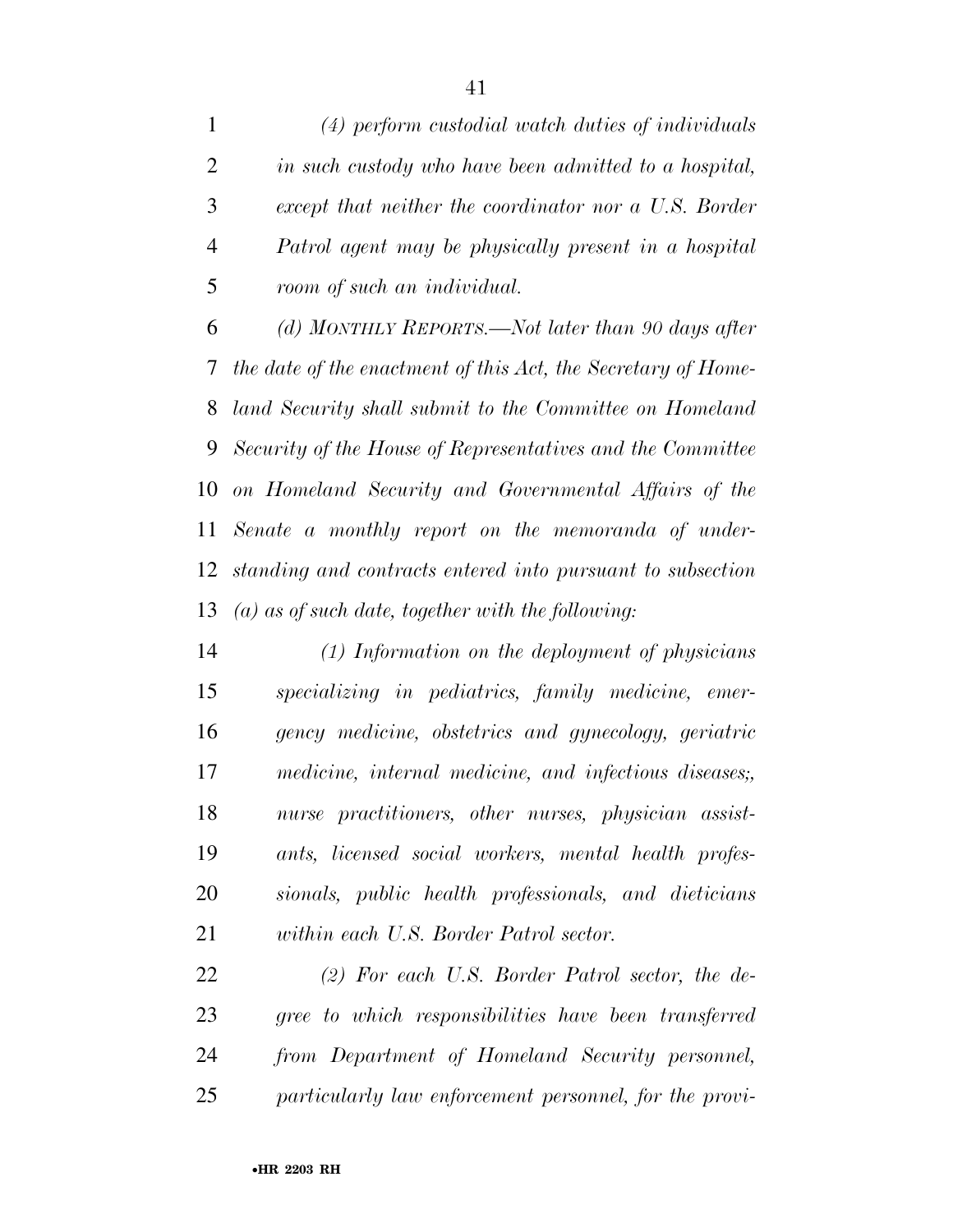*(4) perform custodial watch duties of individuals in such custody who have been admitted to a hospital, except that neither the coordinator nor a U.S. Border Patrol agent may be physically present in a hospital room of such an individual.*

*(d) MONTHLY REPORTS.—Not later than 90 days after the date of the enactment of this Act, the Secretary of Homeland Security shall submit to the Committee on Homeland Security of the House of Representatives and the Committee on Homeland Security and Governmental Affairs of the Senate a monthly report on the memoranda of understanding and contracts entered into pursuant to subsection (a) as of such date, together with the following:*

*(1) Information on the deployment of physicians specializing in pediatrics, family medicine, emergency medicine, obstetrics and gynecology, geriatric medicine, internal medicine, and infectious diseases;, nurse practitioners, other nurses, physician assistants, licensed social workers, mental health professionals, public health professionals, and dieticians within each U.S. Border Patrol sector.*

*(2) For each U.S. Border Patrol sector, the degree to which responsibilities have been transferred from Department of Homeland Security personnel, particularly law enforcement personnel, for the provi-*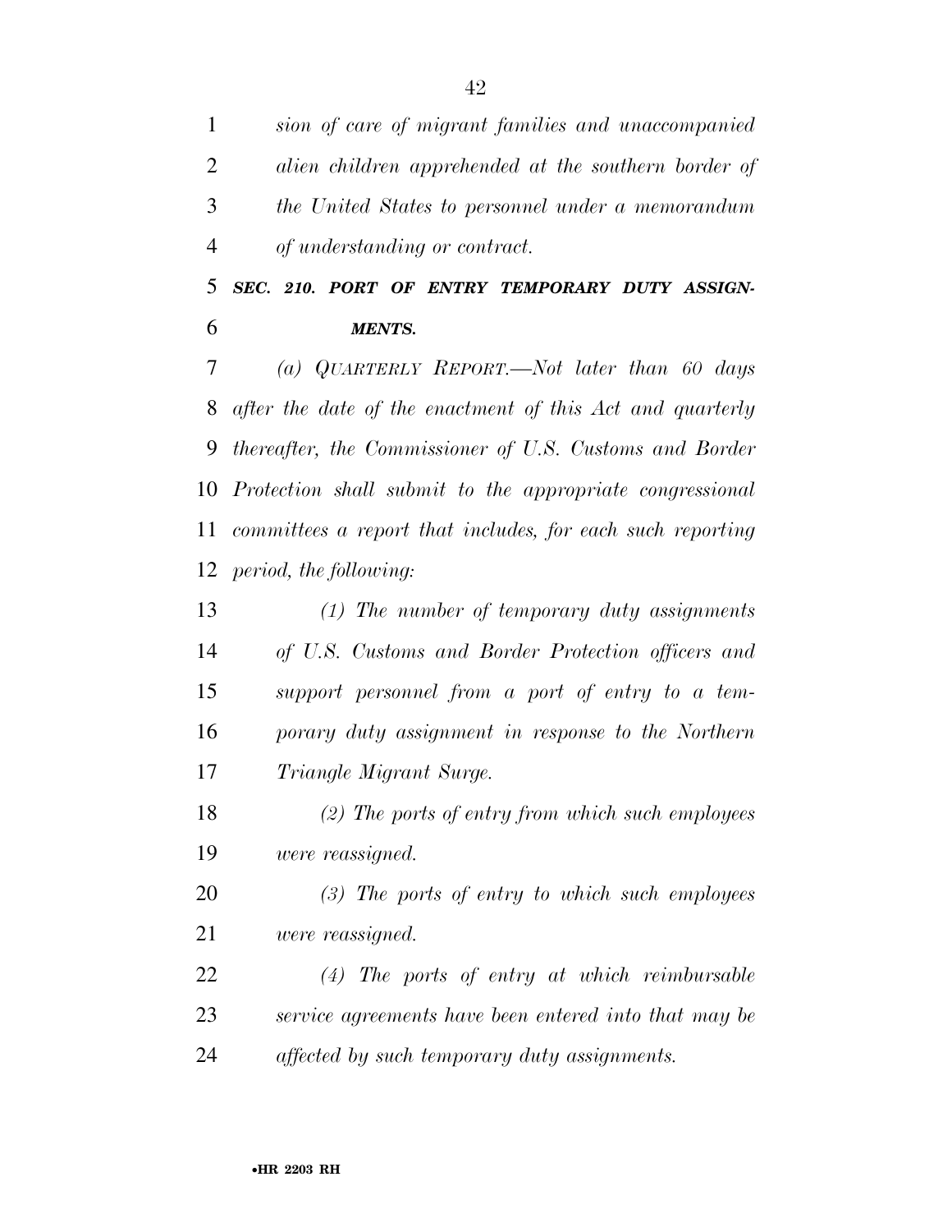*sion of care of migrant families and unaccompanied alien children apprehended at the southern border of the United States to personnel under a memorandum of understanding or contract.*

***SEC. 210. PORT OF ENTRY TEMPORARY DUTY ASSIGNMENTS.***

*(a) QUARTERLY REPORT.—Not later than 60 days after the date of the enactment of this Act and quarterly thereafter, the Commissioner of U.S. Customs and Border Protection shall submit to the appropriate congressional committees a report that includes, for each such reporting period, the following:*

*(1) The number of temporary duty assignments of U.S. Customs and Border Protection officers and support personnel from a port of entry to a temporary duty assignment in response to the Northern Triangle Migrant Surge.*

*(2) The ports of entry from which such employees were reassigned.*

*(3) The ports of entry to which such employees were reassigned.*

*(4) The ports of entry at which reimbursable service agreements have been entered into that may be affected by such temporary duty assignments.*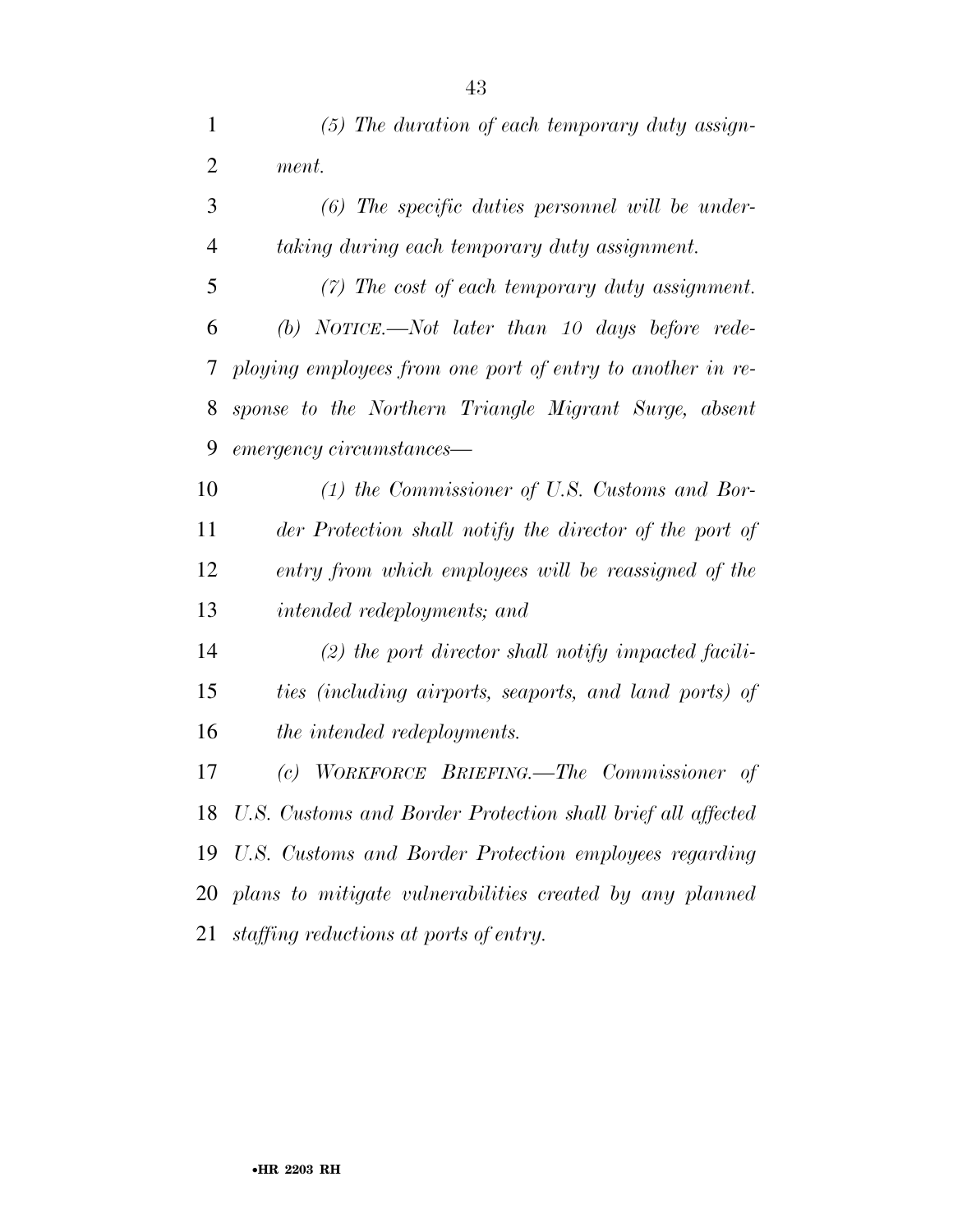*(5) The duration of each temporary duty assignment.*

*(6) The specific duties personnel will be undertaking during each temporary duty assignment.*

*(7) The cost of each temporary duty assignment.*

*(b) NOTICE.—Not later than 10 days before redeploying employees from one port of entry to another in response to the Northern Triangle Migrant Surge, absent emergency circumstances—*

*(1) the Commissioner of U.S. Customs and Border Protection shall notify the director of the port of entry from which employees will be reassigned of the intended redeployments; and*

*(2) the port director shall notify impacted facilities (including airports, seaports, and land ports) of the intended redeployments.*

*(c) WORKFORCE BRIEFING.—The Commissioner of U.S. Customs and Border Protection shall brief all affected U.S. Customs and Border Protection employees regarding plans to mitigate vulnerabilities created by any planned staffing reductions at ports of entry.*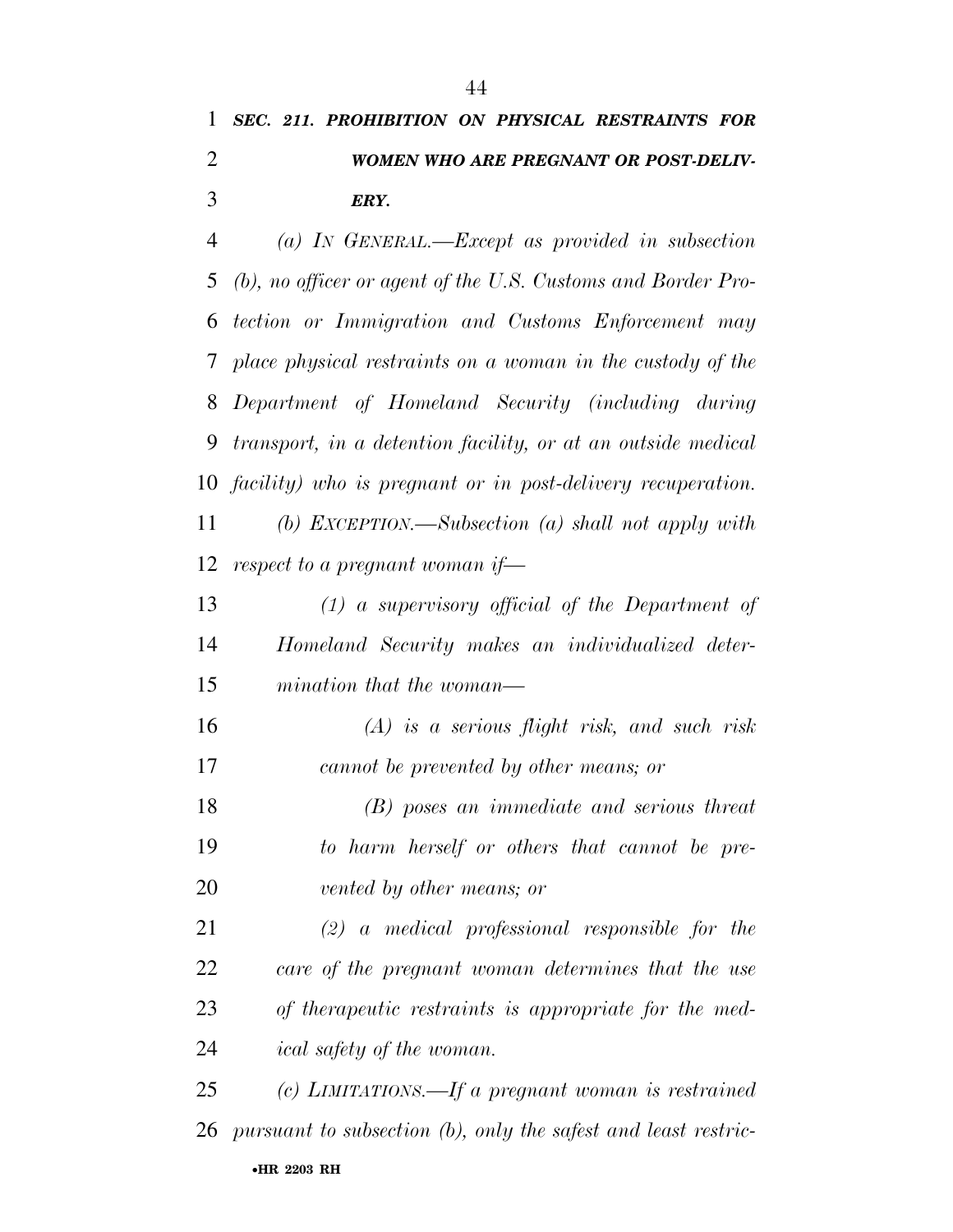***SEC. 211. PROHIBITION ON PHYSICAL RESTRAINTS FOR WOMEN WHO ARE PREGNANT OR POST-DELIVERY.***

*(a) IN GENERAL.—Except as provided in subsection (b), no officer or agent of the U.S. Customs and Border Protection or Immigration and Customs Enforcement may place physical restraints on a woman in the custody of the Department of Homeland Security (including during transport, in a detention facility, or at an outside medical facility) who is pregnant or in post-delivery recuperation.*

*(b) EXCEPTION.—Subsection (a) shall not apply with respect to a pregnant woman if—*

*(1) a supervisory official of the Department of Homeland Security makes an individualized determination that the woman—*

*(A) is a serious flight risk, and such risk cannot be prevented by other means; or*

*(B) poses an immediate and serious threat to harm herself or others that cannot be prevented by other means; or*

*(2) a medical professional responsible for the care of the pregnant woman determines that the use of therapeutic restraints is appropriate for the medical safety of the woman.*

*(c) LIMITATIONS.—If a pregnant woman is restrained pursuant to subsection (b), only the safest and least restric-*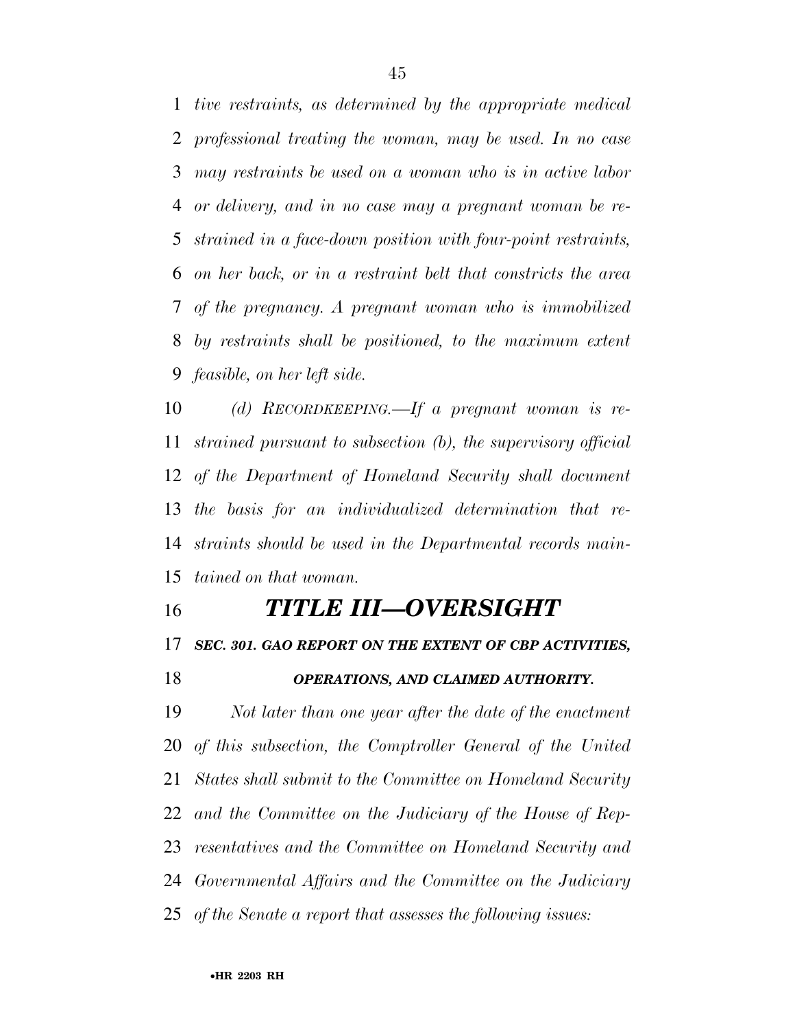*tive restraints, as determined by the appropriate medical professional treating the woman, may be used. In no case may restraints be used on a woman who is in active labor or delivery, and in no case may a pregnant woman be restrained in a face-down position with four-point restraints, on her back, or in a restraint belt that constricts the area of the pregnancy. A pregnant woman who is immobilized by restraints shall be positioned, to the maximum extent feasible, on her left side.*

*(d) RECORDKEEPING.—If a pregnant woman is restrained pursuant to subsection (b), the supervisory official of the Department of Homeland Security shall document the basis for an individualized determination that restraints should be used in the Departmental records maintained on that woman.*

# *TITLE III—OVERSIGHT*

### *SEC. 301. GAO REPORT ON THE EXTENT OF CBP ACTIVITIES, OPERATIONS, AND CLAIMED AUTHORITY.*

*Not later than one year after the date of the enactment of this subsection, the Comptroller General of the United States shall submit to the Committee on Homeland Security and the Committee on the Judiciary of the House of Representatives and the Committee on Homeland Security and Governmental Affairs and the Committee on the Judiciary of the Senate a report that assesses the following issues:*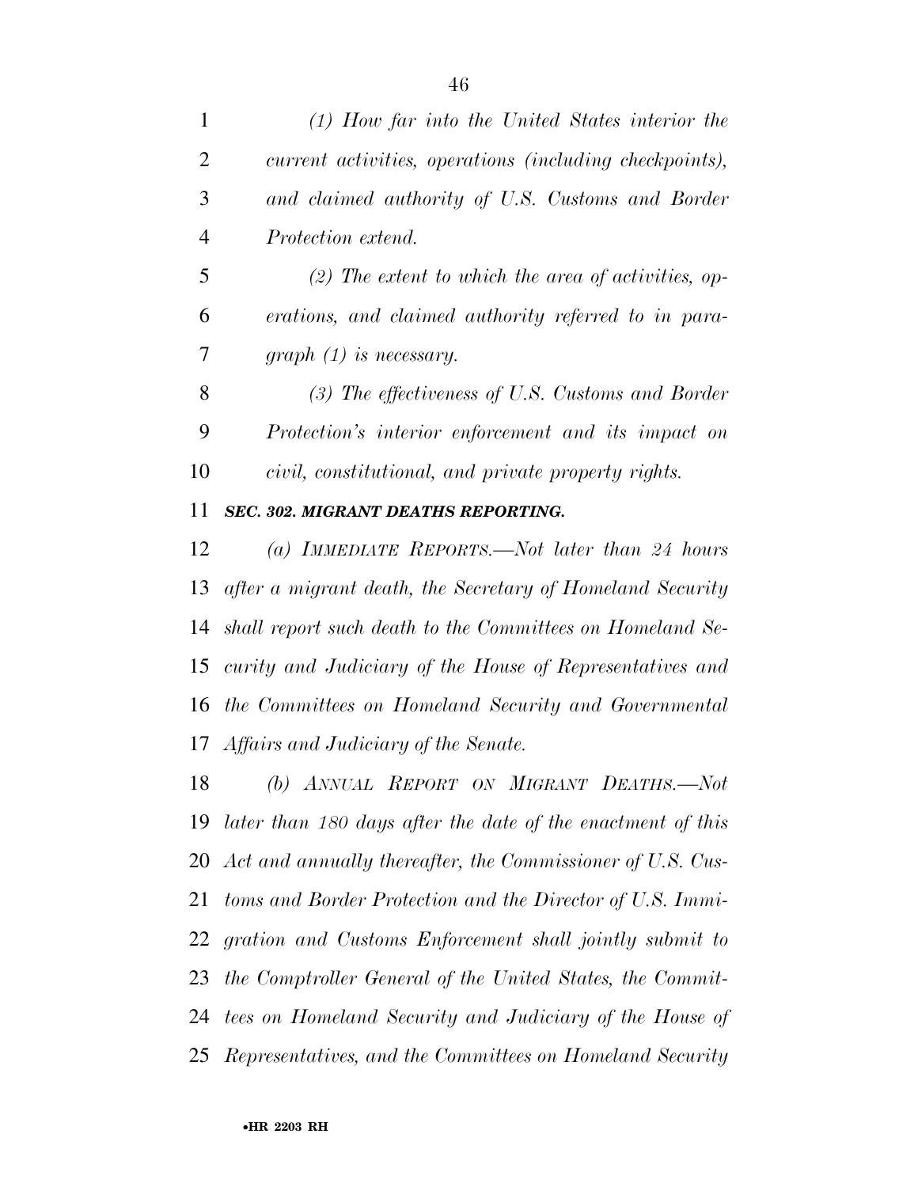*(1) How far into the United States interior the current activities, operations (including checkpoints), and claimed authority of U.S. Customs and Border Protection extend.*

*(2) The extent to which the area of activities, operations, and claimed authority referred to in paragraph (1) is necessary.*

*(3) The effectiveness of U.S. Customs and Border Protection's interior enforcement and its impact on civil, constitutional, and private property rights.*

***SEC. 302. MIGRANT DEATHS REPORTING.***

*(a) IMMEDIATE REPORTS.—Not later than 24 hours after a migrant death, the Secretary of Homeland Security shall report such death to the Committees on Homeland Security and Judiciary of the House of Representatives and the Committees on Homeland Security and Governmental Affairs and Judiciary of the Senate.*

*(b) ANNUAL REPORT ON MIGRANT DEATHS.—Not later than 180 days after the date of the enactment of this Act and annually thereafter, the Commissioner of U.S. Customs and Border Protection and the Director of U.S. Immigration and Customs Enforcement shall jointly submit to the Comptroller General of the United States, the Committees on Homeland Security and Judiciary of the House of Representatives, and the Committees on Homeland Security*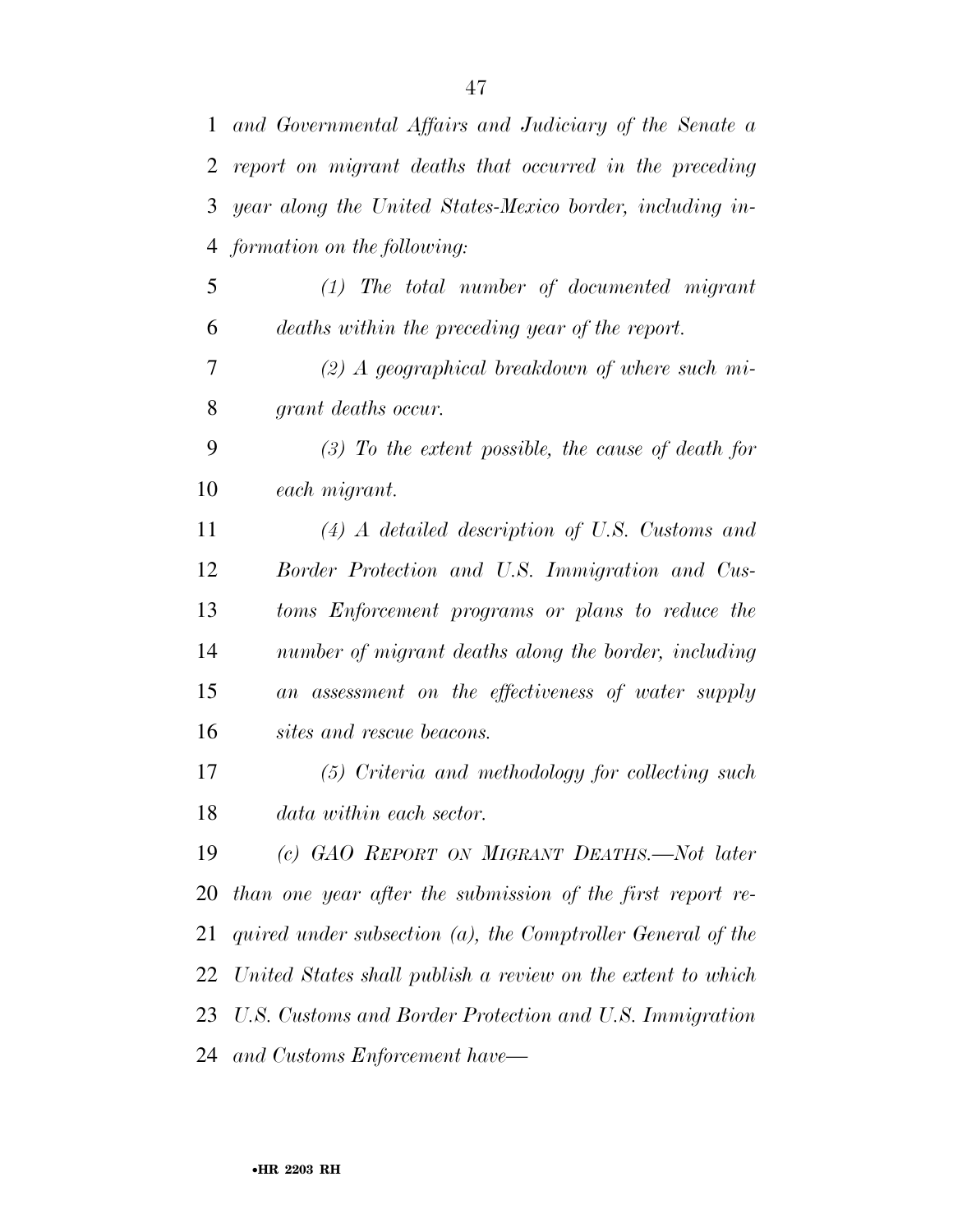*and Governmental Affairs and Judiciary of the Senate a report on migrant deaths that occurred in the preceding year along the United States-Mexico border, including information on the following:*

*(1) The total number of documented migrant deaths within the preceding year of the report.*

*(2) A geographical breakdown of where such migrant deaths occur.*

*(3) To the extent possible, the cause of death for each migrant.*

*(4) A detailed description of U.S. Customs and Border Protection and U.S. Immigration and Customs Enforcement programs or plans to reduce the number of migrant deaths along the border, including an assessment on the effectiveness of water supply sites and rescue beacons.*

*(5) Criteria and methodology for collecting such data within each sector.*

*(c) GAO REPORT ON MIGRANT DEATHS.—Not later than one year after the submission of the first report required under subsection (a), the Comptroller General of the United States shall publish a review on the extent to which U.S. Customs and Border Protection and U.S. Immigration and Customs Enforcement have—*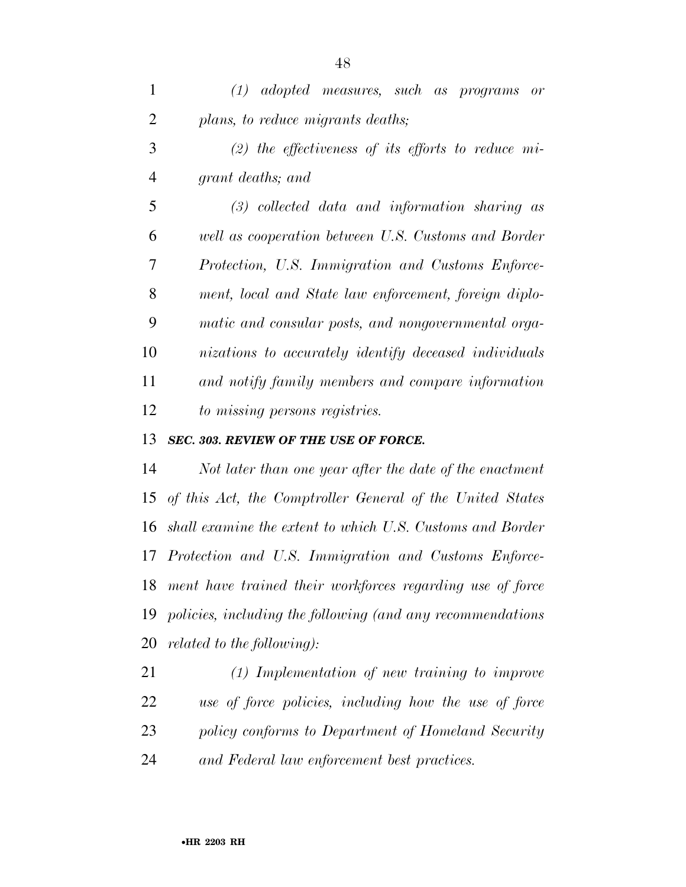*(1) adopted measures, such as programs or plans, to reduce migrants deaths;*

*(2) the effectiveness of its efforts to reduce migrant deaths; and*

*(3) collected data and information sharing as well as cooperation between U.S. Customs and Border Protection, U.S. Immigration and Customs Enforcement, local and State law enforcement, foreign diplomatic and consular posts, and nongovernmental organizations to accurately identify deceased individuals and notify family members and compare information to missing persons registries.*

***SEC. 303. REVIEW OF THE USE OF FORCE.***

*Not later than one year after the date of the enactment of this Act, the Comptroller General of the United States shall examine the extent to which U.S. Customs and Border Protection and U.S. Immigration and Customs Enforcement have trained their workforces regarding use of force policies, including the following (and any recommendations related to the following):*

*(1) Implementation of new training to improve use of force policies, including how the use of force policy conforms to Department of Homeland Security and Federal law enforcement best practices.*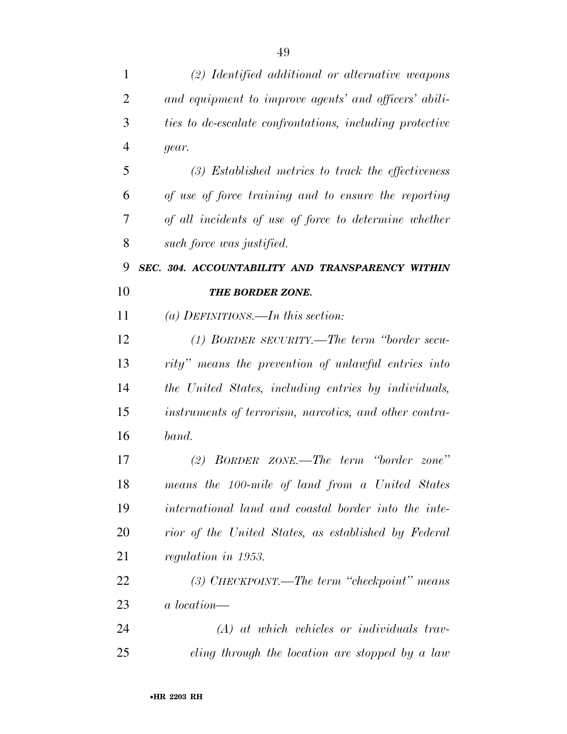*(2) Identified additional or alternative weapons and equipment to improve agents' and officers' abilities to de-escalate confrontations, including protective gear.*

*(3) Established metrics to track the effectiveness of use of force training and to ensure the reporting of all incidents of use of force to determine whether such force was justified.*

***SEC. 304. ACCOUNTABILITY AND TRANSPARENCY WITHIN THE BORDER ZONE.***

*(a) DEFINITIONS.—In this section:*

*(1) BORDER SECURITY.—The term "border security" means the prevention of unlawful entries into the United States, including entries by individuals, instruments of terrorism, narcotics, and other contraband.*

*(2) BORDER ZONE.—The term "border zone" means the 100-mile of land from a United States international land and coastal border into the interior of the United States, as established by Federal regulation in 1953.*

*(3) CHECKPOINT.—The term "checkpoint" means a location—*

*(A) at which vehicles or individuals traveling through the location are stopped by a law*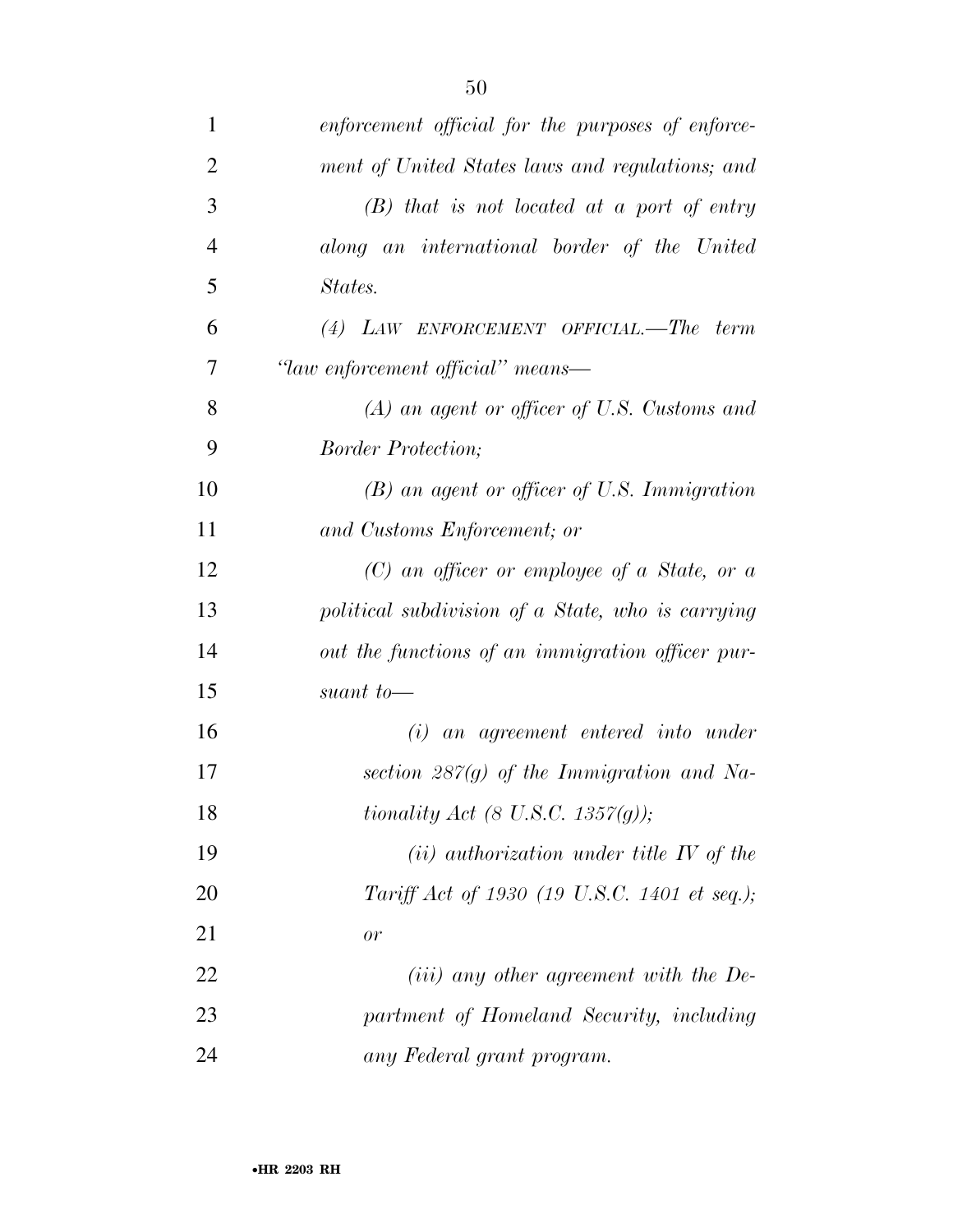*enforcement official for the purposes of enforcement of United States laws and regulations; and*

*(B) that is not located at a port of entry along an international border of the United States.*

*(4) LAW ENFORCEMENT OFFICIAL.—The term "law enforcement official" means—*

*(A) an agent or officer of U.S. Customs and Border Protection;*

*(B) an agent or officer of U.S. Immigration and Customs Enforcement; or*

*(C) an officer or employee of a State, or a political subdivision of a State, who is carrying out the functions of an immigration officer pursuant to—*

*(i) an agreement entered into under section 287(g) of the Immigration and Nationality Act (8 U.S.C. 1357(g));*

*(ii) authorization under title IV of the Tariff Act of 1930 (19 U.S.C. 1401 et seq.); or*

*(iii) any other agreement with the Department of Homeland Security, including any Federal grant program.*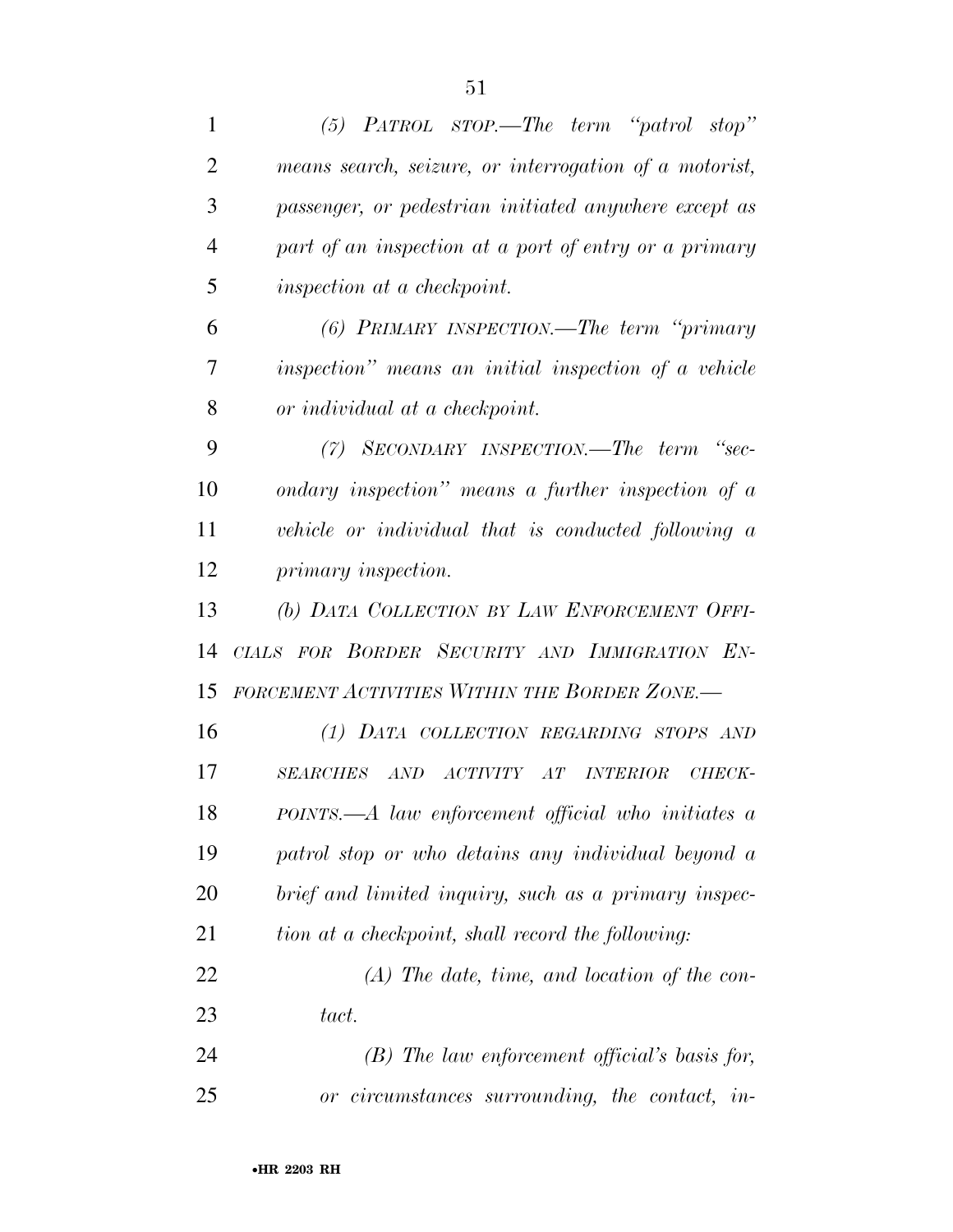*(5) PATROL STOP.—The term "patrol stop" means search, seizure, or interrogation of a motorist, passenger, or pedestrian initiated anywhere except as part of an inspection at a port of entry or a primary inspection at a checkpoint.*

*(6) PRIMARY INSPECTION.—The term "primary inspection" means an initial inspection of a vehicle or individual at a checkpoint.*

*(7) SECONDARY INSPECTION.—The term "secondary inspection" means a further inspection of a vehicle or individual that is conducted following a primary inspection.*

*(b) DATA COLLECTION BY LAW ENFORCEMENT OFFICIALS FOR BORDER SECURITY AND IMMIGRATION ENFORCEMENT ACTIVITIES WITHIN THE BORDER ZONE.—*

*(1) DATA COLLECTION REGARDING STOPS AND SEARCHES AND ACTIVITY AT INTERIOR CHECKPOINTS.—A law enforcement official who initiates a patrol stop or who detains any individual beyond a brief and limited inquiry, such as a primary inspection at a checkpoint, shall record the following:*

*(A) The date, time, and location of the contact.*

*(B) The law enforcement official's basis for, or circumstances surrounding, the contact, in-*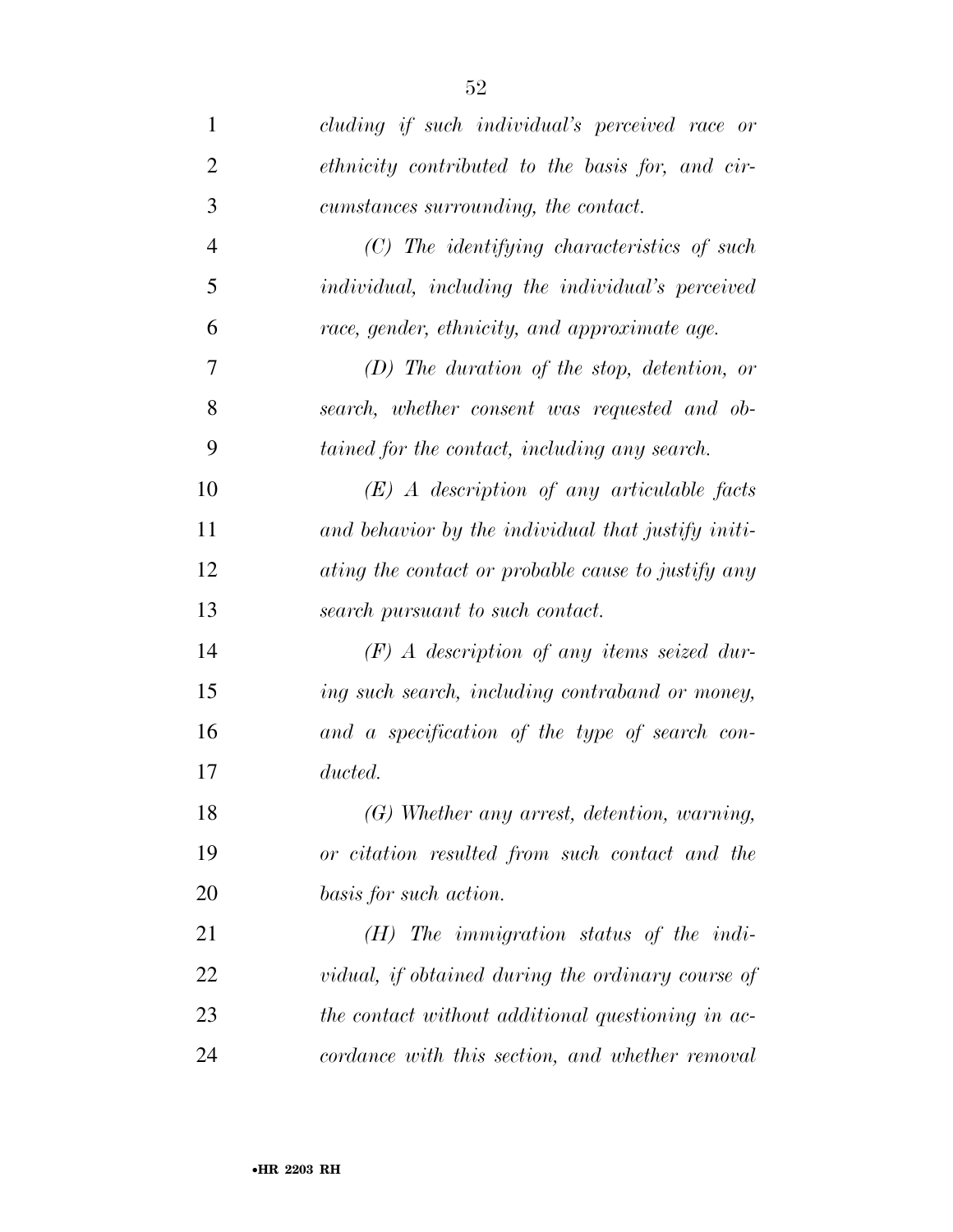*cluding if such individual's perceived race or ethnicity contributed to the basis for, and circumstances surrounding, the contact.*

*(C) The identifying characteristics of such individual, including the individual's perceived race, gender, ethnicity, and approximate age.*

*(D) The duration of the stop, detention, or search, whether consent was requested and obtained for the contact, including any search.*

*(E) A description of any articulable facts and behavior by the individual that justify initiating the contact or probable cause to justify any search pursuant to such contact.*

*(F) A description of any items seized during such search, including contraband or money, and a specification of the type of search conducted.*

*(G) Whether any arrest, detention, warning, or citation resulted from such contact and the basis for such action.*

*(H) The immigration status of the individual, if obtained during the ordinary course of the contact without additional questioning in accordance with this section, and whether removal*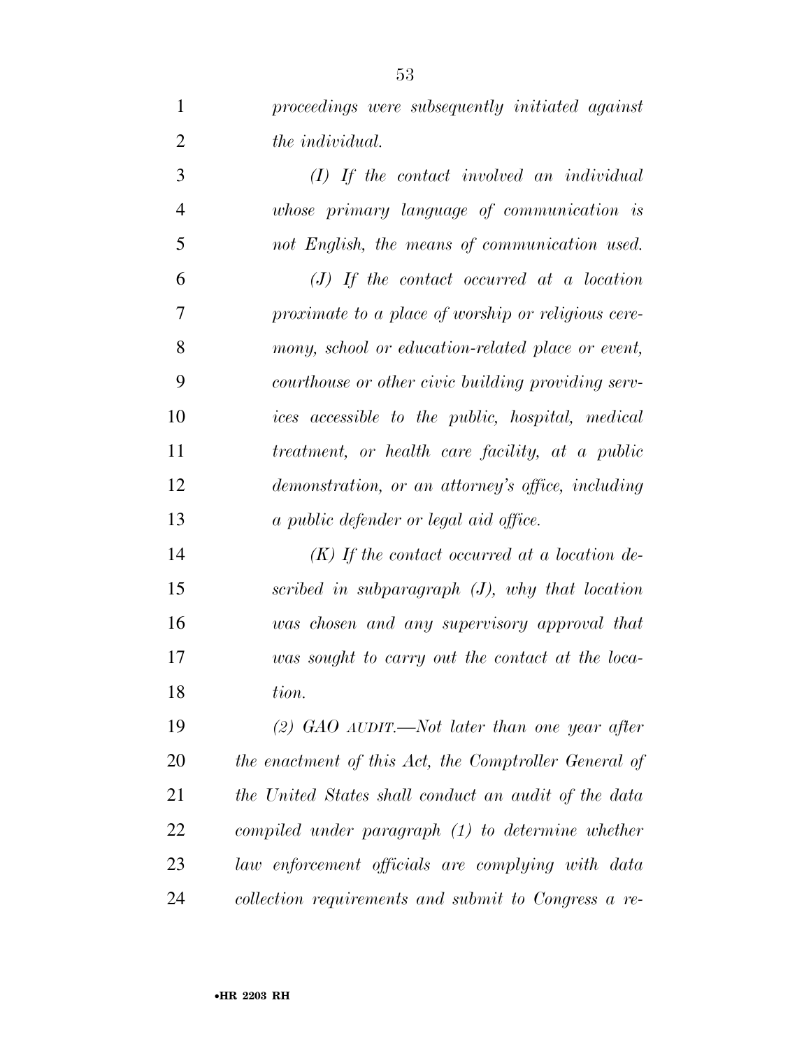*proceedings were subsequently initiated against the individual.*

*(I) If the contact involved an individual whose primary language of communication is not English, the means of communication used.*

*(J) If the contact occurred at a location proximate to a place of worship or religious ceremony, school or education-related place or event, courthouse or other civic building providing services accessible to the public, hospital, medical treatment, or health care facility, at a public demonstration, or an attorney's office, including a public defender or legal aid office.*

*(K) If the contact occurred at a location described in subparagraph (J), why that location was chosen and any supervisory approval that was sought to carry out the contact at the location.*

*(2) GAO AUDIT.—Not later than one year after the enactment of this Act, the Comptroller General of the United States shall conduct an audit of the data compiled under paragraph (1) to determine whether law enforcement officials are complying with data collection requirements and submit to Congress a re-*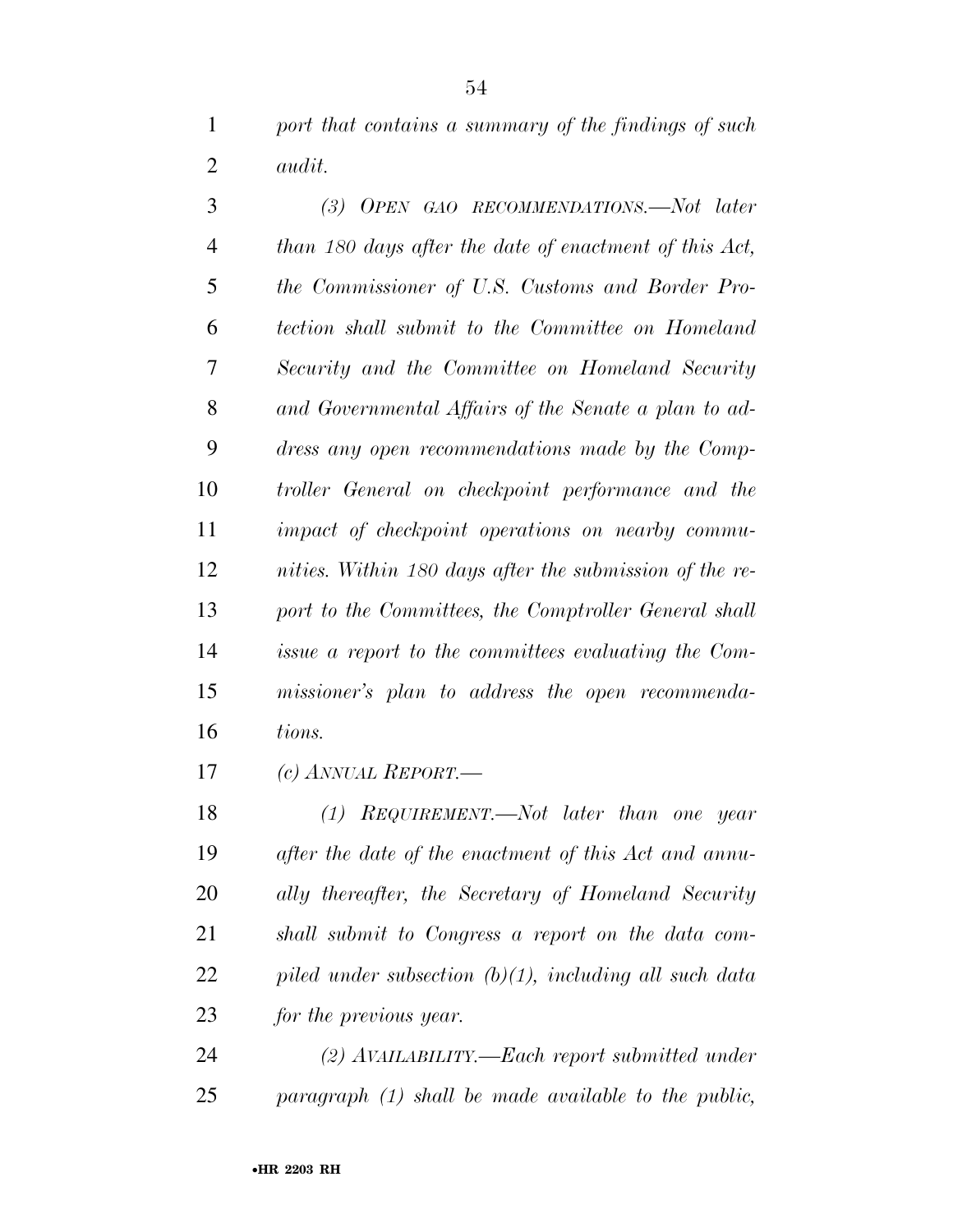*port that contains a summary of the findings of such audit.*

*(3) OPEN GAO RECOMMENDATIONS.—Not later than 180 days after the date of enactment of this Act, the Commissioner of U.S. Customs and Border Protection shall submit to the Committee on Homeland Security and the Committee on Homeland Security and Governmental Affairs of the Senate a plan to address any open recommendations made by the Comptroller General on checkpoint performance and the impact of checkpoint operations on nearby communities. Within 180 days after the submission of the report to the Committees, the Comptroller General shall issue a report to the committees evaluating the Commissioner's plan to address the open recommendations.*

*(c) ANNUAL REPORT.—*

*(1) REQUIREMENT.—Not later than one year after the date of the enactment of this Act and annually thereafter, the Secretary of Homeland Security shall submit to Congress a report on the data compiled under subsection (b)(1), including all such data for the previous year.*

*(2) AVAILABILITY.—Each report submitted under paragraph (1) shall be made available to the public,*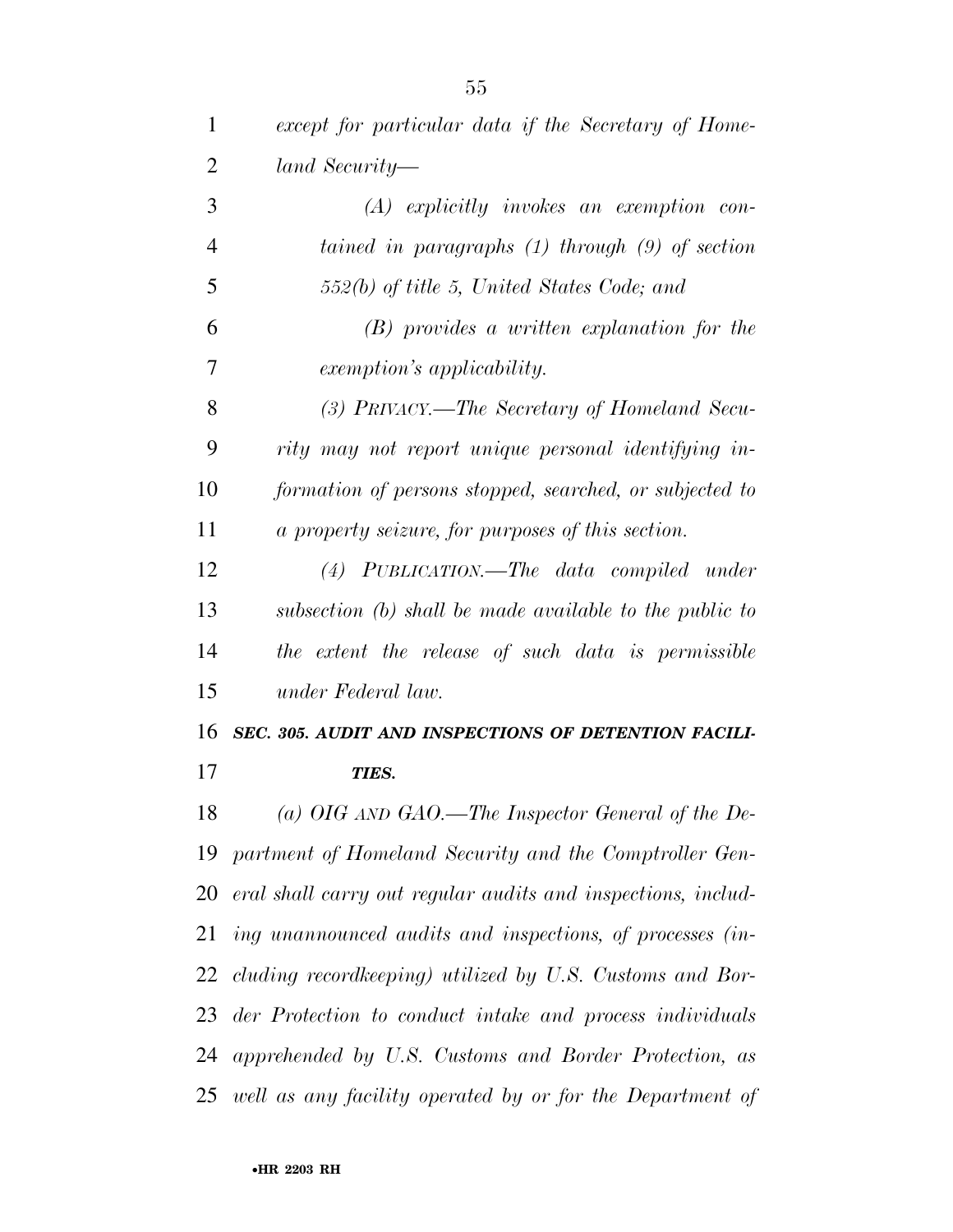*except for particular data if the Secretary of Homeland Security—*

*(A) explicitly invokes an exemption contained in paragraphs (1) through (9) of section 552(b) of title 5, United States Code; and*

*(B) provides a written explanation for the exemption's applicability.*

*(3) PRIVACY.—The Secretary of Homeland Security may not report unique personal identifying information of persons stopped, searched, or subjected to a property seizure, for purposes of this section.*

*(4) PUBLICATION.—The data compiled under subsection (b) shall be made available to the public to the extent the release of such data is permissible under Federal law.*

***SEC. 305. AUDIT AND INSPECTIONS OF DETENTION FACILITIES.***

*(a) OIG AND GAO.—The Inspector General of the Department of Homeland Security and the Comptroller General shall carry out regular audits and inspections, including unannounced audits and inspections, of processes (including recordkeeping) utilized by U.S. Customs and Border Protection to conduct intake and process individuals apprehended by U.S. Customs and Border Protection, as well as any facility operated by or for the Department of*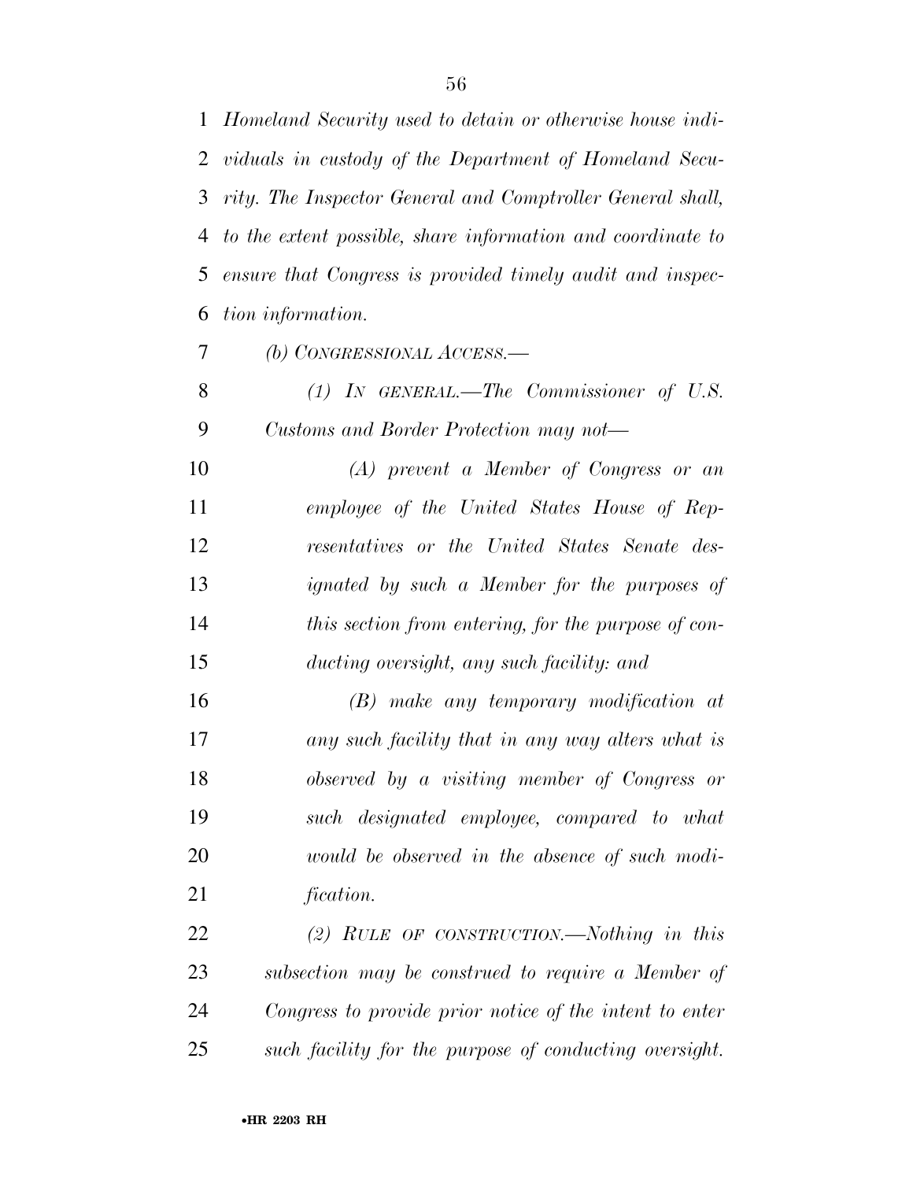*Homeland Security used to detain or otherwise house individuals in custody of the Department of Homeland Security. The Inspector General and Comptroller General shall, to the extent possible, share information and coordinate to ensure that Congress is provided timely audit and inspection information.*

*(b) CONGRESSIONAL ACCESS.—*

*(1) IN GENERAL.—The Commissioner of U.S. Customs and Border Protection may not—*

*(A) prevent a Member of Congress or an employee of the United States House of Representatives or the United States Senate designated by such a Member for the purposes of this section from entering, for the purpose of conducting oversight, any such facility: and*

*(B) make any temporary modification at any such facility that in any way alters what is observed by a visiting member of Congress or such designated employee, compared to what would be observed in the absence of such modification.*

*(2) RULE OF CONSTRUCTION.—Nothing in this subsection may be construed to require a Member of Congress to provide prior notice of the intent to enter such facility for the purpose of conducting oversight.*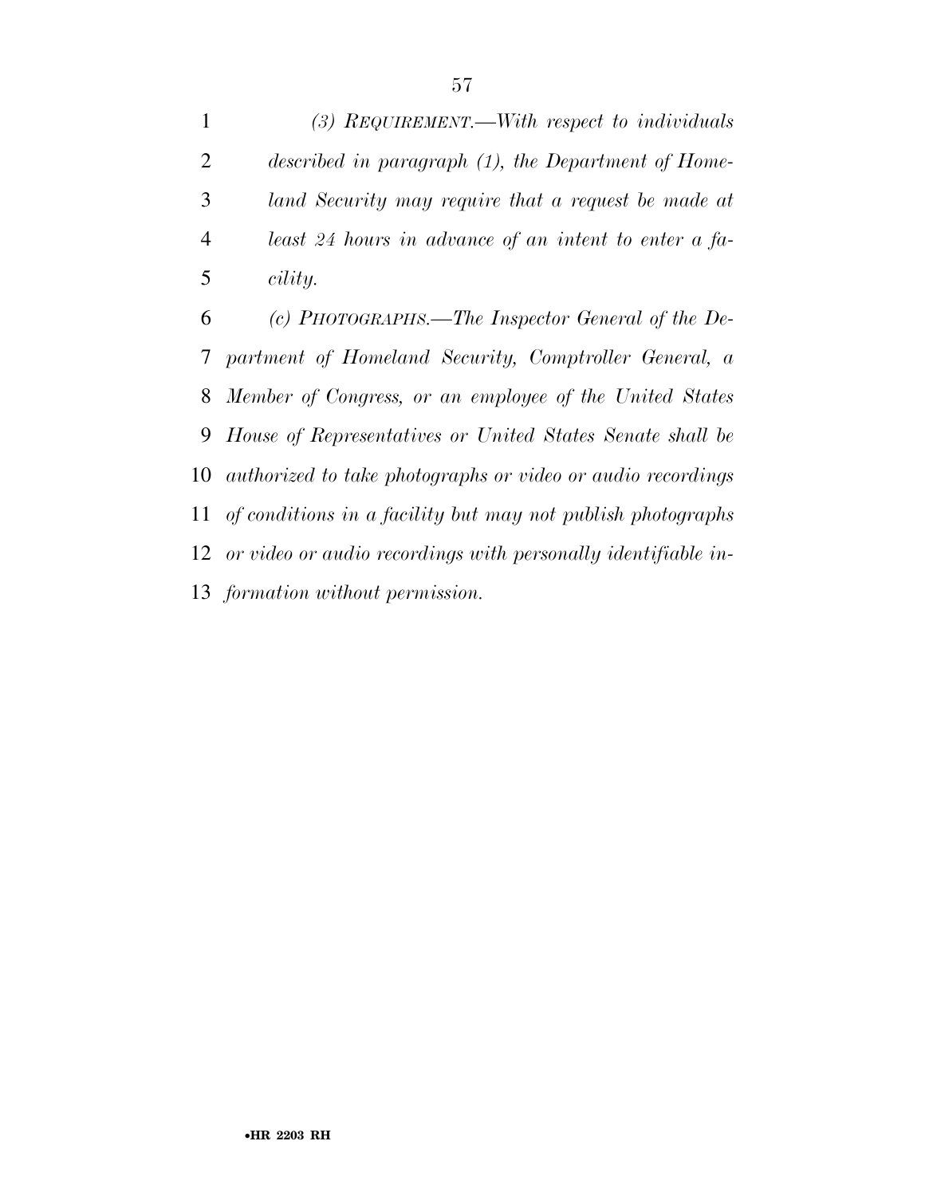*(3) REQUIREMENT.—With respect to individuals described in paragraph (1), the Department of Homeland Security may require that a request be made at least 24 hours in advance of an intent to enter a facility.*

*(c) PHOTOGRAPHS.—The Inspector General of the Department of Homeland Security, Comptroller General, a Member of Congress, or an employee of the United States House of Representatives or United States Senate shall be authorized to take photographs or video or audio recordings of conditions in a facility but may not publish photographs or video or audio recordings with personally identifiable information without permission.*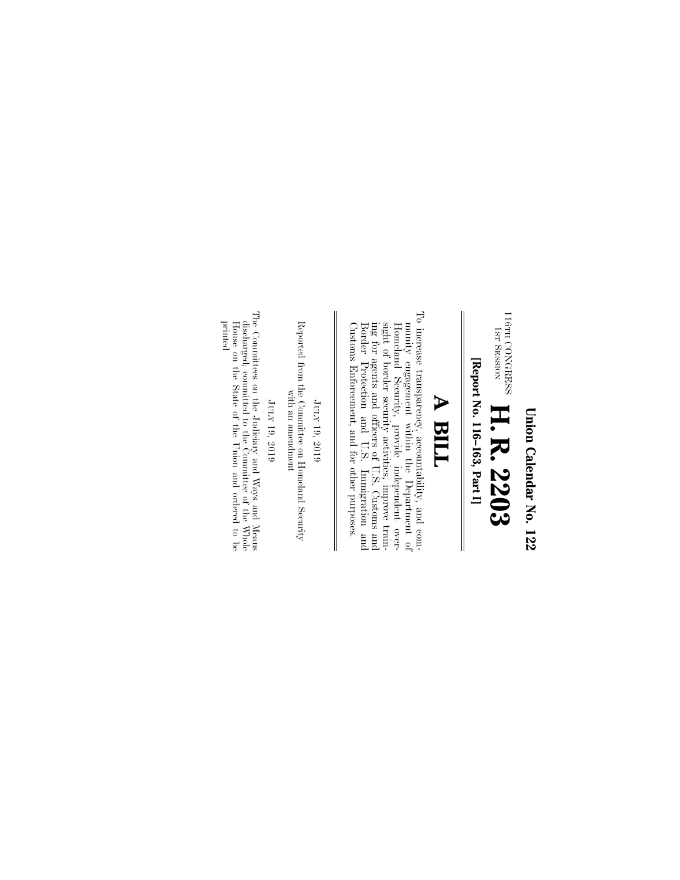# Union Calendar No. 122

116TH CONGRESS
1ST SESSION

# H. R. 2203

**[Report No. 116–163, Part I]**

# A BILL

To increase transparency, accountability, and community engagement within the Department of Homeland Security, provide independent oversight of border security activities, improve training for agents and officers of U.S. Customs and Border Protection and U.S. Immigration and Customs Enforcement, and for other purposes.

JULY 19, 2019

Reported from the Committee on Homeland Security with an amendment

JULY 19, 2019

The Committees on the Judiciary and Ways and Means discharged; committed to the Committee of the Whole House on the State of the Union and ordered to be printed